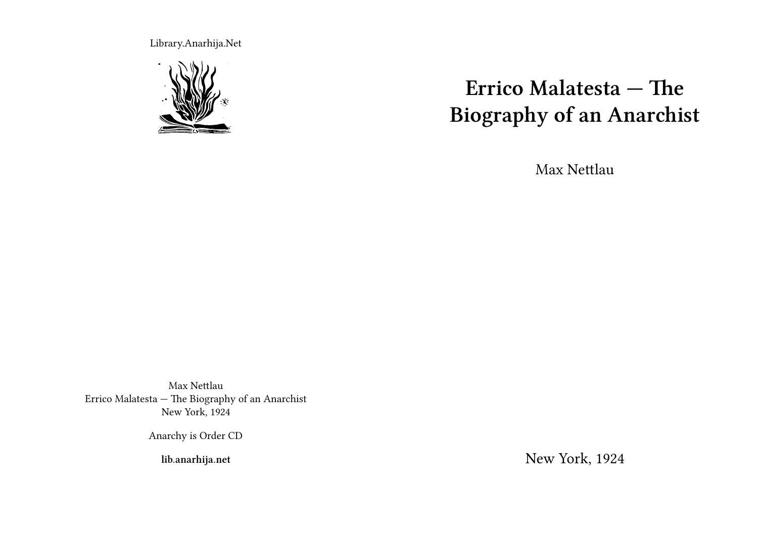Library.Anarhija.Net

# Errico Malatesta — The Biography of an Anarchist

Max Nettlau

New York, 1924

Max Nettlau
Errico Malatesta — The Biography of an Anarchist
New York, 1924

Anarchy is Order CD

**lib.anarhija.net**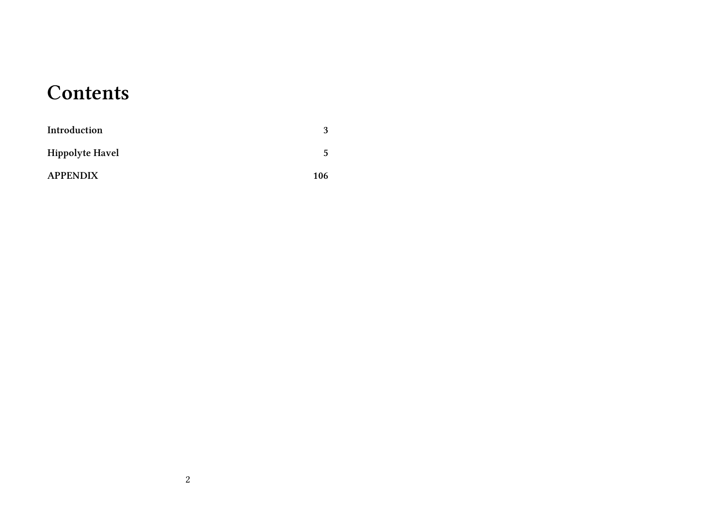# Contents

| | |
|---|---|
| **Introduction** | **3** |
| **Hippolyte Havel** | **5** |
| **APPENDIX** | **106** |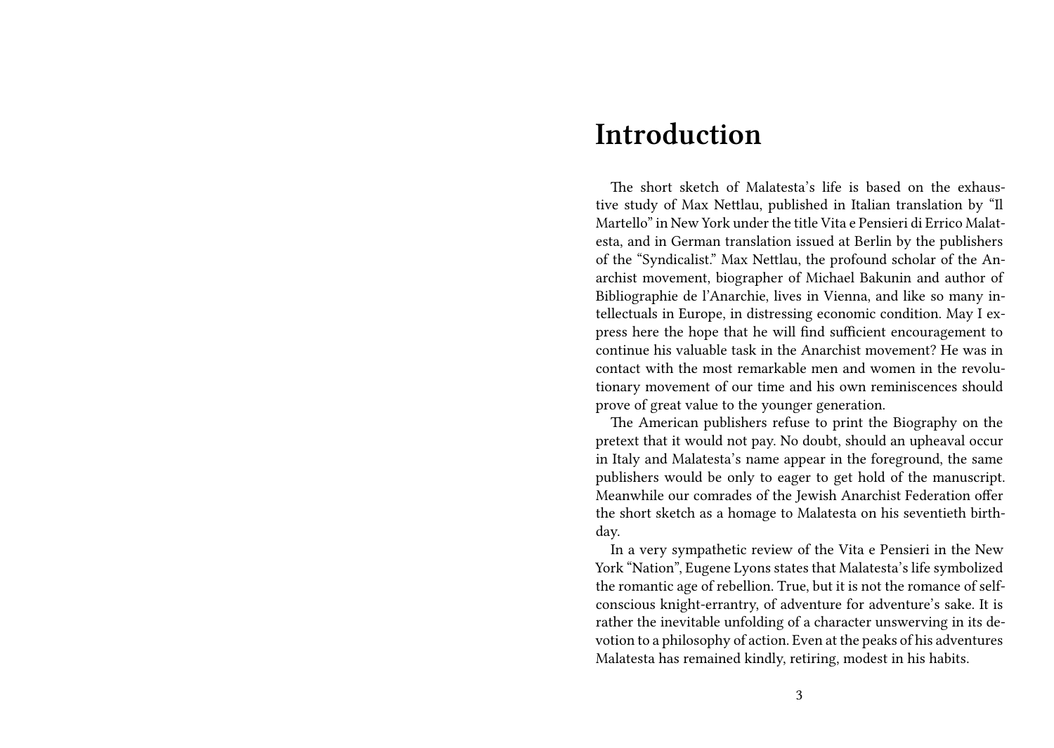# Introduction

The short sketch of Malatesta's life is based on the exhaustive study of Max Nettlau, published in Italian translation by "Il Martello" in New York under the title Vita e Pensieri di Errico Malatesta, and in German translation issued at Berlin by the publishers of the "Syndicalist." Max Nettlau, the profound scholar of the Anarchist movement, biographer of Michael Bakunin and author of Bibliographie de l'Anarchie, lives in Vienna, and like so many intellectuals in Europe, in distressing economic condition. May I express here the hope that he will find sufficient encouragement to continue his valuable task in the Anarchist movement? He was in contact with the most remarkable men and women in the revolutionary movement of our time and his own reminiscences should prove of great value to the younger generation.

The American publishers refuse to print the Biography on the pretext that it would not pay. No doubt, should an upheaval occur in Italy and Malatesta's name appear in the foreground, the same publishers would be only to eager to get hold of the manuscript. Meanwhile our comrades of the Jewish Anarchist Federation offer the short sketch as a homage to Malatesta on his seventieth birthday.

In a very sympathetic review of the Vita e Pensieri in the New York "Nation", Eugene Lyons states that Malatesta's life symbolized the romantic age of rebellion. True, but it is not the romance of self-conscious knight-errantry, of adventure for adventure's sake. It is rather the inevitable unfolding of a character unswerving in its devotion to a philosophy of action. Even at the peaks of his adventures Malatesta has remained kindly, retiring, modest in his habits.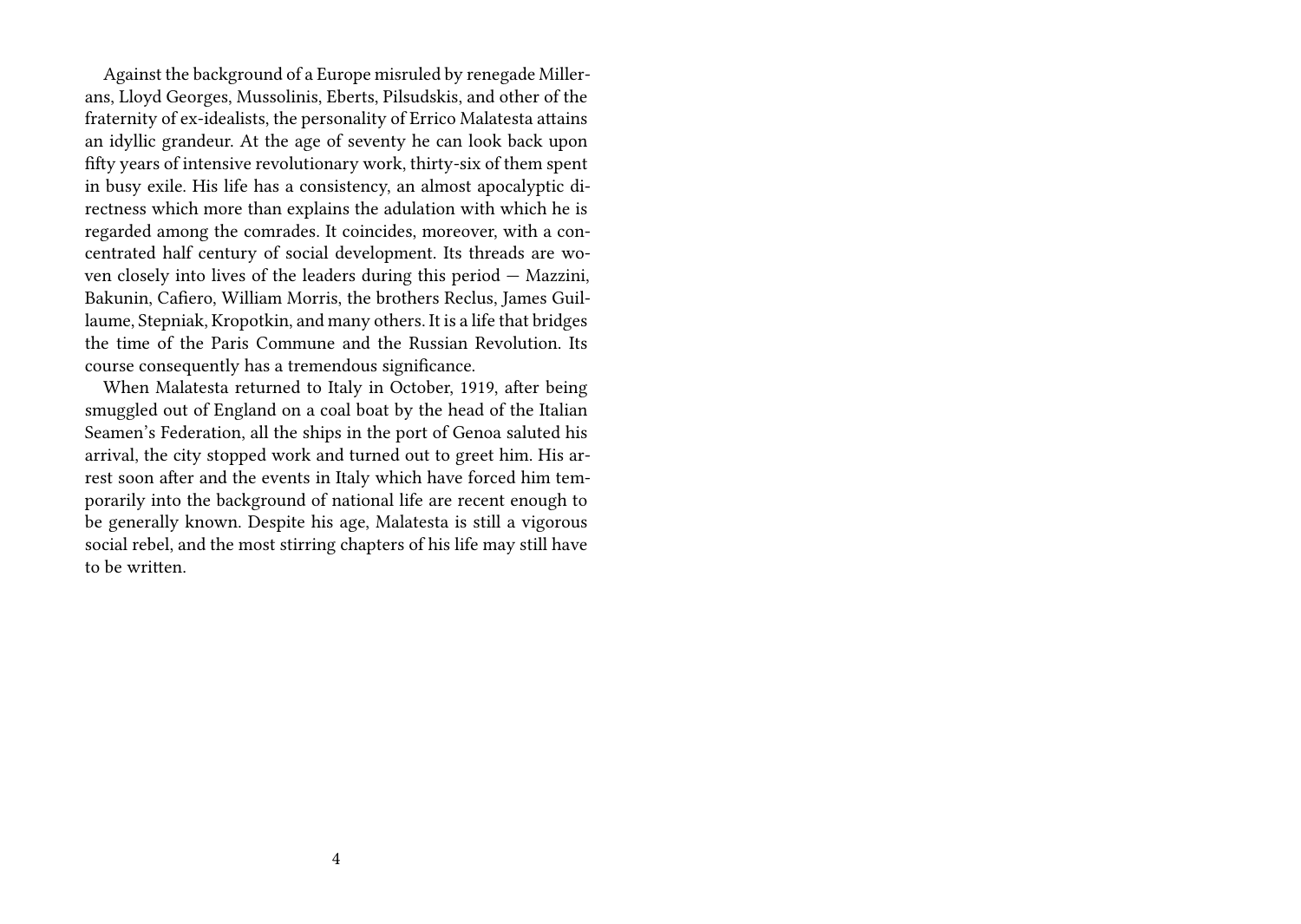Against the background of a Europe misruled by renegade Millerans, Lloyd Georges, Mussolinis, Eberts, Pilsudskis, and other of the fraternity of ex-idealists, the personality of Errico Malatesta attains an idyllic grandeur. At the age of seventy he can look back upon fifty years of intensive revolutionary work, thirty-six of them spent in busy exile. His life has a consistency, an almost apocalyptic directness which more than explains the adulation with which he is regarded among the comrades. It coincides, moreover, with a concentrated half century of social development. Its threads are woven closely into lives of the leaders during this period — Mazzini, Bakunin, Cafiero, William Morris, the brothers Reclus, James Guillaume, Stepniak, Kropotkin, and many others. It is a life that bridges the time of the Paris Commune and the Russian Revolution. Its course consequently has a tremendous significance.

When Malatesta returned to Italy in October, 1919, after being smuggled out of England on a coal boat by the head of the Italian Seamen's Federation, all the ships in the port of Genoa saluted his arrival, the city stopped work and turned out to greet him. His arrest soon after and the events in Italy which have forced him temporarily into the background of national life are recent enough to be generally known. Despite his age, Malatesta is still a vigorous social rebel, and the most stirring chapters of his life may still have to be written.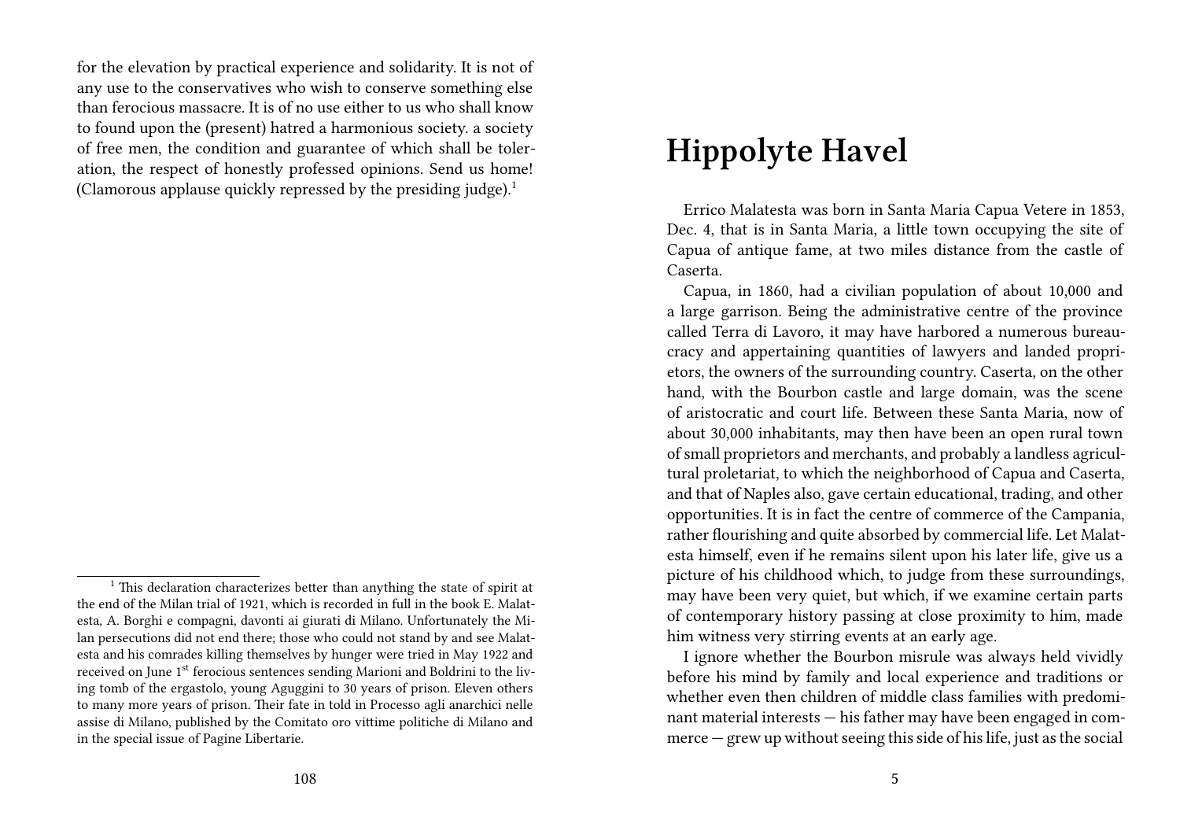for the elevation by practical experience and solidarity. It is not of any use to the conservatives who wish to conserve something else than ferocious massacre. It is of no use either to us who shall know to found upon the (present) hatred a harmonious society. a society of free men, the condition and guarantee of which shall be toleration, the respect of honestly professed opinions. Send us home! (Clamorous applause quickly repressed by the presiding judge).[1]

[1] This declaration characterizes better than anything the state of spirit at the end of the Milan trial of 1921, which is recorded in full in the book E. Malatesta, A. Borghi e compagni, davonti ai giurati di Milano. Unfortunately the Milan persecutions did not end there; those who could not stand by and see Malatesta and his comrades killing themselves by hunger were tried in May 1922 and received on June 1st ferocious sentences sending Marioni and Boldrini to the living tomb of the ergastolo, young Aguggini to 30 years of prison. Eleven others to many more years of prison. Their fate in told in Processo agli anarchici nelle assise di Milano, published by the Comitato oro vittime politiche di Milano and in the special issue of Pagine Libertarie.

# Hippolyte Havel

Errico Malatesta was born in Santa Maria Capua Vetere in 1853, Dec. 4, that is in Santa Maria, a little town occupying the site of Capua of antique fame, at two miles distance from the castle of Caserta.

Capua, in 1860, had a civilian population of about 10,000 and a large garrison. Being the administrative centre of the province called Terra di Lavoro, it may have harbored a numerous bureaucracy and appertaining quantities of lawyers and landed proprietors, the owners of the surrounding country. Caserta, on the other hand, with the Bourbon castle and large domain, was the scene of aristocratic and court life. Between these Santa Maria, now of about 30,000 inhabitants, may then have been an open rural town of small proprietors and merchants, and probably a landless agricultural proletariat, to which the neighborhood of Capua and Caserta, and that of Naples also, gave certain educational, trading, and other opportunities. It is in fact the centre of commerce of the Campania, rather flourishing and quite absorbed by commercial life. Let Malatesta himself, even if he remains silent upon his later life, give us a picture of his childhood which, to judge from these surroundings, may have been very quiet, but which, if we examine certain parts of contemporary history passing at close proximity to him, made him witness very stirring events at an early age.

I ignore whether the Bourbon misrule was always held vividly before his mind by family and local experience and traditions or whether even then children of middle class families with predominant material interests — his father may have been engaged in commerce — grew up without seeing this side of his life, just as the social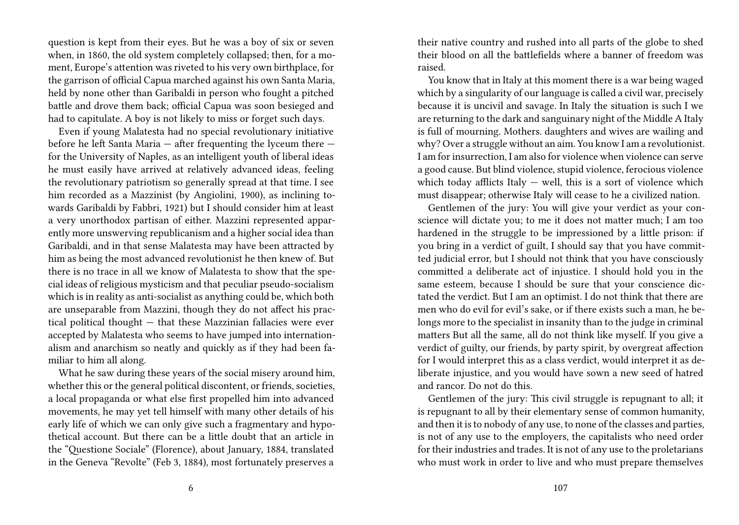question is kept from their eyes. But he was a boy of six or seven when, in 1860, the old system completely collapsed; then, for a moment, Europe's attention was riveted to his very own birthplace, for the garrison of official Capua marched against his own Santa Maria, held by none other than Garibaldi in person who fought a pitched battle and drove them back; official Capua was soon besieged and had to capitulate. A boy is not likely to miss or forget such days.

Even if young Malatesta had no special revolutionary initiative before he left Santa Maria — after frequenting the lyceum there — for the University of Naples, as an intelligent youth of liberal ideas he must easily have arrived at relatively advanced ideas, feeling the revolutionary patriotism so generally spread at that time. I see him recorded as a Mazzinist (by Angiolini, 1900), as inclining towards Garibaldi by Fabbri, 1921) but I should consider him at least a very unorthodox partisan of either. Mazzini represented apparently more unswerving republicanism and a higher social idea than Garibaldi, and in that sense Malatesta may have been attracted by him as being the most advanced revolutionist he then knew of. But there is no trace in all we know of Malatesta to show that the special ideas of religious mysticism and that peculiar pseudo-socialism which is in reality as anti-socialist as anything could be, which both are unseparable from Mazzini, though they do not affect his practical political thought — that these Mazzinian fallacies were ever accepted by Malatesta who seems to have jumped into internationalism and anarchism so neatly and quickly as if they had been familiar to him all along.

What he saw during these years of the social misery around him, whether this or the general political discontent, or friends, societies, a local propaganda or what else first propelled him into advanced movements, he may yet tell himself with many other details of his early life of which we can only give such a fragmentary and hypothetical account. But there can be a little doubt that an article in the "Questione Sociale" (Florence), about January, 1884, translated in the Geneva "Revolte" (Feb 3, 1884), most fortunately preserves a

their native country and rushed into all parts of the globe to shed their blood on all the battlefields where a banner of freedom was raised.

You know that in Italy at this moment there is a war being waged which by a singularity of our language is called a civil war, precisely because it is uncivil and savage. In Italy the situation is such I we are returning to the dark and sanguinary night of the Middle A Italy is full of mourning. Mothers. daughters and wives are wailing and why? Over a struggle without an aim. You know I am a revolutionist. I am for insurrection, I am also for violence when violence can serve a good cause. But blind violence, stupid violence, ferocious violence which today afflicts Italy — well, this is a sort of violence which must disappear; otherwise Italy will cease to he a civilized nation.

Gentlemen of the jury: You will give your verdict as your conscience will dictate you; to me it does not matter much; I am too hardened in the struggle to be impressioned by a little prison: if you bring in a verdict of guilt, I should say that you have committed judicial error, but I should not think that you have consciously committed a deliberate act of injustice. I should hold you in the same esteem, because I should be sure that your conscience dictated the verdict. But I am an optimist. I do not think that there are men who do evil for evil's sake, or if there exists such a man, he belongs more to the specialist in insanity than to the judge in criminal matters But all the same, all do not think like myself. If you give a verdict of guilty, our friends, by party spirit, by overgreat affection for I would interpret this as a class verdict, would interpret it as deliberate injustice, and you would have sown a new seed of hatred and rancor. Do not do this.

Gentlemen of the jury: This civil struggle is repugnant to all; it is repugnant to all by their elementary sense of common humanity, and then it is to nobody of any use, to none of the classes and parties, is not of any use to the employers, the capitalists who need order for their industries and trades. It is not of any use to the proletarians who must work in order to live and who must prepare themselves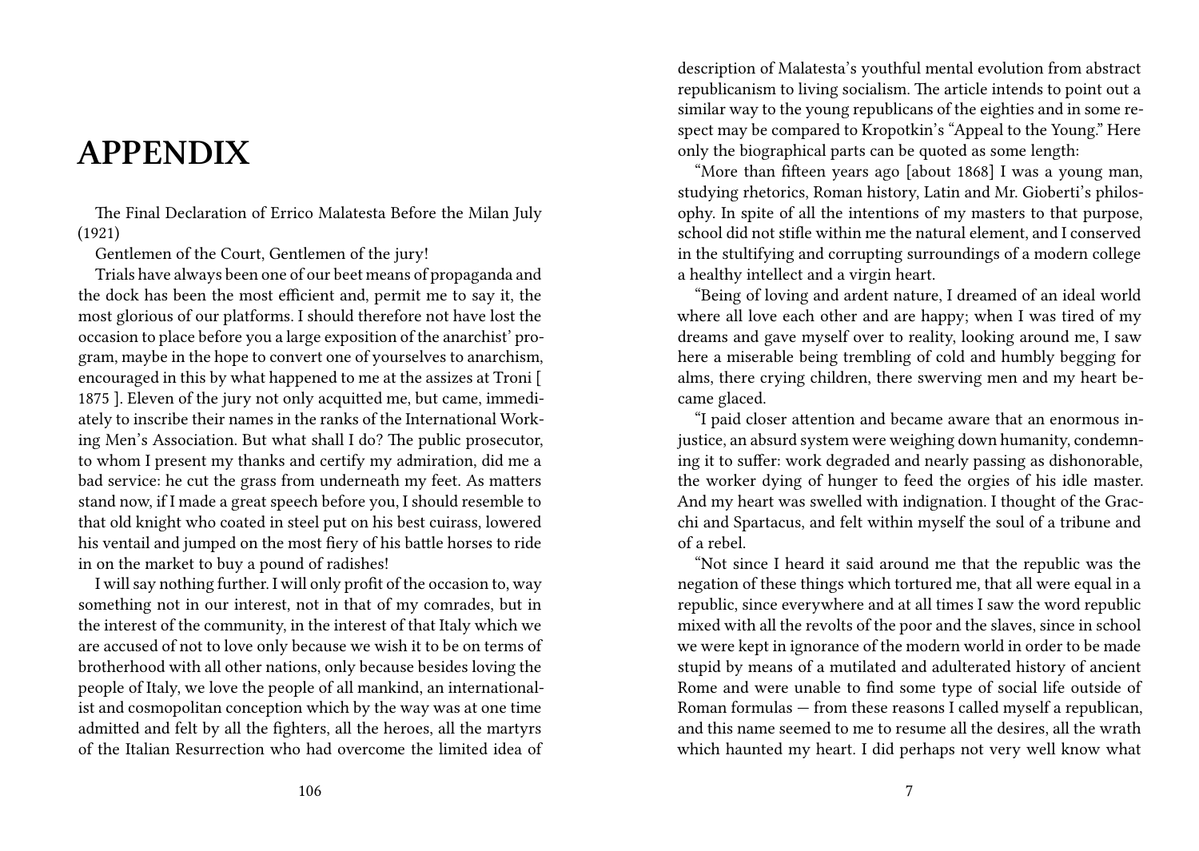# APPENDIX

The Final Declaration of Errico Malatesta Before the Milan July (1921)

Gentlemen of the Court, Gentlemen of the jury!

Trials have always been one of our beet means of propaganda and the dock has been the most efficient and, permit me to say it, the most glorious of our platforms. I should therefore not have lost the occasion to place before you a large exposition of the anarchist' program, maybe in the hope to convert one of yourselves to anarchism, encouraged in this by what happened to me at the assizes at Troni [ 1875 ]. Eleven of the jury not only acquitted me, but came, immediately to inscribe their names in the ranks of the International Working Men's Association. But what shall I do? The public prosecutor, to whom I present my thanks and certify my admiration, did me a bad service: he cut the grass from underneath my feet. As matters stand now, if I made a great speech before you, I should resemble to that old knight who coated in steel put on his best cuirass, lowered his ventail and jumped on the most fiery of his battle horses to ride in on the market to buy a pound of radishes!

I will say nothing further. I will only profit of the occasion to, way something not in our interest, not in that of my comrades, but in the interest of the community, in the interest of that Italy which we are accused of not to love only because we wish it to be on terms of brotherhood with all other nations, only because besides loving the people of Italy, we love the people of all mankind, an internationalist and cosmopolitan conception which by the way was at one time admitted and felt by all the fighters, all the heroes, all the martyrs of the Italian Resurrection who had overcome the limited idea of

description of Malatesta's youthful mental evolution from abstract republicanism to living socialism. The article intends to point out a similar way to the young republicans of the eighties and in some respect may be compared to Kropotkin's "Appeal to the Young." Here only the biographical parts can be quoted as some length:

"More than fifteen years ago [about 1868] I was a young man, studying rhetorics, Roman history, Latin and Mr. Gioberti's philosophy. In spite of all the intentions of my masters to that purpose, school did not stifle within me the natural element, and I conserved in the stultifying and corrupting surroundings of a modern college a healthy intellect and a virgin heart.

"Being of loving and ardent nature, I dreamed of an ideal world where all love each other and are happy; when I was tired of my dreams and gave myself over to reality, looking around me, I saw here a miserable being trembling of cold and humbly begging for alms, there crying children, there swerving men and my heart became glaced.

"I paid closer attention and became aware that an enormous injustice, an absurd system were weighing down humanity, condemning it to suffer: work degraded and nearly passing as dishonorable, the worker dying of hunger to feed the orgies of his idle master. And my heart was swelled with indignation. I thought of the Gracchi and Spartacus, and felt within myself the soul of a tribune and of a rebel.

"Not since I heard it said around me that the republic was the negation of these things which tortured me, that all were equal in a republic, since everywhere and at all times I saw the word republic mixed with all the revolts of the poor and the slaves, since in school we were kept in ignorance of the modern world in order to be made stupid by means of a mutilated and adulterated history of ancient Rome and were unable to find some type of social life outside of Roman formulas — from these reasons I called myself a republican, and this name seemed to me to resume all the desires, all the wrath which haunted my heart. I did perhaps not very well know what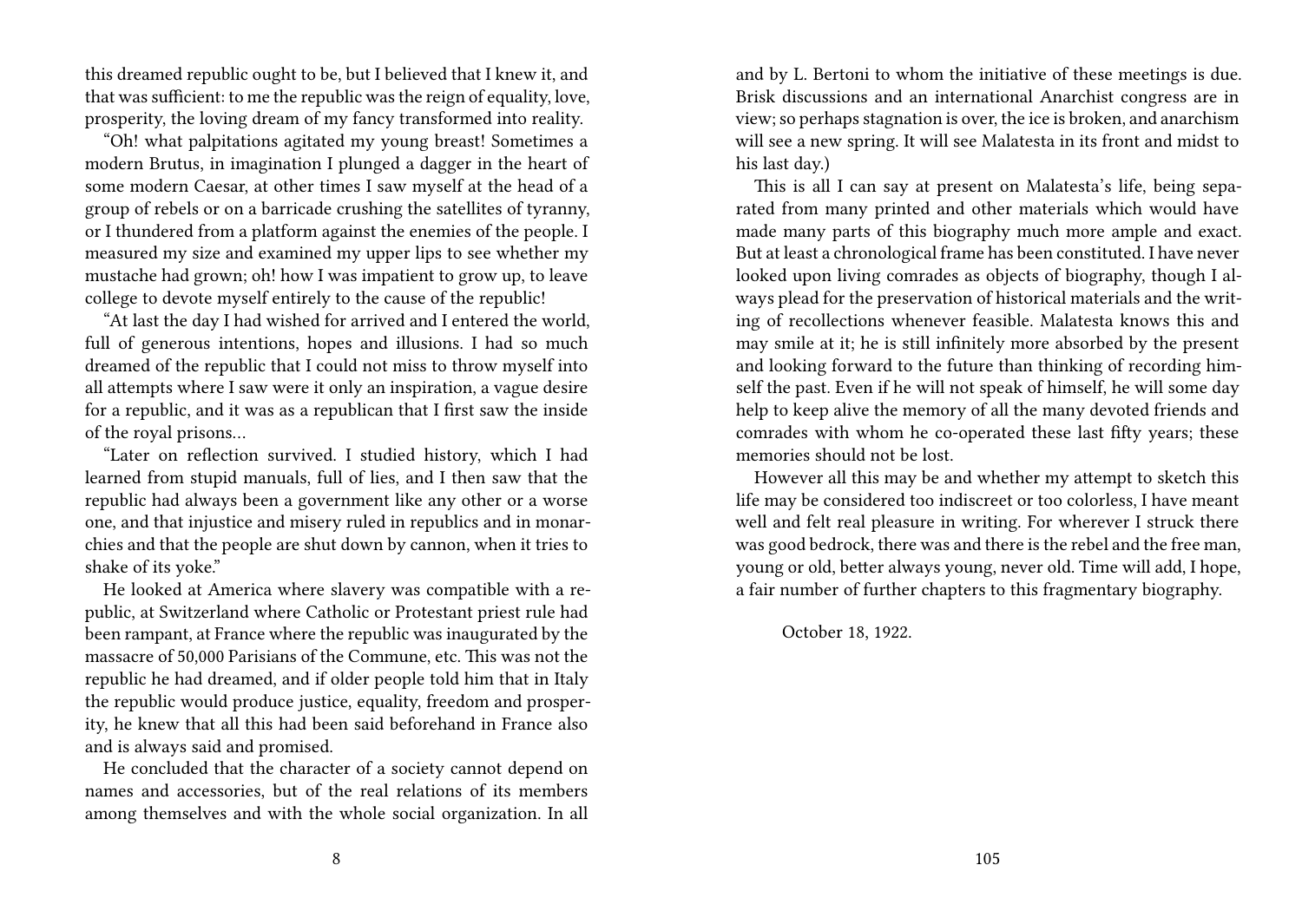this dreamed republic ought to be, but I believed that I knew it, and that was sufficient: to me the republic was the reign of equality, love, prosperity, the loving dream of my fancy transformed into reality.

"Oh! what palpitations agitated my young breast! Sometimes a modern Brutus, in imagination I plunged a dagger in the heart of some modern Caesar, at other times I saw myself at the head of a group of rebels or on a barricade crushing the satellites of tyranny, or I thundered from a platform against the enemies of the people. I measured my size and examined my upper lips to see whether my mustache had grown; oh! how I was impatient to grow up, to leave college to devote myself entirely to the cause of the republic!

"At last the day I had wished for arrived and I entered the world, full of generous intentions, hopes and illusions. I had so much dreamed of the republic that I could not miss to throw myself into all attempts where I saw were it only an inspiration, a vague desire for a republic, and it was as a republican that I first saw the inside of the royal prisons…

"Later on reflection survived. I studied history, which I had learned from stupid manuals, full of lies, and I then saw that the republic had always been a government like any other or a worse one, and that injustice and misery ruled in republics and in monarchies and that the people are shut down by cannon, when it tries to shake of its yoke."

He looked at America where slavery was compatible with a republic, at Switzerland where Catholic or Protestant priest rule had been rampant, at France where the republic was inaugurated by the massacre of 50,000 Parisians of the Commune, etc. This was not the republic he had dreamed, and if older people told him that in Italy the republic would produce justice, equality, freedom and prosperity, he knew that all this had been said beforehand in France also and is always said and promised.

He concluded that the character of a society cannot depend on names and accessories, but of the real relations of its members among themselves and with the whole social organization. In all

and by L. Bertoni to whom the initiative of these meetings is due. Brisk discussions and an international Anarchist congress are in view; so perhaps stagnation is over, the ice is broken, and anarchism will see a new spring. It will see Malatesta in its front and midst to his last day.)

This is all I can say at present on Malatesta's life, being separated from many printed and other materials which would have made many parts of this biography much more ample and exact. But at least a chronological frame has been constituted. I have never looked upon living comrades as objects of biography, though I always plead for the preservation of historical materials and the writing of recollections whenever feasible. Malatesta knows this and may smile at it; he is still infinitely more absorbed by the present and looking forward to the future than thinking of recording himself the past. Even if he will not speak of himself, he will some day help to keep alive the memory of all the many devoted friends and comrades with whom he co-operated these last fifty years; these memories should not be lost.

However all this may be and whether my attempt to sketch this life may be considered too indiscreet or too colorless, I have meant well and felt real pleasure in writing. For wherever I struck there was good bedrock, there was and there is the rebel and the free man, young or old, better always young, never old. Time will add, I hope, a fair number of further chapters to this fragmentary biography.

October 18, 1922.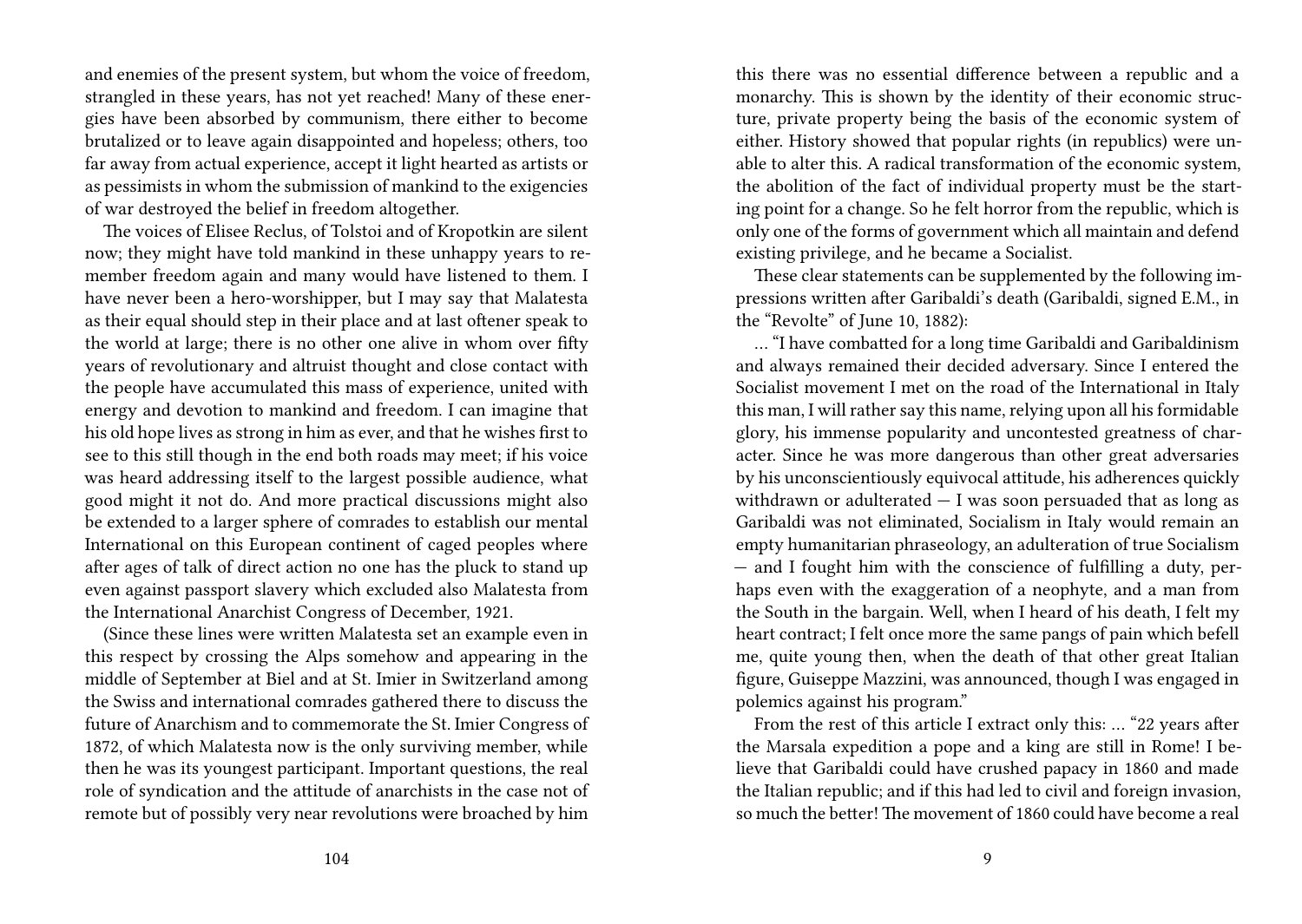and enemies of the present system, but whom the voice of freedom, strangled in these years, has not yet reached! Many of these energies have been absorbed by communism, there either to become brutalized or to leave again disappointed and hopeless; others, too far away from actual experience, accept it light hearted as artists or as pessimists in whom the submission of mankind to the exigencies of war destroyed the belief in freedom altogether.

The voices of Elisee Reclus, of Tolstoi and of Kropotkin are silent now; they might have told mankind in these unhappy years to remember freedom again and many would have listened to them. I have never been a hero-worshipper, but I may say that Malatesta as their equal should step in their place and at last oftener speak to the world at large; there is no other one alive in whom over fifty years of revolutionary and altruist thought and close contact with the people have accumulated this mass of experience, united with energy and devotion to mankind and freedom. I can imagine that his old hope lives as strong in him as ever, and that he wishes first to see to this still though in the end both roads may meet; if his voice was heard addressing itself to the largest possible audience, what good might it not do. And more practical discussions might also be extended to a larger sphere of comrades to establish our mental International on this European continent of caged peoples where after ages of talk of direct action no one has the pluck to stand up even against passport slavery which excluded also Malatesta from the International Anarchist Congress of December, 1921.

(Since these lines were written Malatesta set an example even in this respect by crossing the Alps somehow and appearing in the middle of September at Biel and at St. Imier in Switzerland among the Swiss and international comrades gathered there to discuss the future of Anarchism and to commemorate the St. Imier Congress of 1872, of which Malatesta now is the only surviving member, while then he was its youngest participant. Important questions, the real role of syndication and the attitude of anarchists in the case not of remote but of possibly very near revolutions were broached by him

this there was no essential difference between a republic and a monarchy. This is shown by the identity of their economic structure, private property being the basis of the economic system of either. History showed that popular rights (in republics) were unable to alter this. A radical transformation of the economic system, the abolition of the fact of individual property must be the starting point for a change. So he felt horror from the republic, which is only one of the forms of government which all maintain and defend existing privilege, and he became a Socialist.

These clear statements can be supplemented by the following impressions written after Garibaldi's death (Garibaldi, signed E.M., in the "Revolte" of June 10, 1882):

… "I have combatted for a long time Garibaldi and Garibaldinism and always remained their decided adversary. Since I entered the Socialist movement I met on the road of the International in Italy this man, I will rather say this name, relying upon all his formidable glory, his immense popularity and uncontested greatness of character. Since he was more dangerous than other great adversaries by his unconscientiously equivocal attitude, his adherences quickly withdrawn or adulterated — I was soon persuaded that as long as Garibaldi was not eliminated, Socialism in Italy would remain an empty humanitarian phraseology, an adulteration of true Socialism — and I fought him with the conscience of fulfilling a duty, perhaps even with the exaggeration of a neophyte, and a man from the South in the bargain. Well, when I heard of his death, I felt my heart contract; I felt once more the same pangs of pain which befell me, quite young then, when the death of that other great Italian figure, Guiseppe Mazzini, was announced, though I was engaged in polemics against his program."

From the rest of this article I extract only this: … "22 years after the Marsala expedition a pope and a king are still in Rome! I believe that Garibaldi could have crushed papacy in 1860 and made the Italian republic; and if this had led to civil and foreign invasion, so much the better! The movement of 1860 could have become a real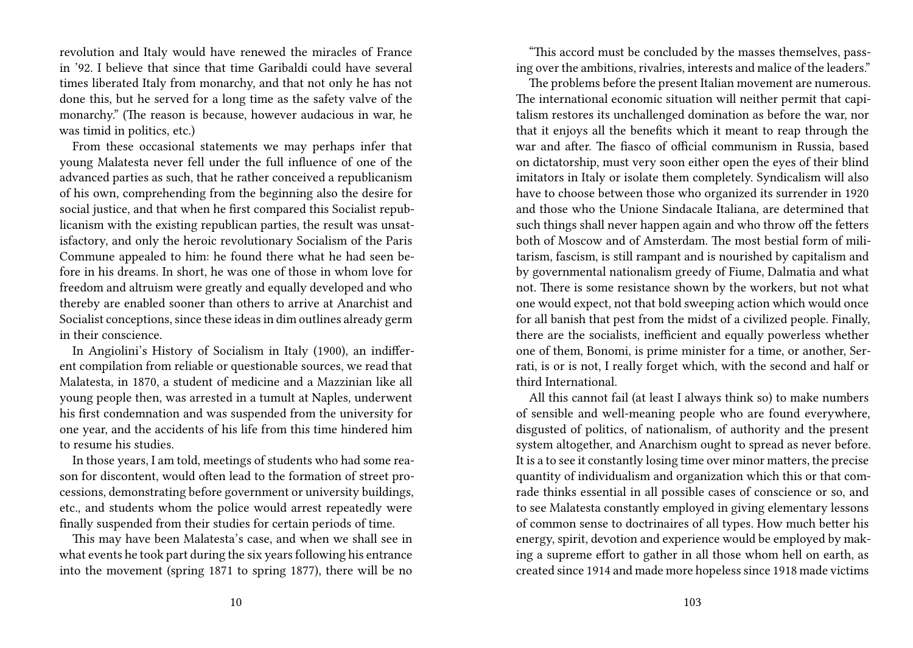revolution and Italy would have renewed the miracles of France in '92. I believe that since that time Garibaldi could have several times liberated Italy from monarchy, and that not only he has not done this, but he served for a long time as the safety valve of the monarchy." (The reason is because, however audacious in war, he was timid in politics, etc.)

From these occasional statements we may perhaps infer that young Malatesta never fell under the full influence of one of the advanced parties as such, that he rather conceived a republicanism of his own, comprehending from the beginning also the desire for social justice, and that when he first compared this Socialist republicanism with the existing republican parties, the result was unsatisfactory, and only the heroic revolutionary Socialism of the Paris Commune appealed to him: he found there what he had seen before in his dreams. In short, he was one of those in whom love for freedom and altruism were greatly and equally developed and who thereby are enabled sooner than others to arrive at Anarchist and Socialist conceptions, since these ideas in dim outlines already germ in their conscience.

In Angiolini's History of Socialism in Italy (1900), an indifferent compilation from reliable or questionable sources, we read that Malatesta, in 1870, a student of medicine and a Mazzinian like all young people then, was arrested in a tumult at Naples, underwent his first condemnation and was suspended from the university for one year, and the accidents of his life from this time hindered him to resume his studies.

In those years, I am told, meetings of students who had some reason for discontent, would often lead to the formation of street processions, demonstrating before government or university buildings, etc., and students whom the police would arrest repeatedly were finally suspended from their studies for certain periods of time.

This may have been Malatesta's case, and when we shall see in what events he took part during the six years following his entrance into the movement (spring 1871 to spring 1877), there will be no

"This accord must be concluded by the masses themselves, passing over the ambitions, rivalries, interests and malice of the leaders."

The problems before the present Italian movement are numerous. The international economic situation will neither permit that capitalism restores its unchallenged domination as before the war, nor that it enjoys all the benefits which it meant to reap through the war and after. The fiasco of official communism in Russia, based on dictatorship, must very soon either open the eyes of their blind imitators in Italy or isolate them completely. Syndicalism will also have to choose between those who organized its surrender in 1920 and those who the Unione Sindacale Italiana, are determined that such things shall never happen again and who throw off the fetters both of Moscow and of Amsterdam. The most bestial form of militarism, fascism, is still rampant and is nourished by capitalism and by governmental nationalism greedy of Fiume, Dalmatia and what not. There is some resistance shown by the workers, but not what one would expect, not that bold sweeping action which would once for all banish that pest from the midst of a civilized people. Finally, there are the socialists, inefficient and equally powerless whether one of them, Bonomi, is prime minister for a time, or another, Serrati, is or is not, I really forget which, with the second and half or third International.

All this cannot fail (at least I always think so) to make numbers of sensible and well-meaning people who are found everywhere, disgusted of politics, of nationalism, of authority and the present system altogether, and Anarchism ought to spread as never before. It is a to see it constantly losing time over minor matters, the precise quantity of individualism and organization which this or that comrade thinks essential in all possible cases of conscience or so, and to see Malatesta constantly employed in giving elementary lessons of common sense to doctrinaires of all types. How much better his energy, spirit, devotion and experience would be employed by making a supreme effort to gather in all those whom hell on earth, as created since 1914 and made more hopeless since 1918 made victims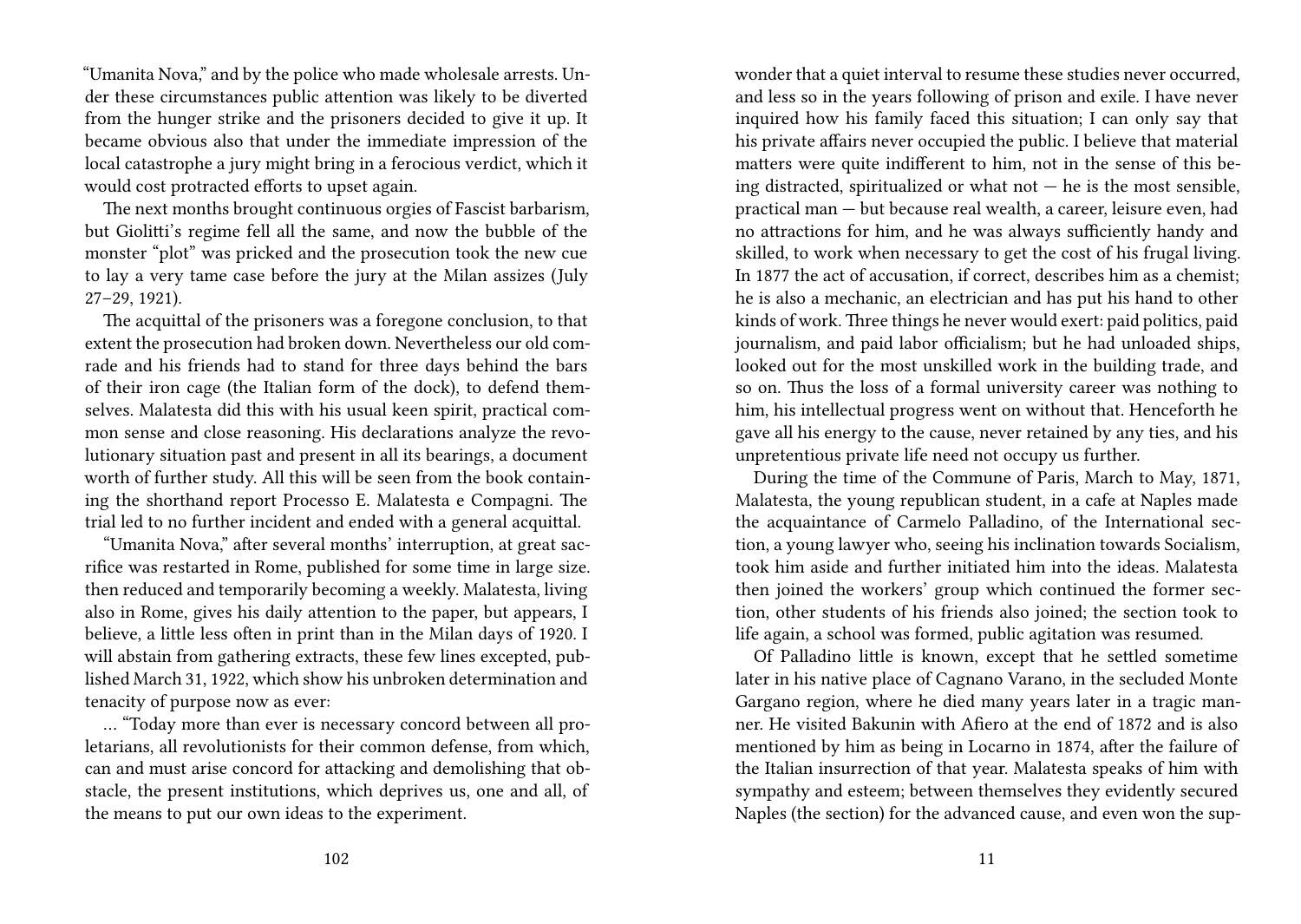"Umanita Nova," and by the police who made wholesale arrests. Under these circumstances public attention was likely to be diverted from the hunger strike and the prisoners decided to give it up. It became obvious also that under the immediate impression of the local catastrophe a jury might bring in a ferocious verdict, which it would cost protracted efforts to upset again.

The next months brought continuous orgies of Fascist barbarism, but Giolitti's regime fell all the same, and now the bubble of the monster "plot" was pricked and the prosecution took the new cue to lay a very tame case before the jury at the Milan assizes (July 27–29, 1921).

The acquittal of the prisoners was a foregone conclusion, to that extent the prosecution had broken down. Nevertheless our old comrade and his friends had to stand for three days behind the bars of their iron cage (the Italian form of the dock), to defend themselves. Malatesta did this with his usual keen spirit, practical common sense and close reasoning. His declarations analyze the revolutionary situation past and present in all its bearings, a document worth of further study. All this will be seen from the book containing the shorthand report Processo E. Malatesta e Compagni. The trial led to no further incident and ended with a general acquittal.

"Umanita Nova," after several months' interruption, at great sacrifice was restarted in Rome, published for some time in large size. then reduced and temporarily becoming a weekly. Malatesta, living also in Rome, gives his daily attention to the paper, but appears, I believe, a little less often in print than in the Milan days of 1920. I will abstain from gathering extracts, these few lines excepted, published March 31, 1922, which show his unbroken determination and tenacity of purpose now as ever:

… "Today more than ever is necessary concord between all proletarians, all revolutionists for their common defense, from which, can and must arise concord for attacking and demolishing that obstacle, the present institutions, which deprives us, one and all, of the means to put our own ideas to the experiment.

wonder that a quiet interval to resume these studies never occurred, and less so in the years following of prison and exile. I have never inquired how his family faced this situation; I can only say that his private affairs never occupied the public. I believe that material matters were quite indifferent to him, not in the sense of this being distracted, spiritualized or what not — he is the most sensible, practical man — but because real wealth, a career, leisure even, had no attractions for him, and he was always sufficiently handy and skilled, to work when necessary to get the cost of his frugal living. In 1877 the act of accusation, if correct, describes him as a chemist; he is also a mechanic, an electrician and has put his hand to other kinds of work. Three things he never would exert: paid politics, paid journalism, and paid labor officialism; but he had unloaded ships, looked out for the most unskilled work in the building trade, and so on. Thus the loss of a formal university career was nothing to him, his intellectual progress went on without that. Henceforth he gave all his energy to the cause, never retained by any ties, and his unpretentious private life need not occupy us further.

During the time of the Commune of Paris, March to May, 1871, Malatesta, the young republican student, in a cafe at Naples made the acquaintance of Carmelo Palladino, of the International section, a young lawyer who, seeing his inclination towards Socialism, took him aside and further initiated him into the ideas. Malatesta then joined the workers' group which continued the former section, other students of his friends also joined; the section took to life again, a school was formed, public agitation was resumed.

Of Palladino little is known, except that he settled sometime later in his native place of Cagnano Varano, in the secluded Monte Gargano region, where he died many years later in a tragic manner. He visited Bakunin with Afiero at the end of 1872 and is also mentioned by him as being in Locarno in 1874, after the failure of the Italian insurrection of that year. Malatesta speaks of him with sympathy and esteem; between themselves they evidently secured Naples (the section) for the advanced cause, and even won the sup-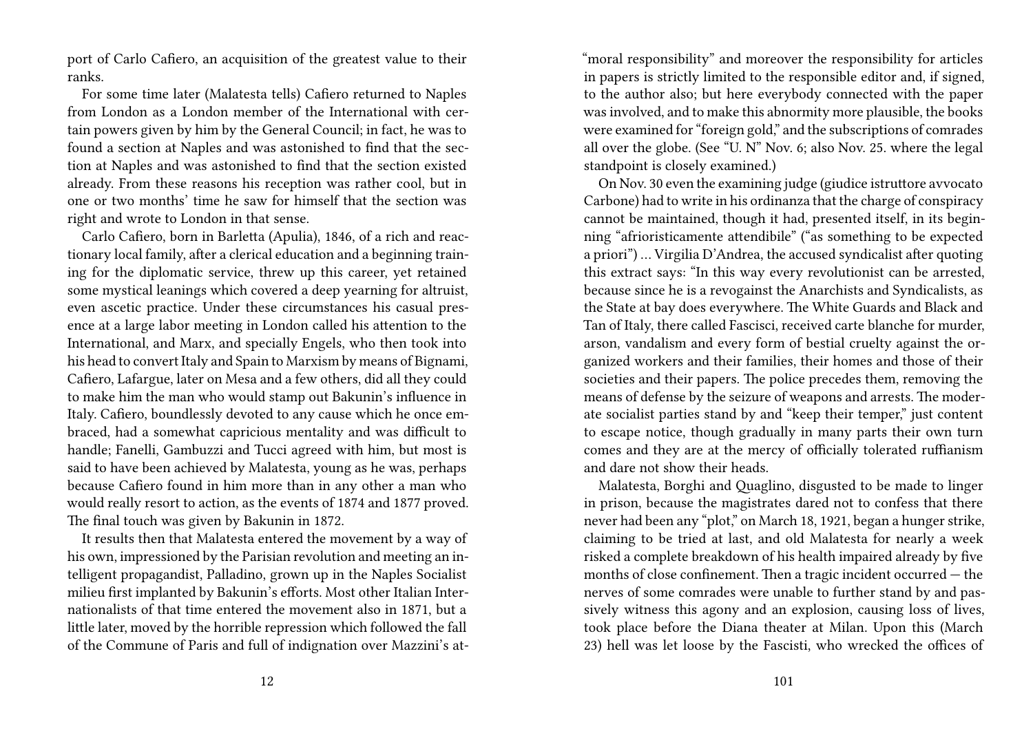port of Carlo Cafiero, an acquisition of the greatest value to their ranks.

For some time later (Malatesta tells) Cafiero returned to Naples from London as a London member of the International with certain powers given by him by the General Council; in fact, he was to found a section at Naples and was astonished to find that the section at Naples and was astonished to find that the section existed already. From these reasons his reception was rather cool, but in one or two months' time he saw for himself that the section was right and wrote to London in that sense.

Carlo Cafiero, born in Barletta (Apulia), 1846, of a rich and reactionary local family, after a clerical education and a beginning training for the diplomatic service, threw up this career, yet retained some mystical leanings which covered a deep yearning for altruist, even ascetic practice. Under these circumstances his casual presence at a large labor meeting in London called his attention to the International, and Marx, and specially Engels, who then took into his head to convert Italy and Spain to Marxism by means of Bignami, Cafiero, Lafargue, later on Mesa and a few others, did all they could to make him the man who would stamp out Bakunin's influence in Italy. Cafiero, boundlessly devoted to any cause which he once embraced, had a somewhat capricious mentality and was difficult to handle; Fanelli, Gambuzzi and Tucci agreed with him, but most is said to have been achieved by Malatesta, young as he was, perhaps because Cafiero found in him more than in any other a man who would really resort to action, as the events of 1874 and 1877 proved. The final touch was given by Bakunin in 1872.

It results then that Malatesta entered the movement by a way of his own, impressioned by the Parisian revolution and meeting an intelligent propagandist, Palladino, grown up in the Naples Socialist milieu first implanted by Bakunin's efforts. Most other Italian Internationalists of that time entered the movement also in 1871, but a little later, moved by the horrible repression which followed the fall of the Commune of Paris and full of indignation over Mazzini's at-

"moral responsibility" and moreover the responsibility for articles in papers is strictly limited to the responsible editor and, if signed, to the author also; but here everybody connected with the paper was involved, and to make this abnormity more plausible, the books were examined for "foreign gold," and the subscriptions of comrades all over the globe. (See "U. N" Nov. 6; also Nov. 25. where the legal standpoint is closely examined.)

On Nov. 30 even the examining judge (giudice istruttore avvocato Carbone) had to write in his ordinanza that the charge of conspiracy cannot be maintained, though it had, presented itself, in its beginning "afrioristicamente attendibile" ("as something to be expected a priori") … Virgilia D'Andrea, the accused syndicalist after quoting this extract says: "In this way every revolutionist can be arrested, because since he is a revogainst the Anarchists and Syndicalists, as the State at bay does everywhere. The White Guards and Black and Tan of Italy, there called Fascisci, received carte blanche for murder, arson, vandalism and every form of bestial cruelty against the organized workers and their families, their homes and those of their societies and their papers. The police precedes them, removing the means of defense by the seizure of weapons and arrests. The moderate socialist parties stand by and "keep their temper," just content to escape notice, though gradually in many parts their own turn comes and they are at the mercy of officially tolerated ruffianism and dare not show their heads.

Malatesta, Borghi and Quaglino, disgusted to be made to linger in prison, because the magistrates dared not to confess that there never had been any "plot," on March 18, 1921, began a hunger strike, claiming to be tried at last, and old Malatesta for nearly a week risked a complete breakdown of his health impaired already by five months of close confinement. Then a tragic incident occurred — the nerves of some comrades were unable to further stand by and passively witness this agony and an explosion, causing loss of lives, took place before the Diana theater at Milan. Upon this (March 23) hell was let loose by the Fascisti, who wrecked the offices of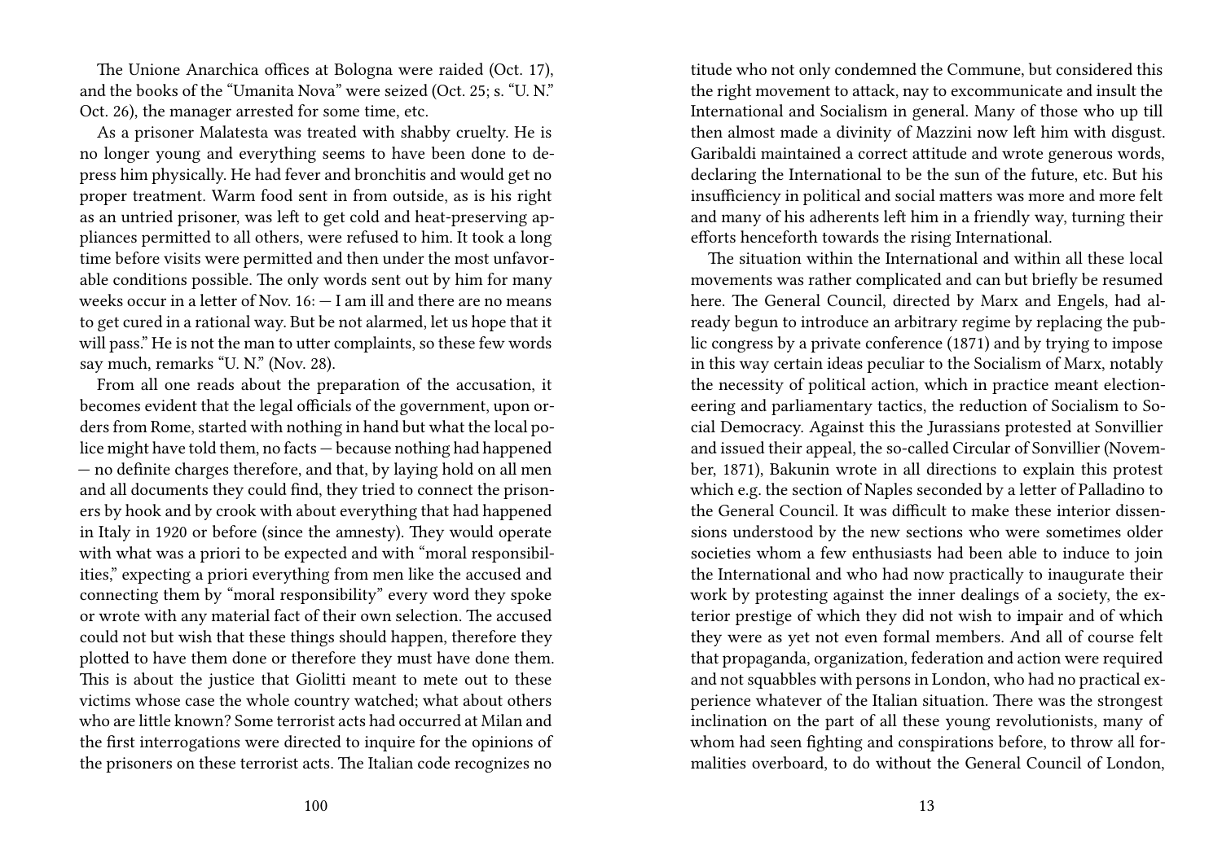The Unione Anarchica offices at Bologna were raided (Oct. 17), and the books of the "Umanita Nova" were seized (Oct. 25; s. "U. N." Oct. 26), the manager arrested for some time, etc.

As a prisoner Malatesta was treated with shabby cruelty. He is no longer young and everything seems to have been done to depress him physically. He had fever and bronchitis and would get no proper treatment. Warm food sent in from outside, as is his right as an untried prisoner, was left to get cold and heat-preserving appliances permitted to all others, were refused to him. It took a long time before visits were permitted and then under the most unfavorable conditions possible. The only words sent out by him for many weeks occur in a letter of Nov. 16: — I am ill and there are no means to get cured in a rational way. But be not alarmed, let us hope that it will pass." He is not the man to utter complaints, so these few words say much, remarks "U. N." (Nov. 28).

From all one reads about the preparation of the accusation, it becomes evident that the legal officials of the government, upon orders from Rome, started with nothing in hand but what the local police might have told them, no facts — because nothing had happened — no definite charges therefore, and that, by laying hold on all men and all documents they could find, they tried to connect the prisoners by hook and by crook with about everything that had happened in Italy in 1920 or before (since the amnesty). They would operate with what was a priori to be expected and with "moral responsibilities," expecting a priori everything from men like the accused and connecting them by "moral responsibility" every word they spoke or wrote with any material fact of their own selection. The accused could not but wish that these things should happen, therefore they plotted to have them done or therefore they must have done them. This is about the justice that Giolitti meant to mete out to these victims whose case the whole country watched; what about others who are little known? Some terrorist acts had occurred at Milan and the first interrogations were directed to inquire for the opinions of the prisoners on these terrorist acts. The Italian code recognizes no

titude who not only condemned the Commune, but considered this the right movement to attack, nay to excommunicate and insult the International and Socialism in general. Many of those who up till then almost made a divinity of Mazzini now left him with disgust. Garibaldi maintained a correct attitude and wrote generous words, declaring the International to be the sun of the future, etc. But his insufficiency in political and social matters was more and more felt and many of his adherents left him in a friendly way, turning their efforts henceforth towards the rising International.

The situation within the International and within all these local movements was rather complicated and can but briefly be resumed here. The General Council, directed by Marx and Engels, had already begun to introduce an arbitrary regime by replacing the public congress by a private conference (1871) and by trying to impose in this way certain ideas peculiar to the Socialism of Marx, notably the necessity of political action, which in practice meant electioneering and parliamentary tactics, the reduction of Socialism to Social Democracy. Against this the Jurassians protested at Sonvillier and issued their appeal, the so-called Circular of Sonvillier (November, 1871), Bakunin wrote in all directions to explain this protest which e.g. the section of Naples seconded by a letter of Palladino to the General Council. It was difficult to make these interior dissensions understood by the new sections who were sometimes older societies whom a few enthusiasts had been able to induce to join the International and who had now practically to inaugurate their work by protesting against the inner dealings of a society, the exterior prestige of which they did not wish to impair and of which they were as yet not even formal members. And all of course felt that propaganda, organization, federation and action were required and not squabbles with persons in London, who had no practical experience whatever of the Italian situation. There was the strongest inclination on the part of all these young revolutionists, many of whom had seen fighting and conspirations before, to throw all formalities overboard, to do without the General Council of London,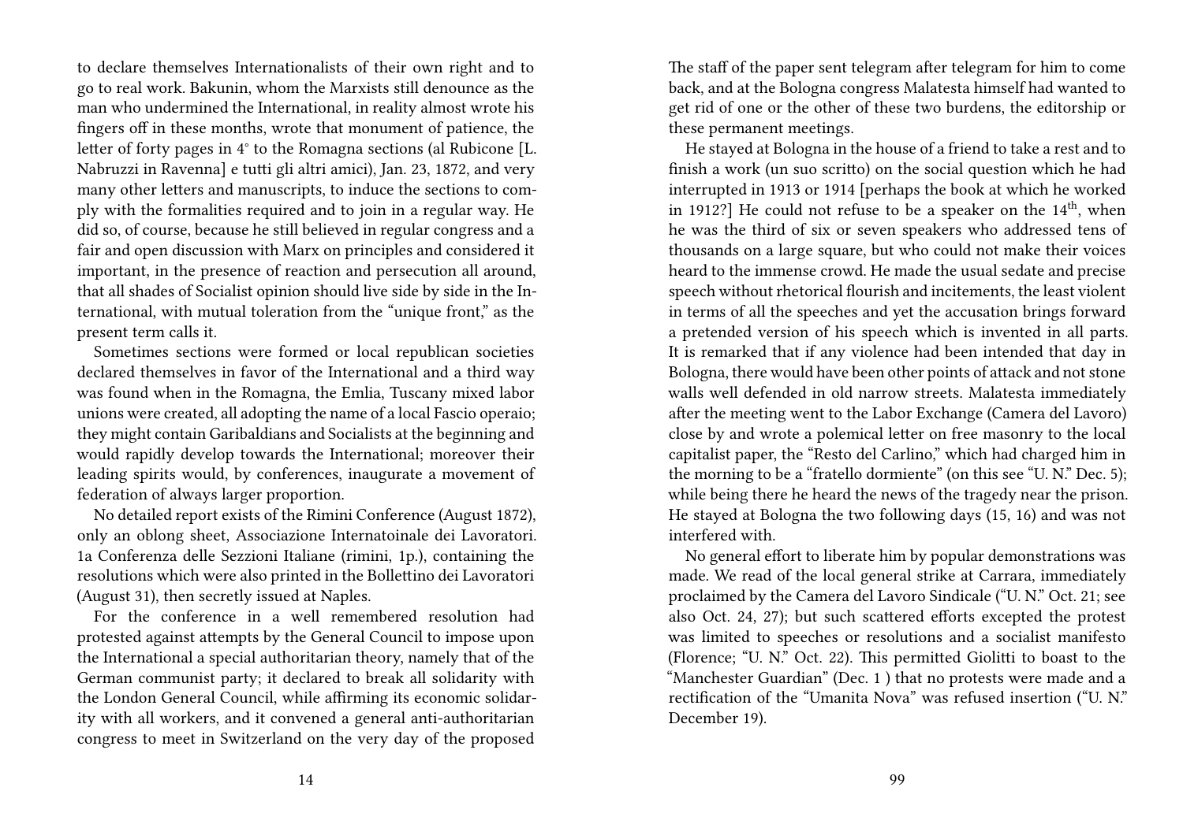to declare themselves Internationalists of their own right and to go to real work. Bakunin, whom the Marxists still denounce as the man who undermined the International, in reality almost wrote his fingers off in these months, wrote that monument of patience, the letter of forty pages in 4° to the Romagna sections (al Rubicone [L. Nabruzzi in Ravenna] e tutti gli altri amici), Jan. 23, 1872, and very many other letters and manuscripts, to induce the sections to comply with the formalities required and to join in a regular way. He did so, of course, because he still believed in regular congress and a fair and open discussion with Marx on principles and considered it important, in the presence of reaction and persecution all around, that all shades of Socialist opinion should live side by side in the International, with mutual toleration from the "unique front," as the present term calls it.

Sometimes sections were formed or local republican societies declared themselves in favor of the International and a third way was found when in the Romagna, the Emlia, Tuscany mixed labor unions were created, all adopting the name of a local Fascio operaio; they might contain Garibaldians and Socialists at the beginning and would rapidly develop towards the International; moreover their leading spirits would, by conferences, inaugurate a movement of federation of always larger proportion.

No detailed report exists of the Rimini Conference (August 1872), only an oblong sheet, Associazione Internatoinale dei Lavoratori. 1a Conferenza delle Sezzioni Italiane (rimini, 1p.), containing the resolutions which were also printed in the Bollettino dei Lavoratori (August 31), then secretly issued at Naples.

For the conference in a well remembered resolution had protested against attempts by the General Council to impose upon the International a special authoritarian theory, namely that of the German communist party; it declared to break all solidarity with the London General Council, while affirming its economic solidarity with all workers, and it convened a general anti-authoritarian congress to meet in Switzerland on the very day of the proposed

The staff of the paper sent telegram after telegram for him to come back, and at the Bologna congress Malatesta himself had wanted to get rid of one or the other of these two burdens, the editorship or these permanent meetings.

He stayed at Bologna in the house of a friend to take a rest and to finish a work (un suo scritto) on the social question which he had interrupted in 1913 or 1914 [perhaps the book at which he worked in 1912?] He could not refuse to be a speaker on the 14th, when he was the third of six or seven speakers who addressed tens of thousands on a large square, but who could not make their voices heard to the immense crowd. He made the usual sedate and precise speech without rhetorical flourish and incitements, the least violent in terms of all the speeches and yet the accusation brings forward a pretended version of his speech which is invented in all parts. It is remarked that if any violence had been intended that day in Bologna, there would have been other points of attack and not stone walls well defended in old narrow streets. Malatesta immediately after the meeting went to the Labor Exchange (Camera del Lavoro) close by and wrote a polemical letter on free masonry to the local capitalist paper, the "Resto del Carlino," which had charged him in the morning to be a "fratello dormiente" (on this see "U. N." Dec. 5); while being there he heard the news of the tragedy near the prison. He stayed at Bologna the two following days (15, 16) and was not interfered with.

No general effort to liberate him by popular demonstrations was made. We read of the local general strike at Carrara, immediately proclaimed by the Camera del Lavoro Sindicale ("U. N." Oct. 21; see also Oct. 24, 27); but such scattered efforts excepted the protest was limited to speeches or resolutions and a socialist manifesto (Florence; "U. N." Oct. 22). This permitted Giolitti to boast to the "Manchester Guardian" (Dec. 1 ) that no protests were made and a rectification of the "Umanita Nova" was refused insertion ("U. N." December 19).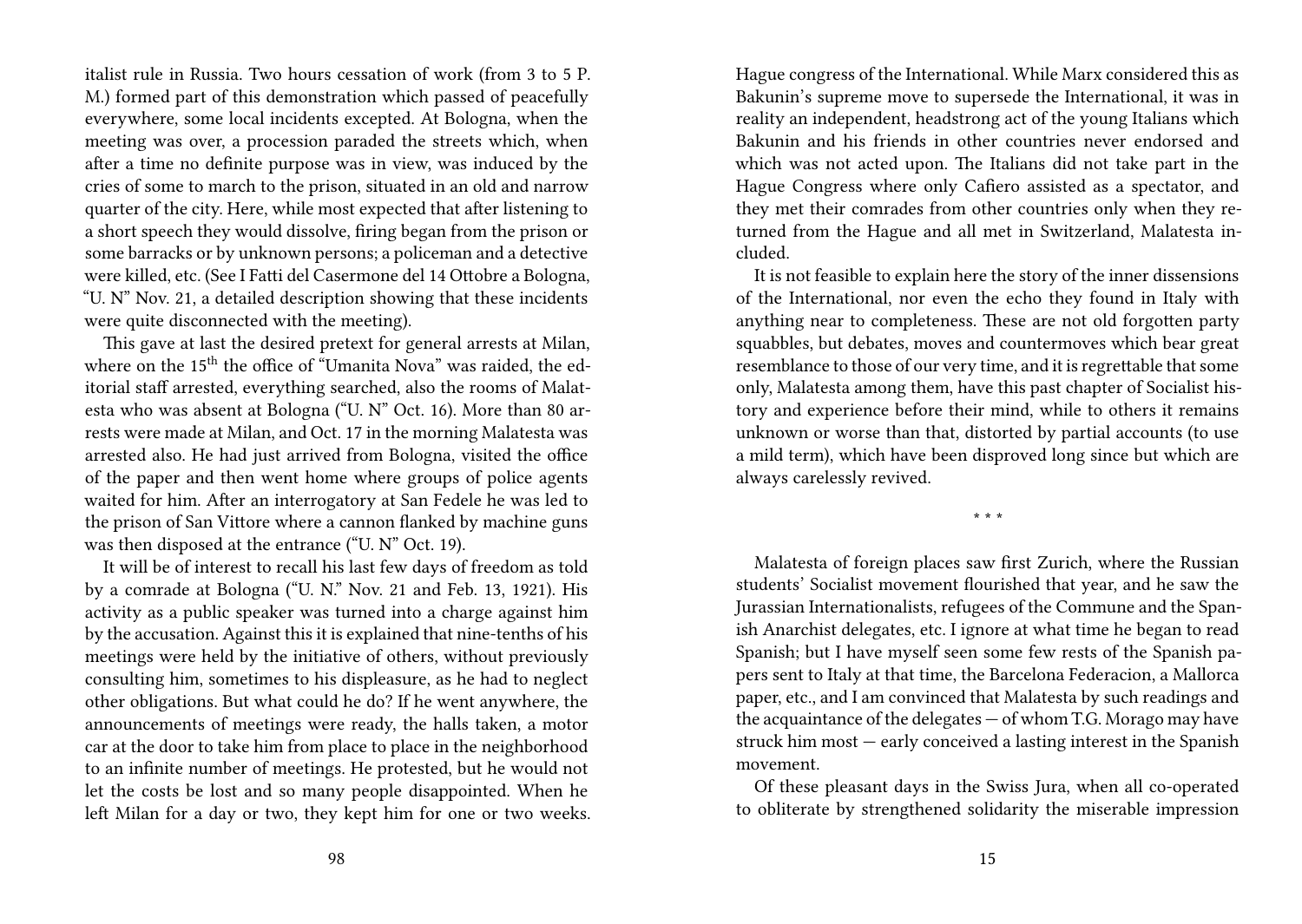italist rule in Russia. Two hours cessation of work (from 3 to 5 P. M.) formed part of this demonstration which passed of peacefully everywhere, some local incidents excepted. At Bologna, when the meeting was over, a procession paraded the streets which, when after a time no definite purpose was in view, was induced by the cries of some to march to the prison, situated in an old and narrow quarter of the city. Here, while most expected that after listening to a short speech they would dissolve, firing began from the prison or some barracks or by unknown persons; a policeman and a detective were killed, etc. (See I Fatti del Casermone del 14 Ottobre a Bologna, "U. N" Nov. 21, a detailed description showing that these incidents were quite disconnected with the meeting).

This gave at last the desired pretext for general arrests at Milan, where on the 15th the office of "Umanita Nova" was raided, the editorial staff arrested, everything searched, also the rooms of Malatesta who was absent at Bologna ("U. N" Oct. 16). More than 80 arrests were made at Milan, and Oct. 17 in the morning Malatesta was arrested also. He had just arrived from Bologna, visited the office of the paper and then went home where groups of police agents waited for him. After an interrogatory at San Fedele he was led to the prison of San Vittore where a cannon flanked by machine guns was then disposed at the entrance ("U. N" Oct. 19).

It will be of interest to recall his last few days of freedom as told by a comrade at Bologna ("U. N." Nov. 21 and Feb. 13, 1921). His activity as a public speaker was turned into a charge against him by the accusation. Against this it is explained that nine-tenths of his meetings were held by the initiative of others, without previously consulting him, sometimes to his displeasure, as he had to neglect other obligations. But what could he do? If he went anywhere, the announcements of meetings were ready, the halls taken, a motor car at the door to take him from place to place in the neighborhood to an infinite number of meetings. He protested, but he would not let the costs be lost and so many people disappointed. When he left Milan for a day or two, they kept him for one or two weeks.

Hague congress of the International. While Marx considered this as Bakunin's supreme move to supersede the International, it was in reality an independent, headstrong act of the young Italians which Bakunin and his friends in other countries never endorsed and which was not acted upon. The Italians did not take part in the Hague Congress where only Cafiero assisted as a spectator, and they met their comrades from other countries only when they returned from the Hague and all met in Switzerland, Malatesta included.

It is not feasible to explain here the story of the inner dissensions of the International, nor even the echo they found in Italy with anything near to completeness. These are not old forgotten party squabbles, but debates, moves and countermoves which bear great resemblance to those of our very time, and it is regrettable that some only, Malatesta among them, have this past chapter of Socialist history and experience before their mind, while to others it remains unknown or worse than that, distorted by partial accounts (to use a mild term), which have been disproved long since but which are always carelessly revived.

\* \* \*

Malatesta of foreign places saw first Zurich, where the Russian students' Socialist movement flourished that year, and he saw the Jurassian Internationalists, refugees of the Commune and the Spanish Anarchist delegates, etc. I ignore at what time he began to read Spanish; but I have myself seen some few rests of the Spanish papers sent to Italy at that time, the Barcelona Federacion, a Mallorca paper, etc., and I am convinced that Malatesta by such readings and the acquaintance of the delegates — of whom T.G. Morago may have struck him most — early conceived a lasting interest in the Spanish movement.

Of these pleasant days in the Swiss Jura, when all co-operated to obliterate by strengthened solidarity the miserable impression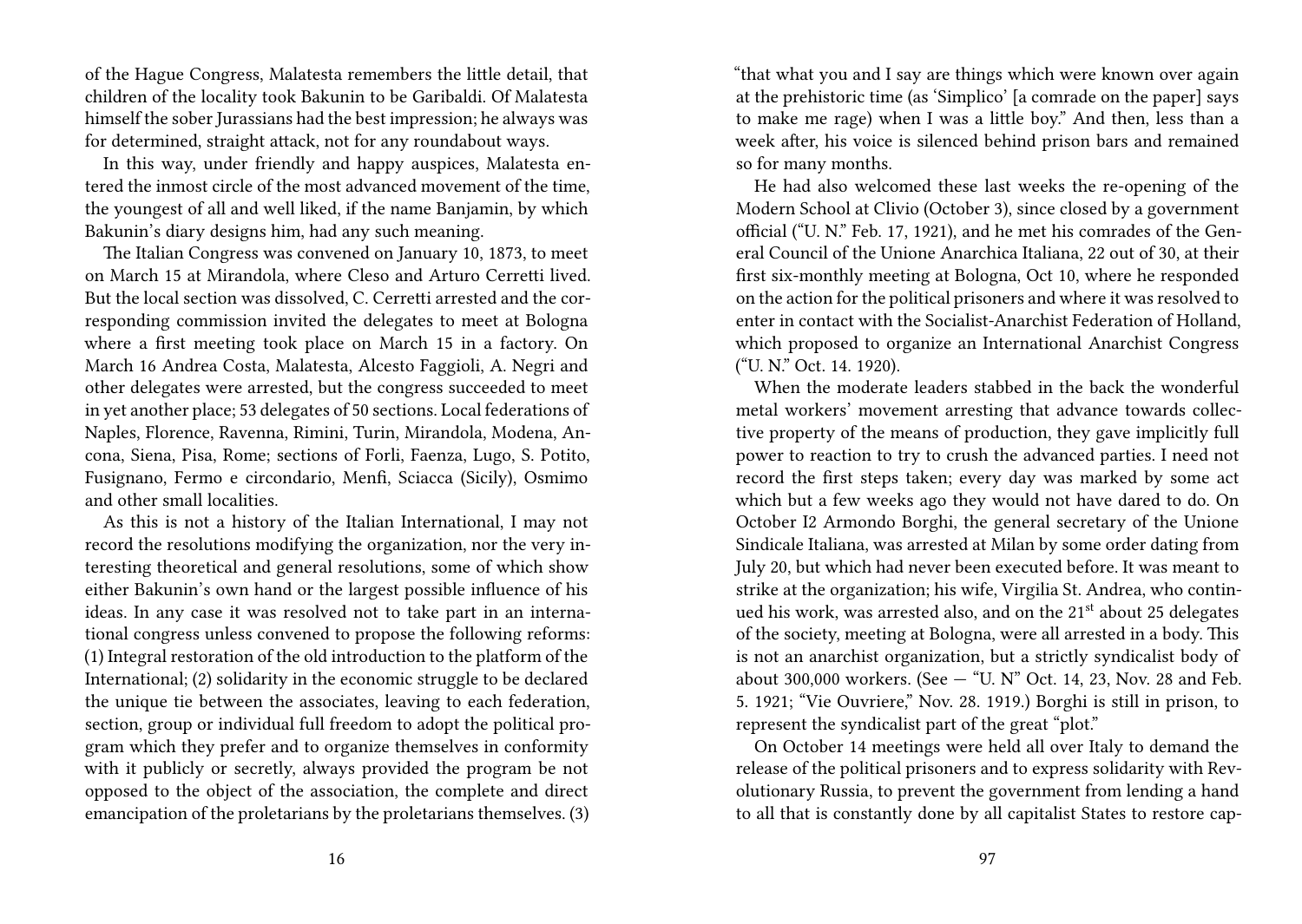of the Hague Congress, Malatesta remembers the little detail, that children of the locality took Bakunin to be Garibaldi. Of Malatesta himself the sober Jurassians had the best impression; he always was for determined, straight attack, not for any roundabout ways.

In this way, under friendly and happy auspices, Malatesta entered the inmost circle of the most advanced movement of the time, the youngest of all and well liked, if the name Banjamin, by which Bakunin's diary designs him, had any such meaning.

The Italian Congress was convened on January 10, 1873, to meet on March 15 at Mirandola, where Cleso and Arturo Cerretti lived. But the local section was dissolved, C. Cerretti arrested and the corresponding commission invited the delegates to meet at Bologna where a first meeting took place on March 15 in a factory. On March 16 Andrea Costa, Malatesta, Alcesto Faggioli, A. Negri and other delegates were arrested, but the congress succeeded to meet in yet another place; 53 delegates of 50 sections. Local federations of Naples, Florence, Ravenna, Rimini, Turin, Mirandola, Modena, Ancona, Siena, Pisa, Rome; sections of Forli, Faenza, Lugo, S. Potito, Fusignano, Fermo e circondario, Menfi, Sciacca (Sicily), Osmimo and other small localities.

As this is not a history of the Italian International, I may not record the resolutions modifying the organization, nor the very interesting theoretical and general resolutions, some of which show either Bakunin's own hand or the largest possible influence of his ideas. In any case it was resolved not to take part in an international congress unless convened to propose the following reforms: (1) Integral restoration of the old introduction to the platform of the International; (2) solidarity in the economic struggle to be declared the unique tie between the associates, leaving to each federation, section, group or individual full freedom to adopt the political program which they prefer and to organize themselves in conformity with it publicly or secretly, always provided the program be not opposed to the object of the association, the complete and direct emancipation of the proletarians by the proletarians themselves. (3)

"that what you and I say are things which were known over again at the prehistoric time (as 'Simplico' [a comrade on the paper] says to make me rage) when I was a little boy." And then, less than a week after, his voice is silenced behind prison bars and remained so for many months.

He had also welcomed these last weeks the re-opening of the Modern School at Clivio (October 3), since closed by a government official ("U. N." Feb. 17, 1921), and he met his comrades of the General Council of the Unione Anarchica Italiana, 22 out of 30, at their first six-monthly meeting at Bologna, Oct 10, where he responded on the action for the political prisoners and where it was resolved to enter in contact with the Socialist-Anarchist Federation of Holland, which proposed to organize an International Anarchist Congress ("U. N." Oct. 14. 1920).

When the moderate leaders stabbed in the back the wonderful metal workers' movement arresting that advance towards collective property of the means of production, they gave implicitly full power to reaction to try to crush the advanced parties. I need not record the first steps taken; every day was marked by some act which but a few weeks ago they would not have dared to do. On October I2 Armondo Borghi, the general secretary of the Unione Sindicale Italiana, was arrested at Milan by some order dating from July 20, but which had never been executed before. It was meant to strike at the organization; his wife, Virgilia St. Andrea, who continued his work, was arrested also, and on the 21st about 25 delegates of the society, meeting at Bologna, were all arrested in a body. This is not an anarchist organization, but a strictly syndicalist body of about 300,000 workers. (See — "U. N" Oct. 14, 23, Nov. 28 and Feb. 5. 1921; "Vie Ouvriere," Nov. 28. 1919.) Borghi is still in prison, to represent the syndicalist part of the great "plot."

On October 14 meetings were held all over Italy to demand the release of the political prisoners and to express solidarity with Revolutionary Russia, to prevent the government from lending a hand to all that is constantly done by all capitalist States to restore cap-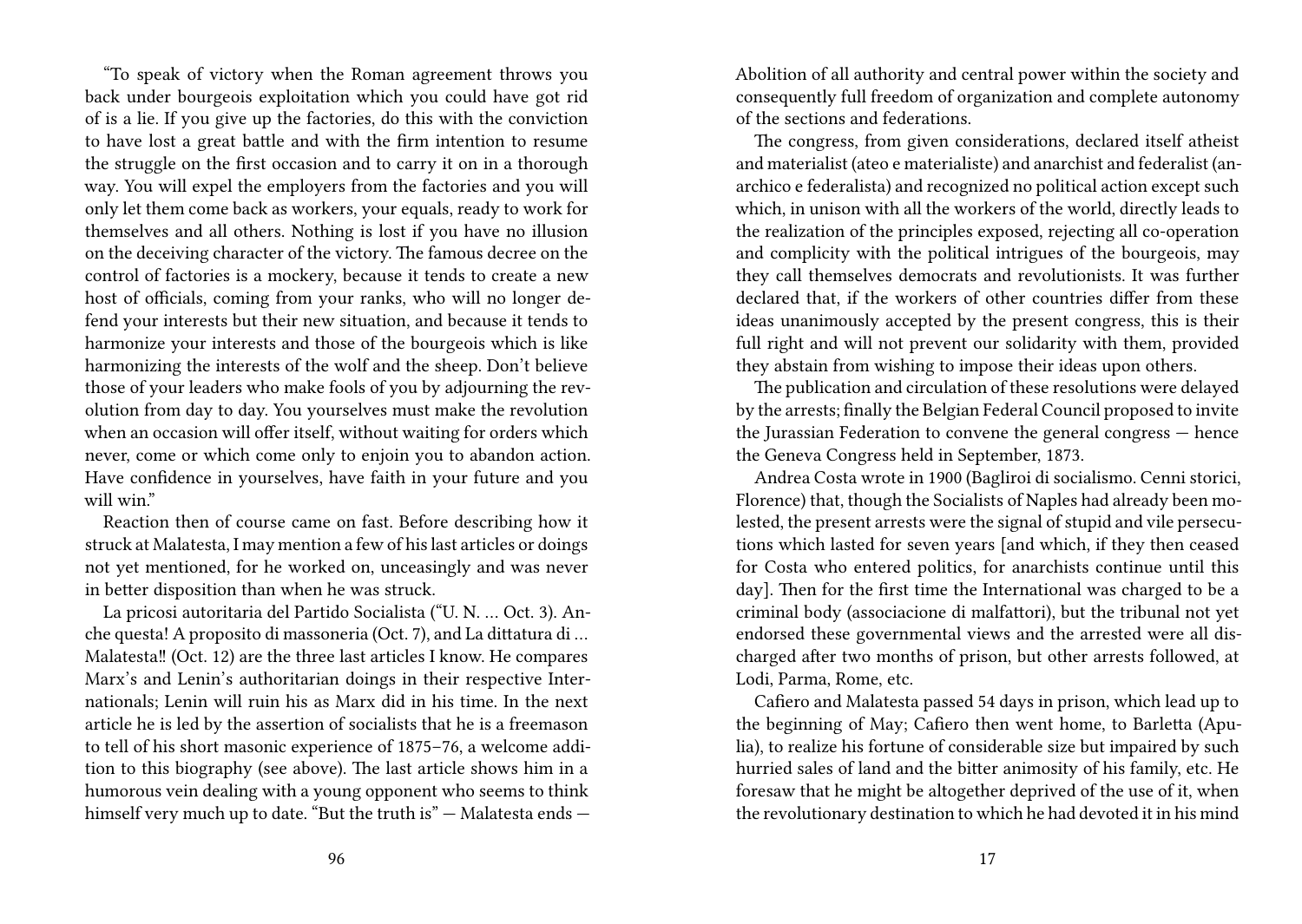"To speak of victory when the Roman agreement throws you back under bourgeois exploitation which you could have got rid of is a lie. If you give up the factories, do this with the conviction to have lost a great battle and with the firm intention to resume the struggle on the first occasion and to carry it on in a thorough way. You will expel the employers from the factories and you will only let them come back as workers, your equals, ready to work for themselves and all others. Nothing is lost if you have no illusion on the deceiving character of the victory. The famous decree on the control of factories is a mockery, because it tends to create a new host of officials, coming from your ranks, who will no longer defend your interests but their new situation, and because it tends to harmonize your interests and those of the bourgeois which is like harmonizing the interests of the wolf and the sheep. Don't believe those of your leaders who make fools of you by adjourning the revolution from day to day. You yourselves must make the revolution when an occasion will offer itself, without waiting for orders which never, come or which come only to enjoin you to abandon action. Have confidence in yourselves, have faith in your future and you will win."

Reaction then of course came on fast. Before describing how it struck at Malatesta, I may mention a few of his last articles or doings not yet mentioned, for he worked on, unceasingly and was never in better disposition than when he was struck.

La pricosi autoritaria del Partido Socialista ("U. N. … Oct. 3). Anche questa! A proposito di massoneria (Oct. 7), and La dittatura di … Malatesta!! (Oct. 12) are the three last articles I know. He compares Marx's and Lenin's authoritarian doings in their respective Internationals; Lenin will ruin his as Marx did in his time. In the next article he is led by the assertion of socialists that he is a freemason to tell of his short masonic experience of 1875–76, a welcome addition to this biography (see above). The last article shows him in a humorous vein dealing with a young opponent who seems to think himself very much up to date. "But the truth is" — Malatesta ends —

Abolition of all authority and central power within the society and consequently full freedom of organization and complete autonomy of the sections and federations.

The congress, from given considerations, declared itself atheist and materialist (ateo e materialiste) and anarchist and federalist (anarchico e federalista) and recognized no political action except such which, in unison with all the workers of the world, directly leads to the realization of the principles exposed, rejecting all co-operation and complicity with the political intrigues of the bourgeois, may they call themselves democrats and revolutionists. It was further declared that, if the workers of other countries differ from these ideas unanimously accepted by the present congress, this is their full right and will not prevent our solidarity with them, provided they abstain from wishing to impose their ideas upon others.

The publication and circulation of these resolutions were delayed by the arrests; finally the Belgian Federal Council proposed to invite the Jurassian Federation to convene the general congress — hence the Geneva Congress held in September, 1873.

Andrea Costa wrote in 1900 (Bagliroi di socialismo. Cenni storici, Florence) that, though the Socialists of Naples had already been molested, the present arrests were the signal of stupid and vile persecutions which lasted for seven years [and which, if they then ceased for Costa who entered politics, for anarchists continue until this day]. Then for the first time the International was charged to be a criminal body (associacione di malfattori), but the tribunal not yet endorsed these governmental views and the arrested were all discharged after two months of prison, but other arrests followed, at Lodi, Parma, Rome, etc.

Cafiero and Malatesta passed 54 days in prison, which lead up to the beginning of May; Cafiero then went home, to Barletta (Apulia), to realize his fortune of considerable size but impaired by such hurried sales of land and the bitter animosity of his family, etc. He foresaw that he might be altogether deprived of the use of it, when the revolutionary destination to which he had devoted it in his mind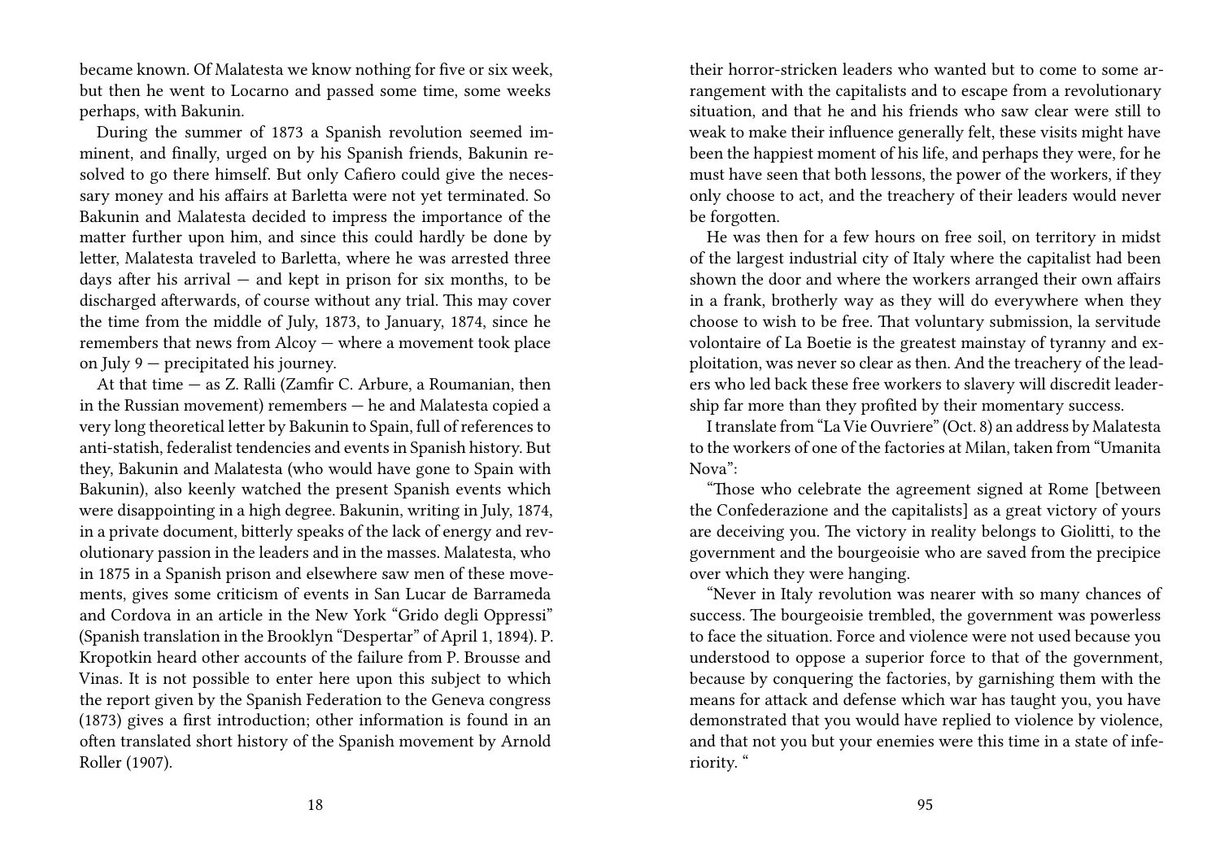became known. Of Malatesta we know nothing for five or six week, but then he went to Locarno and passed some time, some weeks perhaps, with Bakunin.

During the summer of 1873 a Spanish revolution seemed imminent, and finally, urged on by his Spanish friends, Bakunin resolved to go there himself. But only Cafiero could give the necessary money and his affairs at Barletta were not yet terminated. So Bakunin and Malatesta decided to impress the importance of the matter further upon him, and since this could hardly be done by letter, Malatesta traveled to Barletta, where he was arrested three days after his arrival — and kept in prison for six months, to be discharged afterwards, of course without any trial. This may cover the time from the middle of July, 1873, to January, 1874, since he remembers that news from Alcoy — where a movement took place on July 9 — precipitated his journey.

At that time — as Z. Ralli (Zamfir C. Arbure, a Roumanian, then in the Russian movement) remembers — he and Malatesta copied a very long theoretical letter by Bakunin to Spain, full of references to anti-statish, federalist tendencies and events in Spanish history. But they, Bakunin and Malatesta (who would have gone to Spain with Bakunin), also keenly watched the present Spanish events which were disappointing in a high degree. Bakunin, writing in July, 1874, in a private document, bitterly speaks of the lack of energy and revolutionary passion in the leaders and in the masses. Malatesta, who in 1875 in a Spanish prison and elsewhere saw men of these movements, gives some criticism of events in San Lucar de Barrameda and Cordova in an article in the New York "Grido degli Oppressi" (Spanish translation in the Brooklyn "Despertar" of April 1, 1894). P. Kropotkin heard other accounts of the failure from P. Brousse and Vinas. It is not possible to enter here upon this subject to which the report given by the Spanish Federation to the Geneva congress (1873) gives a first introduction; other information is found in an often translated short history of the Spanish movement by Arnold Roller (1907).

their horror-stricken leaders who wanted but to come to some arrangement with the capitalists and to escape from a revolutionary situation, and that he and his friends who saw clear were still to weak to make their influence generally felt, these visits might have been the happiest moment of his life, and perhaps they were, for he must have seen that both lessons, the power of the workers, if they only choose to act, and the treachery of their leaders would never be forgotten.

He was then for a few hours on free soil, on territory in midst of the largest industrial city of Italy where the capitalist had been shown the door and where the workers arranged their own affairs in a frank, brotherly way as they will do everywhere when they choose to wish to be free. That voluntary submission, la servitude volontaire of La Boetie is the greatest mainstay of tyranny and exploitation, was never so clear as then. And the treachery of the leaders who led back these free workers to slavery will discredit leadership far more than they profited by their momentary success.

I translate from "La Vie Ouvriere" (Oct. 8) an address by Malatesta to the workers of one of the factories at Milan, taken from "Umanita Nova":

"Those who celebrate the agreement signed at Rome [between the Confederazione and the capitalists] as a great victory of yours are deceiving you. The victory in reality belongs to Giolitti, to the government and the bourgeoisie who are saved from the precipice over which they were hanging.

"Never in Italy revolution was nearer with so many chances of success. The bourgeoisie trembled, the government was powerless to face the situation. Force and violence were not used because you understood to oppose a superior force to that of the government, because by conquering the factories, by garnishing them with the means for attack and defense which war has taught you, you have demonstrated that you would have replied to violence by violence, and that not you but your enemies were this time in a state of inferiority. "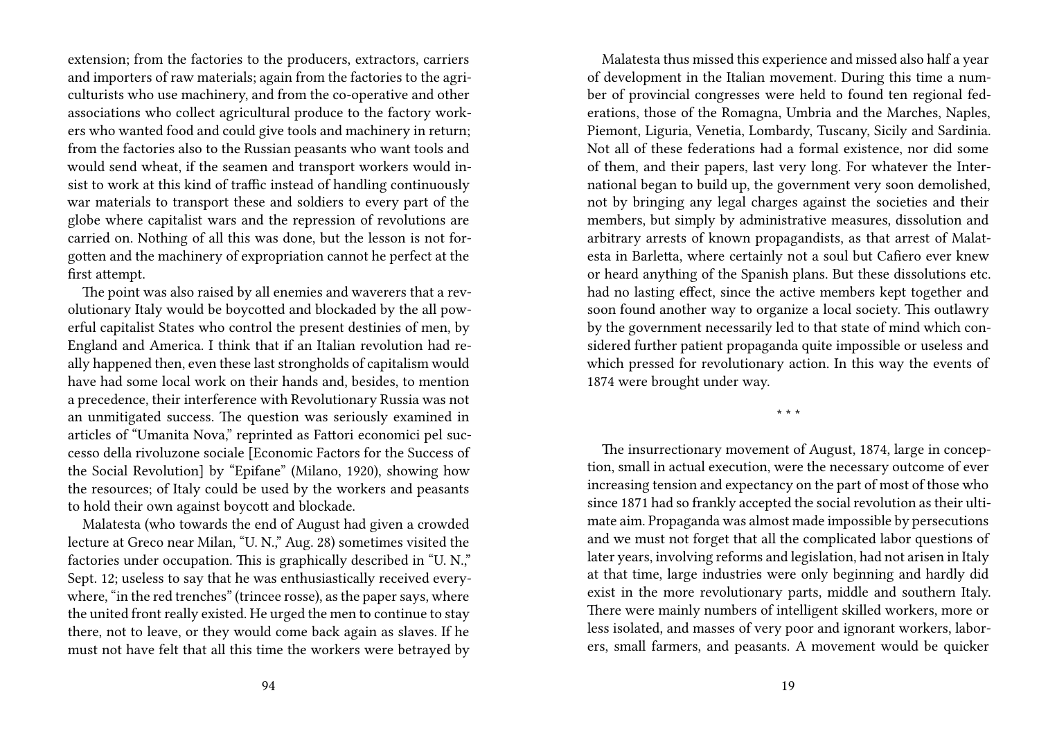extension; from the factories to the producers, extractors, carriers and importers of raw materials; again from the factories to the agriculturists who use machinery, and from the co-operative and other associations who collect agricultural produce to the factory workers who wanted food and could give tools and machinery in return; from the factories also to the Russian peasants who want tools and would send wheat, if the seamen and transport workers would insist to work at this kind of traffic instead of handling continuously war materials to transport these and soldiers to every part of the globe where capitalist wars and the repression of revolutions are carried on. Nothing of all this was done, but the lesson is not forgotten and the machinery of expropriation cannot he perfect at the first attempt.

The point was also raised by all enemies and waverers that a revolutionary Italy would be boycotted and blockaded by the all powerful capitalist States who control the present destinies of men, by England and America. I think that if an Italian revolution had really happened then, even these last strongholds of capitalism would have have had some local work on their hands and, besides, to mention a precedence, their interference with Revolutionary Russia was not an unmitigated success. The question was seriously examined in articles of "Umanita Nova," reprinted as Fattori economici pel successo della rivoluzone sociale [Economic Factors for the Success of the Social Revolution] by "Epifane" (Milano, 1920), showing how the resources; of Italy could be used by the workers and peasants to hold their own against boycott and blockade.

Malatesta (who towards the end of August had given a crowded lecture at Greco near Milan, "U. N.," Aug. 28) sometimes visited the factories under occupation. This is graphically described in "U. N.," Sept. 12; useless to say that he was enthusiastically received everywhere, "in the red trenches" (trincee rosse), as the paper says, where the united front really existed. He urged the men to continue to stay there, not to leave, or they would come back again as slaves. If he must not have felt that all this time the workers were betrayed by

Malatesta thus missed this experience and missed also half a year of development in the Italian movement. During this time a number of provincial congresses were held to found ten regional federations, those of the Romagna, Umbria and the Marches, Naples, Piemont, Liguria, Venetia, Lombardy, Tuscany, Sicily and Sardinia. Not all of these federations had a formal existence, nor did some of them, and their papers, last very long. For whatever the International began to build up, the government very soon demolished, not by bringing any legal charges against the societies and their members, but simply by administrative measures, dissolution and arbitrary arrests of known propagandists, as that arrest of Malatesta in Barletta, where certainly not a soul but Cafiero ever knew or heard anything of the Spanish plans. But these dissolutions etc. had no lasting effect, since the active members kept together and soon found another way to organize a local society. This outlawry by the government necessarily led to that state of mind which considered further patient propaganda quite impossible or useless and which pressed for revolutionary action. In this way the events of 1874 were brought under way.

* * *

The insurrectionary movement of August, 1874, large in conception, small in actual execution, were the necessary outcome of ever increasing tension and expectancy on the part of most of those who since 1871 had so frankly accepted the social revolution as their ultimate aim. Propaganda was almost made impossible by persecutions and we must not forget that all the complicated labor questions of later years, involving reforms and legislation, had not arisen in Italy at that time, large industries were only beginning and hardly did exist in the more revolutionary parts, middle and southern Italy. There were mainly numbers of intelligent skilled workers, more or less isolated, and masses of very poor and ignorant workers, laborers, small farmers, and peasants. A movement would be quicker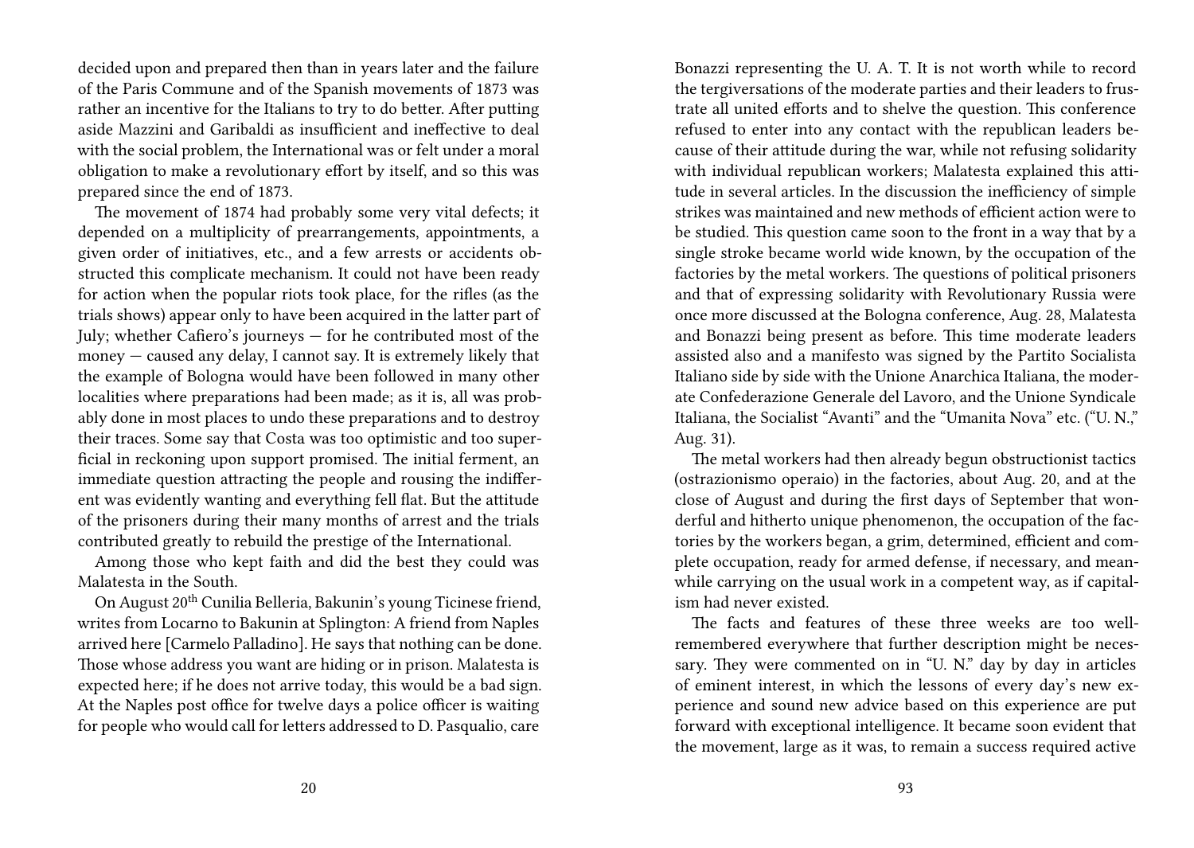decided upon and prepared then than in years later and the failure of the Paris Commune and of the Spanish movements of 1873 was rather an incentive for the Italians to try to do better. After putting aside Mazzini and Garibaldi as insufficient and ineffective to deal with the social problem, the International was or felt under a moral obligation to make a revolutionary effort by itself, and so this was prepared since the end of 1873.

The movement of 1874 had probably some very vital defects; it depended on a multiplicity of prearrangements, appointments, a given order of initiatives, etc., and a few arrests or accidents obstructed this complicate mechanism. It could not have been ready for action when the popular riots took place, for the rifles (as the trials shows) appear only to have been acquired in the latter part of July; whether Cafiero's journeys — for he contributed most of the money — caused any delay, I cannot say. It is extremely likely that the example of Bologna would have been followed in many other localities where preparations had been made; as it is, all was probably done in most places to undo these preparations and to destroy their traces. Some say that Costa was too optimistic and too superficial in reckoning upon support promised. The initial ferment, an immediate question attracting the people and rousing the indifferent was evidently wanting and everything fell flat. But the attitude of the prisoners during their many months of arrest and the trials contributed greatly to rebuild the prestige of the International.

Among those who kept faith and did the best they could was Malatesta in the South.

On August 20th Cunilia Belleria, Bakunin's young Ticinese friend, writes from Locarno to Bakunin at Splington: A friend from Naples arrived here [Carmelo Palladino]. He says that nothing can be done. Those whose address you want are hiding or in prison. Malatesta is expected here; if he does not arrive today, this would be a bad sign. At the Naples post office for twelve days a police officer is waiting for people who would call for letters addressed to D. Pasqualio, care

Bonazzi representing the U. A. T. It is not worth while to record the tergiversations of the moderate parties and their leaders to frustrate all united efforts and to shelve the question. This conference refused to enter into any contact with the republican leaders because of their attitude during the war, while not refusing solidarity with individual republican workers; Malatesta explained this attitude in several articles. In the discussion the inefficiency of simple strikes was maintained and new methods of efficient action were to be studied. This question came soon to the front in a way that by a single stroke became world wide known, by the occupation of the factories by the metal workers. The questions of political prisoners and that of expressing solidarity with Revolutionary Russia were once more discussed at the Bologna conference, Aug. 28, Malatesta and Bonazzi being present as before. This time moderate leaders assisted also and a manifesto was signed by the Partito Socialista Italiano side by side with the Unione Anarchica Italiana, the moderate Confederazione Generale del Lavoro, and the Unione Syndicale Italiana, the Socialist "Avanti" and the "Umanita Nova" etc. ("U. N.," Aug. 31).

The metal workers had then already begun obstructionist tactics (ostrazionismo operaio) in the factories, about Aug. 20, and at the close of August and during the first days of September that wonderful and hitherto unique phenomenon, the occupation of the factories by the workers began, a grim, determined, efficient and complete occupation, ready for armed defense, if necessary, and meanwhile carrying on the usual work in a competent way, as if capitalism had never existed.

The facts and features of these three weeks are too well-remembered everywhere that further description might be necessary. They were commented on in "U. N." day by day in articles of eminent interest, in which the lessons of every day's new experience and sound new advice based on this experience are put forward with exceptional intelligence. It became soon evident that the movement, large as it was, to remain a success required active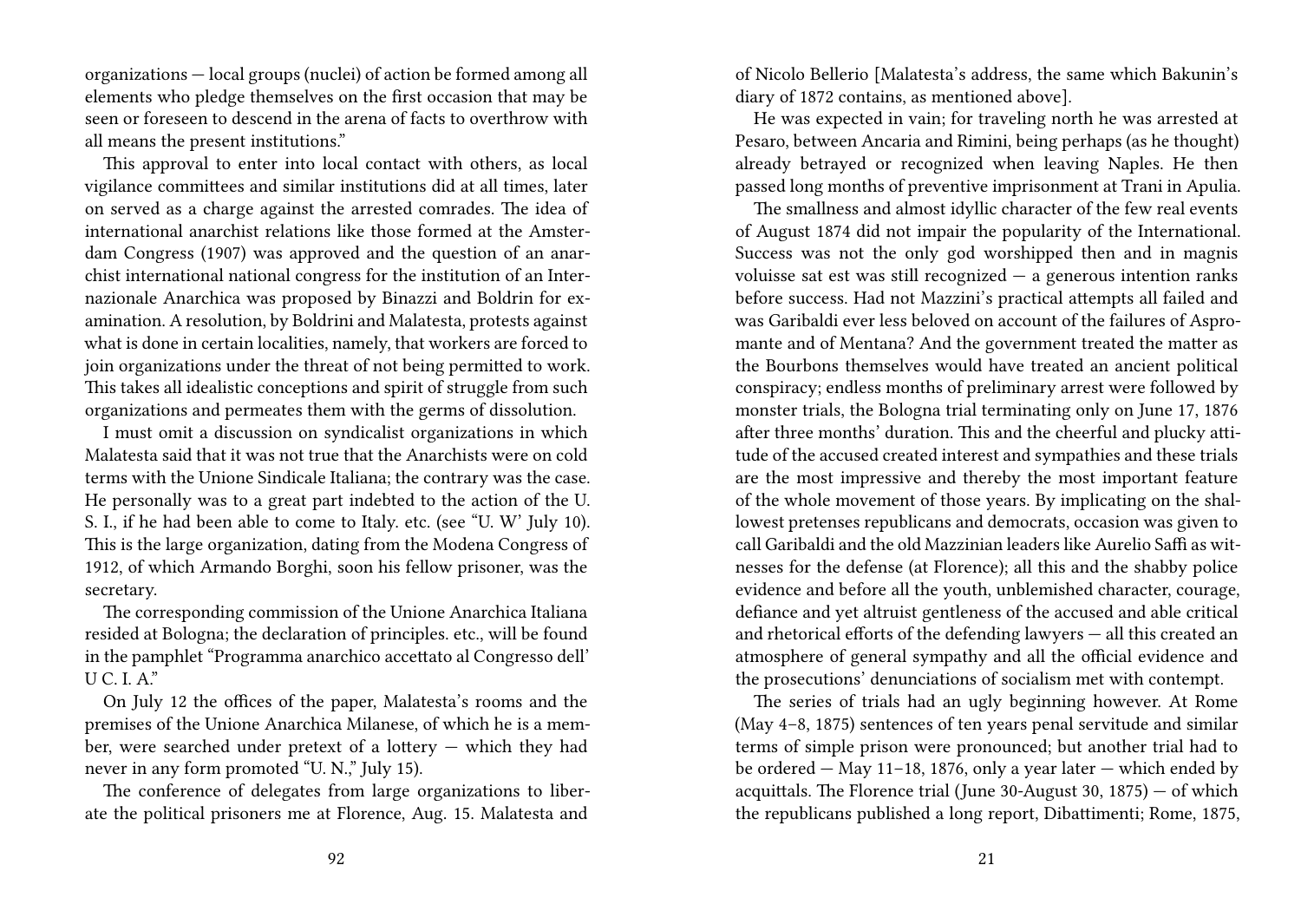organizations — local groups (nuclei) of action be formed among all elements who pledge themselves on the first occasion that may be seen or foreseen to descend in the arena of facts to overthrow with all means the present institutions."

This approval to enter into local contact with others, as local vigilance committees and similar institutions did at all times, later on served as a charge against the arrested comrades. The idea of international anarchist relations like those formed at the Amsterdam Congress (1907) was approved and the question of an anarchist international national congress for the institution of an Internazionale Anarchica was proposed by Binazzi and Boldrin for examination. A resolution, by Boldrini and Malatesta, protests against what is done in certain localities, namely, that workers are forced to join organizations under the threat of not being permitted to work. This takes all idealistic conceptions and spirit of struggle from such organizations and permeates them with the germs of dissolution.

I must omit a discussion on syndicalist organizations in which Malatesta said that it was not true that the Anarchists were on cold terms with the Unione Sindicale Italiana; the contrary was the case. He personally was to a great part indebted to the action of the U. S. I., if he had been able to come to Italy. etc. (see "U. W' July 10). This is the large organization, dating from the Modena Congress of 1912, of which Armando Borghi, soon his fellow prisoner, was the secretary.

The corresponding commission of the Unione Anarchica Italiana resided at Bologna; the declaration of principles. etc., will be found in the pamphlet "Programma anarchico accettato al Congresso dell' U C. I. A."

On July 12 the offices of the paper, Malatesta's rooms and the premises of the Unione Anarchica Milanese, of which he is a member, were searched under pretext of a lottery — which they had never in any form promoted "U. N.," July 15).

The conference of delegates from large organizations to liberate the political prisoners me at Florence, Aug. 15. Malatesta and

of Nicolo Bellerio [Malatesta's address, the same which Bakunin's diary of 1872 contains, as mentioned above].

He was expected in vain; for traveling north he was arrested at Pesaro, between Ancaria and Rimini, being perhaps (as he thought) already betrayed or recognized when leaving Naples. He then passed long months of preventive imprisonment at Trani in Apulia.

The smallness and almost idyllic character of the few real events of August 1874 did not impair the popularity of the International. Success was not the only god worshipped then and in magnis voluisse sat est was still recognized — a generous intention ranks before success. Had not Mazzini's practical attempts all failed and was Garibaldi ever less beloved on account of the failures of Aspromante and of Mentana? And the government treated the matter as the Bourbons themselves would have treated an ancient political conspiracy; endless months of preliminary arrest were followed by monster trials, the Bologna trial terminating only on June 17, 1876 after three months' duration. This and the cheerful and plucky attitude of the accused created interest and sympathies and these trials are the most impressive and thereby the most important feature of the whole movement of those years. By implicating on the shallowest pretenses republicans and democrats, occasion was given to call Garibaldi and the old Mazzinian leaders like Aurelio Saffi as witnesses for the defense (at Florence); all this and the shabby police evidence and before all the youth, unblemished character, courage, defiance and yet altruist gentleness of the accused and able critical and rhetorical efforts of the defending lawyers — all this created an atmosphere of general sympathy and all the official evidence and the prosecutions' denunciations of socialism met with contempt.

The series of trials had an ugly beginning however. At Rome (May 4–8, 1875) sentences of ten years penal servitude and similar terms of simple prison were pronounced; but another trial had to be ordered — May 11–18, 1876, only a year later — which ended by acquittals. The Florence trial (June 30-August 30, 1875) — of which the republicans published a long report, Dibattimenti; Rome, 1875,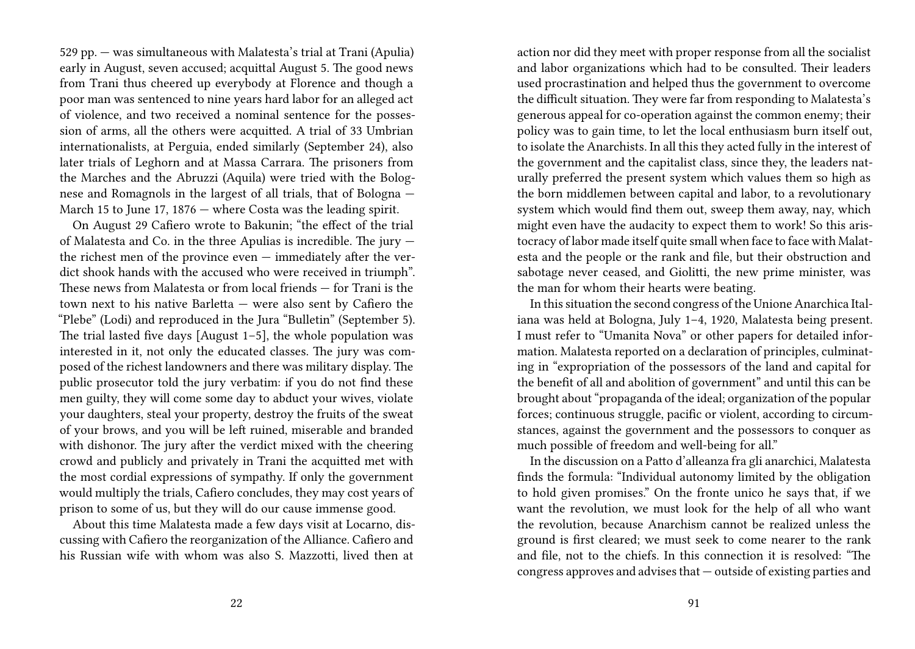529 pp. — was simultaneous with Malatesta's trial at Trani (Apulia) early in August, seven accused; acquittal August 5. The good news from Trani thus cheered up everybody at Florence and though a poor man was sentenced to nine years hard labor for an alleged act of violence, and two received a nominal sentence for the possession of arms, all the others were acquitted. A trial of 33 Umbrian internationalists, at Perguia, ended similarly (September 24), also later trials of Leghorn and at Massa Carrara. The prisoners from the Marches and the Abruzzi (Aquila) were tried with the Bolognese and Romagnols in the largest of all trials, that of Bologna — March 15 to June 17, 1876 — where Costa was the leading spirit.

On August 29 Cafiero wrote to Bakunin; "the effect of the trial of Malatesta and Co. in the three Apulias is incredible. The jury — the richest men of the province even — immediately after the verdict shook hands with the accused who were received in triumph". These news from Malatesta or from local friends — for Trani is the town next to his native Barletta — were also sent by Cafiero the "Plebe" (Lodi) and reproduced in the Jura "Bulletin" (September 5). The trial lasted five days [August 1–5], the whole population was interested in it, not only the educated classes. The jury was composed of the richest landowners and there was military display. The public prosecutor told the jury verbatim: if you do not find these men guilty, they will come some day to abduct your wives, violate your daughters, steal your property, destroy the fruits of the sweat of your brows, and you will be left ruined, miserable and branded with dishonor. The jury after the verdict mixed with the cheering crowd and publicly and privately in Trani the acquitted met with the most cordial expressions of sympathy. If only the government would multiply the trials, Cafiero concludes, they may cost years of prison to some of us, but they will do our cause immense good.

About this time Malatesta made a few days visit at Locarno, discussing with Cafiero the reorganization of the Alliance. Cafiero and his Russian wife with whom was also S. Mazzotti, lived then at

action nor did they meet with proper response from all the socialist and labor organizations which had to be consulted. Their leaders used procrastination and helped thus the government to overcome the difficult situation. They were far from responding to Malatesta's generous appeal for co-operation against the common enemy; their policy was to gain time, to let the local enthusiasm burn itself out, to isolate the Anarchists. In all this they acted fully in the interest of the government and the capitalist class, since they, the leaders naturally preferred the present system which values them so high as the born middlemen between capital and labor, to a revolutionary system which would find them out, sweep them away, nay, which might even have the audacity to expect them to work! So this aristocracy of labor made itself quite small when face to face with Malatesta and the people or the rank and file, but their obstruction and sabotage never ceased, and Giolitti, the new prime minister, was the man for whom their hearts were beating.

In this situation the second congress of the Unione Anarchica Italiana was held at Bologna, July 1–4, 1920, Malatesta being present. I must refer to "Umanita Nova" or other papers for detailed information. Malatesta reported on a declaration of principles, culminating in "expropriation of the possessors of the land and capital for the benefit of all and abolition of government" and until this can be brought about "propaganda of the ideal; organization of the popular forces; continuous struggle, pacific or violent, according to circumstances, against the government and the possessors to conquer as much possible of freedom and well-being for all."

In the discussion on a Patto d'alleanza fra gli anarchici, Malatesta finds the formula: "Individual autonomy limited by the obligation to hold given promises." On the fronte unico he says that, if we want the revolution, we must look for the help of all who want the revolution, because Anarchism cannot be realized unless the ground is first cleared; we must seek to come nearer to the rank and file, not to the chiefs. In this connection it is resolved: "The congress approves and advises that — outside of existing parties and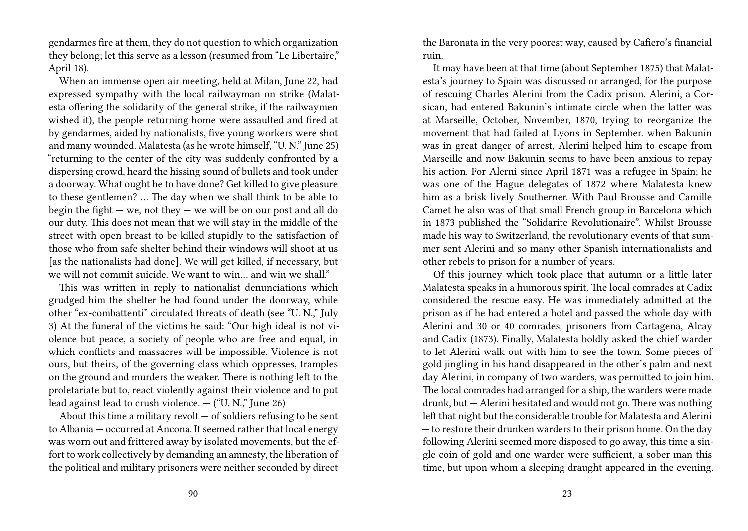gendarmes fire at them, they do not question to which organization they belong; let this serve as a lesson (resumed from "Le Libertaire," April 18).

When an immense open air meeting, held at Milan, June 22, had expressed sympathy with the local railwayman on strike (Malatesta offering the solidarity of the general strike, if the railwaymen wished it), the people returning home were assaulted and fired at by gendarmes, aided by nationalists, five young workers were shot and many wounded. Malatesta (as he wrote himself, "U. N." June 25) "returning to the center of the city was suddenly confronted by a dispersing crowd, heard the hissing sound of bullets and took under a doorway. What ought he to have done? Get killed to give pleasure to these gentlemen? … The day when we shall think to be able to begin the fight — we, not they — we will be on our post and all do our duty. This does not mean that we will stay in the middle of the street with open breast to be killed stupidly to the satisfaction of those who from safe shelter behind their windows will shoot at us [as the nationalists had done]. We will get killed, if necessary, but we will not commit suicide. We want to win… and win we shall."

This was written in reply to nationalist denunciations which grudged him the shelter he had found under the doorway, while other "ex-combattenti" circulated threats of death (see "U. N.," July 3) At the funeral of the victims he said: "Our high ideal is not violence but peace, a society of people who are free and equal, in which conflicts and massacres will be impossible. Violence is not ours, but theirs, of the governing class which oppresses, tramples on the ground and murders the weaker. There is nothing left to the proletariate but to, react violently against their violence and to put lead against lead to crush violence. — ("U. N.," June 26)

About this time a military revolt — of soldiers refusing to be sent to Albania — occurred at Ancona. It seemed rather that local energy was worn out and frittered away by isolated movements, but the effort to work collectively by demanding an amnesty, the liberation of the political and military prisoners were neither seconded by direct

the Baronata in the very poorest way, caused by Cafiero's financial ruin.

It may have been at that time (about September 1875) that Malatesta's journey to Spain was discussed or arranged, for the purpose of rescuing Charles Alerini from the Cadix prison. Alerini, a Corsican, had entered Bakunin's intimate circle when the latter was at Marseille, October, November, 1870, trying to reorganize the movement that had failed at Lyons in September. when Bakunin was in great danger of arrest, Alerini helped him to escape from Marseille and now Bakunin seems to have been anxious to repay his action. For Alerni since April 1871 was a refugee in Spain; he was one of the Hague delegates of 1872 where Malatesta knew him as a brisk lively Southerner. With Paul Brousse and Camille Camet he also was of that small French group in Barcelona which in 1873 published the "Solidarite Revolutionaire". Whilst Brousse made his way to Switzerland, the revolutionary events of that summer sent Alerini and so many other Spanish internationalists and other rebels to prison for a number of years.

Of this journey which took place that autumn or a little later Malatesta speaks in a humorous spirit. The local comrades at Cadix considered the rescue easy. He was immediately admitted at the prison as if he had entered a hotel and passed the whole day with Alerini and 30 or 40 comrades, prisoners from Cartagena, Alcay and Cadix (1873). Finally, Malatesta boldly asked the chief warder to let Alerini walk out with him to see the town. Some pieces of gold jingling in his hand disappeared in the other's palm and next day Alerini, in company of two warders, was permitted to join him. The local comrades had arranged for a ship, the warders were made drunk, but — Alerini hesitated and would not go. There was nothing left that night but the considerable trouble for Malatesta and Alerini — to restore their drunken warders to their prison home. On the day following Alerini seemed more disposed to go away, this time a single coin of gold and one warder were sufficient, a sober man this time, but upon whom a sleeping draught appeared in the evening.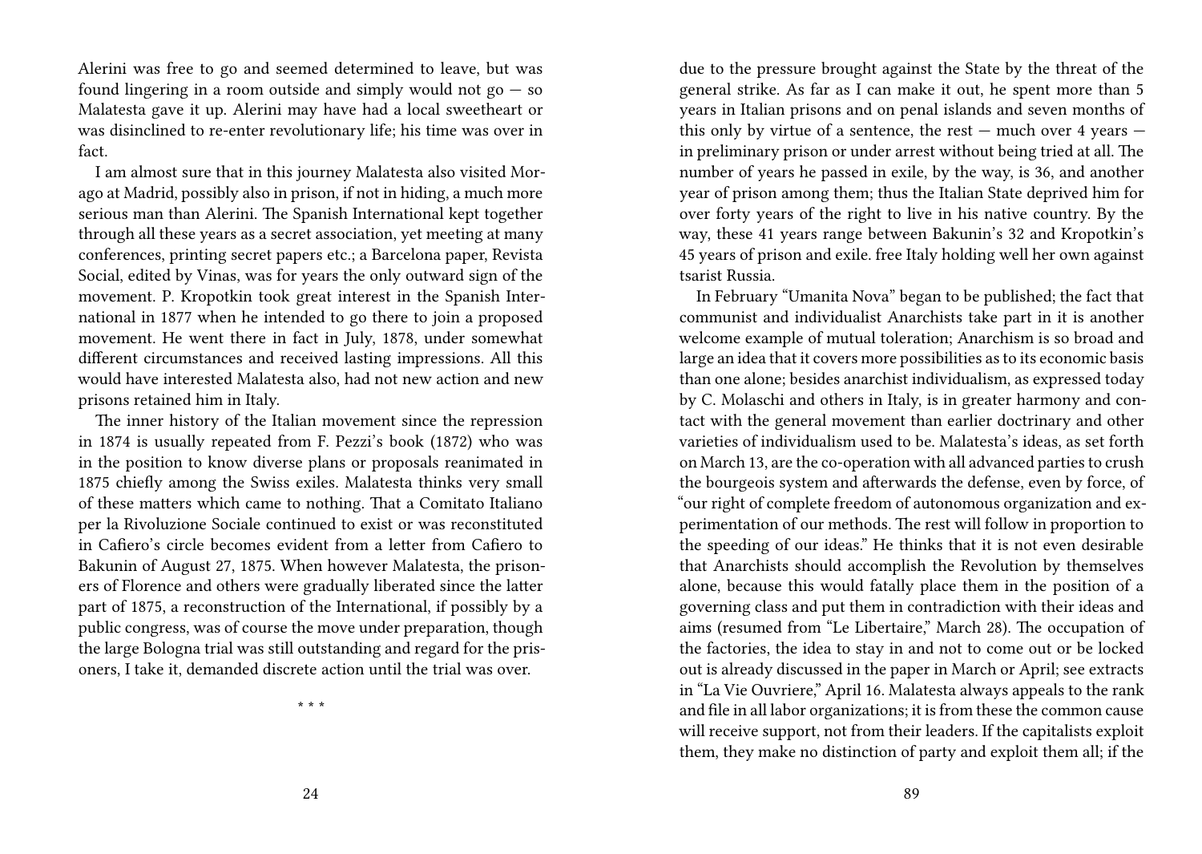Alerini was free to go and seemed determined to leave, but was found lingering in a room outside and simply would not go — so Malatesta gave it up. Alerini may have had a local sweetheart or was disinclined to re-enter revolutionary life; his time was over in fact.

I am almost sure that in this journey Malatesta also visited Morago at Madrid, possibly also in prison, if not in hiding, a much more serious man than Alerini. The Spanish International kept together through all these years as a secret association, yet meeting at many conferences, printing secret papers etc.; a Barcelona paper, Revista Social, edited by Vinas, was for years the only outward sign of the movement. P. Kropotkin took great interest in the Spanish International in 1877 when he intended to go there to join a proposed movement. He went there in fact in July, 1878, under somewhat different circumstances and received lasting impressions. All this would have interested Malatesta also, had not new action and new prisons retained him in Italy.

The inner history of the Italian movement since the repression in 1874 is usually repeated from F. Pezzi's book (1872) who was in the position to know diverse plans or proposals reanimated in 1875 chiefly among the Swiss exiles. Malatesta thinks very small of these matters which came to nothing. That a Comitato Italiano per la Rivoluzione Sociale continued to exist or was reconstituted in Cafiero's circle becomes evident from a letter from Cafiero to Bakunin of August 27, 1875. When however Malatesta, the prisoners of Florence and others were gradually liberated since the latter part of 1875, a reconstruction of the International, if possibly by a public congress, was of course the move under preparation, though the large Bologna trial was still outstanding and regard for the prisoners, I take it, demanded discrete action until the trial was over.

\* \* \*

due to the pressure brought against the State by the threat of the general strike. As far as I can make it out, he spent more than 5 years in Italian prisons and on penal islands and seven months of this only by virtue of a sentence, the rest — much over 4 years — in preliminary prison or under arrest without being tried at all. The number of years he passed in exile, by the way, is 36, and another year of prison among them; thus the Italian State deprived him for over forty years of the right to live in his native country. By the way, these 41 years range between Bakunin's 32 and Kropotkin's 45 years of prison and exile. free Italy holding well her own against tsarist Russia.

In February "Umanita Nova" began to be published; the fact that communist and individualist Anarchists take part in it is another welcome example of mutual toleration; Anarchism is so broad and large an idea that it covers more possibilities as to its economic basis than one alone; besides anarchist individualism, as expressed today by C. Molaschi and others in Italy, is in greater harmony and contact with the general movement than earlier doctrinary and other varieties of individualism used to be. Malatesta's ideas, as set forth on March 13, are the co-operation with all advanced parties to crush the bourgeois system and afterwards the defense, even by force, of "our right of complete freedom of autonomous organization and experimentation of our methods. The rest will follow in proportion to the speeding of our ideas." He thinks that it is not even desirable that Anarchists should accomplish the Revolution by themselves alone, because this would fatally place them in the position of a governing class and put them in contradiction with their ideas and aims (resumed from "Le Libertaire," March 28). The occupation of the factories, the idea to stay in and not to come out or be locked out is already discussed in the paper in March or April; see extracts in "La Vie Ouvriere," April 16. Malatesta always appeals to the rank and file in all labor organizations; it is from these the common cause will receive support, not from their leaders. If the capitalists exploit them, they make no distinction of party and exploit them all; if the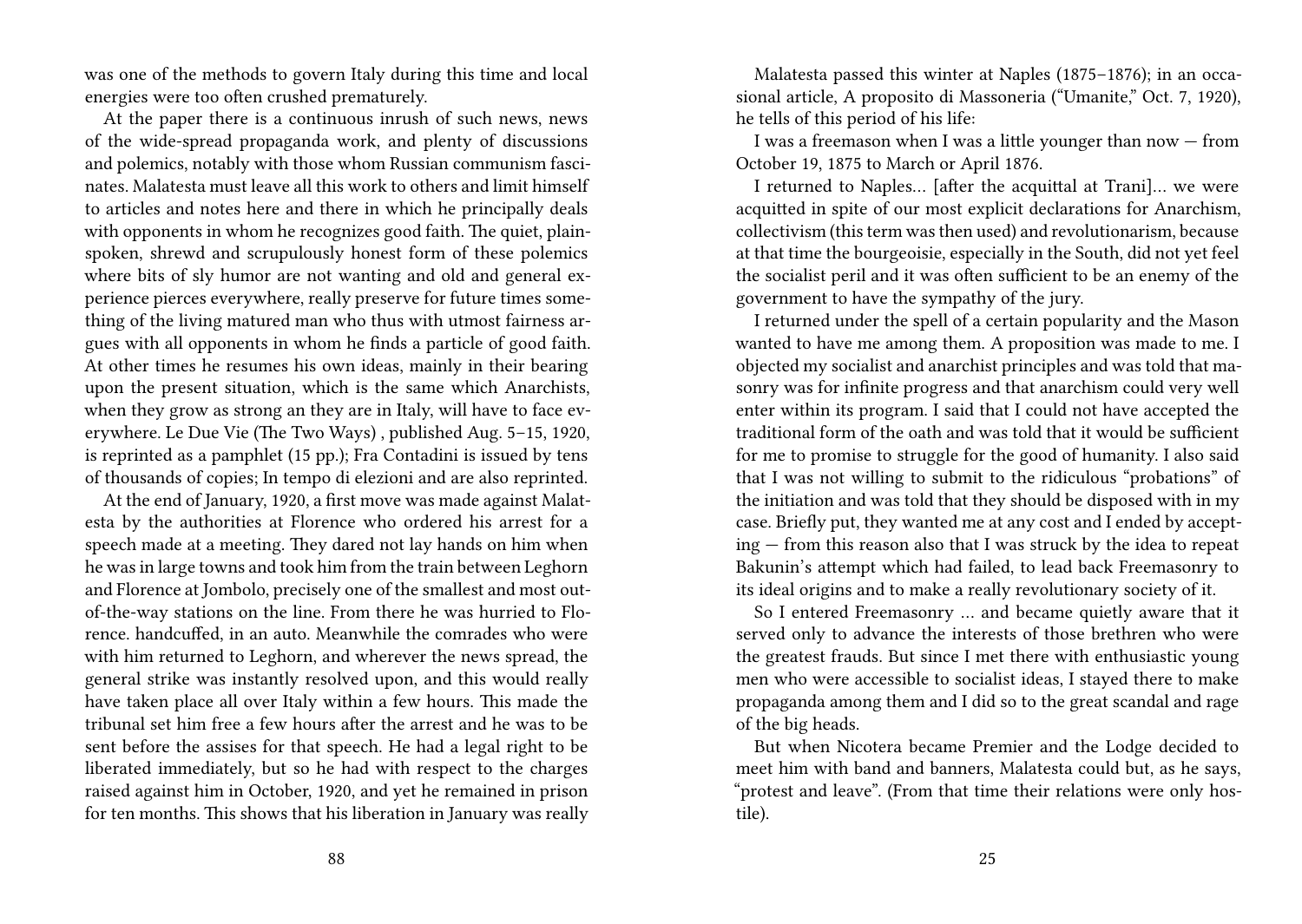was one of the methods to govern Italy during this time and local energies were too often crushed prematurely.

At the paper there is a continuous inrush of such news, news of the wide-spread propaganda work, and plenty of discussions and polemics, notably with those whom Russian communism fascinates. Malatesta must leave all this work to others and limit himself to articles and notes here and there in which he principally deals with opponents in whom he recognizes good faith. The quiet, plain-spoken, shrewd and scrupulously honest form of these polemics where bits of sly humor are not wanting and old and general experience pierces everywhere, really preserve for future times something of the living matured man who thus with utmost fairness argues with all opponents in whom he finds a particle of good faith. At other times he resumes his own ideas, mainly in their bearing upon the present situation, which is the same which Anarchists, when they grow as strong an they are in Italy, will have to face everywhere. Le Due Vie (The Two Ways) , published Aug. 5–15, 1920, is reprinted as a pamphlet (15 pp.); Fra Contadini is issued by tens of thousands of copies; In tempo di elezioni and are also reprinted.

At the end of January, 1920, a first move was made against Malatesta by the authorities at Florence who ordered his arrest for a speech made at a meeting. They dared not lay hands on him when he was in large towns and took him from the train between Leghorn and Florence at Jombolo, precisely one of the smallest and most out-of-the-way stations on the line. From there he was hurried to Florence. handcuffed, in an auto. Meanwhile the comrades who were with him returned to Leghorn, and wherever the news spread, the general strike was instantly resolved upon, and this would really have taken place all over Italy within a few hours. This made the tribunal set him free a few hours after the arrest and he was to be sent before the assises for that speech. He had a legal right to be liberated immediately, but so he had with respect to the charges raised against him in October, 1920, and yet he remained in prison for ten months. This shows that his liberation in January was really

Malatesta passed this winter at Naples (1875–1876); in an occasional article, A proposito di Massoneria ("Umanite," Oct. 7, 1920), he tells of this period of his life:

I was a freemason when I was a little younger than now — from October 19, 1875 to March or April 1876.

I returned to Naples… [after the acquittal at Trani]… we were acquitted in spite of our most explicit declarations for Anarchism, collectivism (this term was then used) and revolutionarism, because at that time the bourgeoisie, especially in the South, did not yet feel the socialist peril and it was often sufficient to be an enemy of the government to have the sympathy of the jury.

I returned under the spell of a certain popularity and the Mason wanted to have me among them. A proposition was made to me. I objected my socialist and anarchist principles and was told that masonry was for infinite progress and that anarchism could very well enter within its program. I said that I could not have accepted the traditional form of the oath and was told that it would be sufficient for me to promise to struggle for the good of humanity. I also said that I was not willing to submit to the ridiculous "probations" of the initiation and was told that they should be disposed with in my case. Briefly put, they wanted me at any cost and I ended by accepting — from this reason also that I was struck by the idea to repeat Bakunin's attempt which had failed, to lead back Freemasonry to its ideal origins and to make a really revolutionary society of it.

So I entered Freemasonry … and became quietly aware that it served only to advance the interests of those brethren who were the greatest frauds. But since I met there with enthusiastic young men who were accessible to socialist ideas, I stayed there to make propaganda among them and I did so to the great scandal and rage of the big heads.

But when Nicotera became Premier and the Lodge decided to meet him with band and banners, Malatesta could but, as he says, "protest and leave". (From that time their relations were only hostile).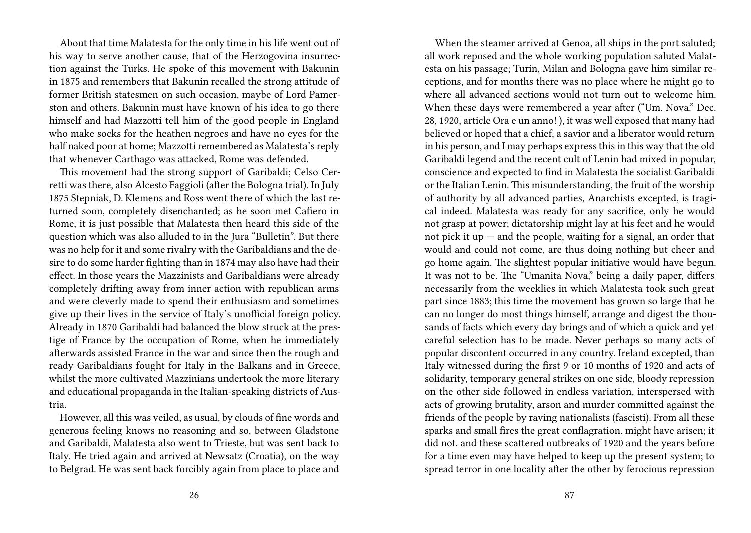About that time Malatesta for the only time in his life went out of his way to serve another cause, that of the Herzogovina insurrection against the Turks. He spoke of this movement with Bakunin in 1875 and remembers that Bakunin recalled the strong attitude of former British statesmen on such occasion, maybe of Lord Pamerston and others. Bakunin must have known of his idea to go there himself and had Mazzotti tell him of the good people in England who make socks for the heathen negroes and have no eyes for the half naked poor at home; Mazzotti remembered as Malatesta's reply that whenever Carthago was attacked, Rome was defended.

This movement had the strong support of Garibaldi; Celso Cerretti was there, also Alcesto Faggioli (after the Bologna trial). In July 1875 Stepniak, D. Klemens and Ross went there of which the last returned soon, completely disenchanted; as he soon met Cafiero in Rome, it is just possible that Malatesta then heard this side of the question which was also alluded to in the Jura "Bulletin". But there was no help for it and some rivalry with the Garibaldians and the desire to do some harder fighting than in 1874 may also have had their effect. In those years the Mazzinists and Garibaldians were already completely drifting away from inner action with republican arms and were cleverly made to spend their enthusiasm and sometimes give up their lives in the service of Italy's unofficial foreign policy. Already in 1870 Garibaldi had balanced the blow struck at the prestige of France by the occupation of Rome, when he immediately afterwards assisted France in the war and since then the rough and ready Garibaldians fought for Italy in the Balkans and in Greece, whilst the more cultivated Mazzinians undertook the more literary and educational propaganda in the Italian-speaking districts of Austria.

However, all this was veiled, as usual, by clouds of fine words and generous feeling knows no reasoning and so, between Gladstone and Garibaldi, Malatesta also went to Trieste, but was sent back to Italy. He tried again and arrived at Newsatz (Croatia), on the way to Belgrad. He was sent back forcibly again from place to place and

When the steamer arrived at Genoa, all ships in the port saluted; all work reposed and the whole working population saluted Malatesta on his passage; Turin, Milan and Bologna gave him similar receptions, and for months there was no place where he might go to where all advanced sections would not turn out to welcome him. When these days were remembered a year after ("Um. Nova." Dec. 28, 1920, article Ora e un anno! ), it was well exposed that many had believed or hoped that a chief, a savior and a liberator would return in his person, and I may perhaps express this in this way that the old Garibaldi legend and the recent cult of Lenin had mixed in popular, conscience and expected to find in Malatesta the socialist Garibaldi or the Italian Lenin. This misunderstanding, the fruit of the worship of authority by all advanced parties, Anarchists excepted, is tragical indeed. Malatesta was ready for any sacrifice, only he would not grasp at power; dictatorship might lay at his feet and he would not pick it up — and the people, waiting for a signal, an order that would and could not come, are thus doing nothing but cheer and go home again. The slightest popular initiative would have begun. It was not to be. The "Umanita Nova," being a daily paper, differs necessarily from the weeklies in which Malatesta took such great part since 1883; this time the movement has grown so large that he can no longer do most things himself, arrange and digest the thousands of facts which every day brings and of which a quick and yet careful selection has to be made. Never perhaps so many acts of popular discontent occurred in any country. Ireland excepted, than Italy witnessed during the first 9 or 10 months of 1920 and acts of solidarity, temporary general strikes on one side, bloody repression on the other side followed in endless variation, interspersed with acts of growing brutality, arson and murder committed against the friends of the people by raving nationalists (fascisti). From all these sparks and small fires the great conflagration. might have arisen; it did not. and these scattered outbreaks of 1920 and the years before for a time even may have helped to keep up the present system; to spread terror in one locality after the other by ferocious repression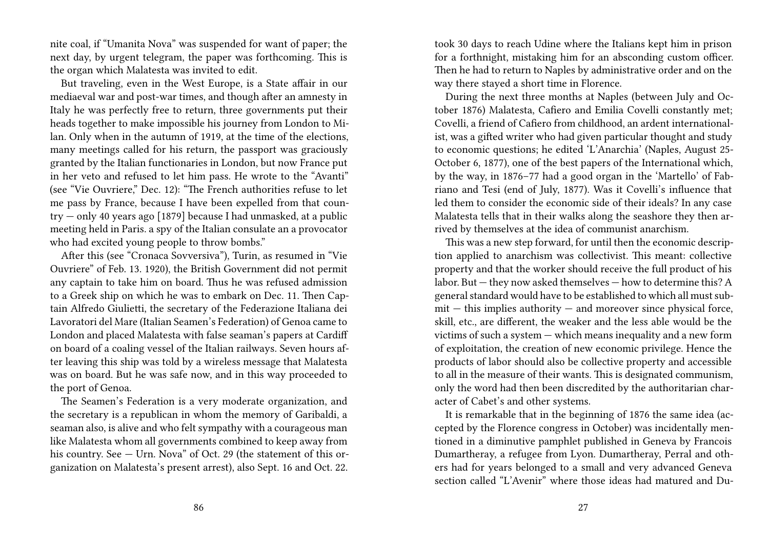nite coal, if "Umanita Nova" was suspended for want of paper; the next day, by urgent telegram, the paper was forthcoming. This is the organ which Malatesta was invited to edit.

But traveling, even in the West Europe, is a State affair in our mediaeval war and post-war times, and though after an amnesty in Italy he was perfectly free to return, three governments put their heads together to make impossible his journey from London to Milan. Only when in the autumn of 1919, at the time of the elections, many meetings called for his return, the passport was graciously granted by the Italian functionaries in London, but now France put in her veto and refused to let him pass. He wrote to the "Avanti" (see "Vie Ouvriere," Dec. 12): "The French authorities refuse to let me pass by France, because I have been expelled from that country — only 40 years ago [1879] because I had unmasked, at a public meeting held in Paris. a spy of the Italian consulate an a provocator who had excited young people to throw bombs."

After this (see "Cronaca Sovversiva"), Turin, as resumed in "Vie Ouvriere" of Feb. 13. 1920), the British Government did not permit any captain to take him on board. Thus he was refused admission to a Greek ship on which he was to embark on Dec. 11. Then Captain Alfredo Giulietti, the secretary of the Federazione Italiana dei Lavoratori del Mare (Italian Seamen's Federation) of Genoa came to London and placed Malatesta with false seaman's papers at Cardiff on board of a coaling vessel of the Italian railways. Seven hours after leaving this ship was told by a wireless message that Malatesta was on board. But he was safe now, and in this way proceeded to the port of Genoa.

The Seamen's Federation is a very moderate organization, and the secretary is a republican in whom the memory of Garibaldi, a seaman also, is alive and who felt sympathy with a courageous man like Malatesta whom all governments combined to keep away from his country. See — Urn. Nova" of Oct. 29 (the statement of this organization on Malatesta's present arrest), also Sept. 16 and Oct. 22.

took 30 days to reach Udine where the Italians kept him in prison for a forthnight, mistaking him for an absconding custom officer. Then he had to return to Naples by administrative order and on the way there stayed a short time in Florence.

During the next three months at Naples (between July and October 1876) Malatesta, Cafiero and Emilia Covelli constantly met; Covelli, a friend of Cafiero from childhood, an ardent internationalist, was a gifted writer who had given particular thought and study to economic questions; he edited 'L'Anarchia' (Naples, August 25-October 6, 1877), one of the best papers of the International which, by the way, in 1876–77 had a good organ in the 'Martello' of Fabriano and Tesi (end of July, 1877). Was it Covelli's influence that led them to consider the economic side of their ideals? In any case Malatesta tells that in their walks along the seashore they then arrived by themselves at the idea of communist anarchism.

This was a new step forward, for until then the economic description applied to anarchism was collectivist. This meant: collective property and that the worker should receive the full product of his labor. But — they now asked themselves — how to determine this? A general standard would have to be established to which all must submit — this implies authority — and moreover since physical force, skill, etc., are different, the weaker and the less able would be the victims of such a system — which means inequality and a new form of exploitation, the creation of new economic privilege. Hence the products of labor should also be collective property and accessible to all in the measure of their wants. This is designated communism, only the word had then been discredited by the authoritarian character of Cabet's and other systems.

It is remarkable that in the beginning of 1876 the same idea (accepted by the Florence congress in October) was incidentally mentioned in a diminutive pamphlet published in Geneva by Francois Dumartheray, a refugee from Lyon. Dumartheray, Perral and others had for years belonged to a small and very advanced Geneva section called "L'Avenir" where those ideas had matured and Du-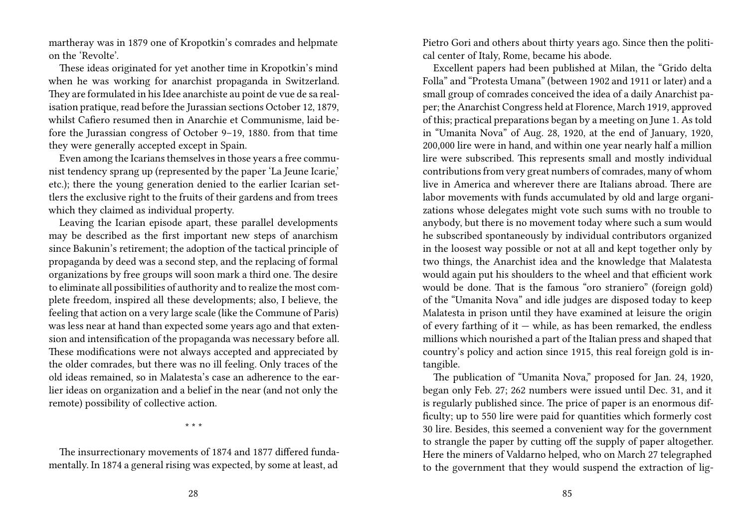martheray was in 1879 one of Kropotkin's comrades and helpmate on the 'Revolte'.

These ideas originated for yet another time in Kropotkin's mind when he was working for anarchist propaganda in Switzerland. They are formulated in his Idee anarchiste au point de vue de sa realisation pratique, read before the Jurassian sections October 12, 1879, whilst Cafiero resumed then in Anarchie et Communisme, laid before the Jurassian congress of October 9–19, 1880. from that time they were generally accepted except in Spain.

Even among the Icarians themselves in those years a free communist tendency sprang up (represented by the paper 'La Jeune Icarie,' etc.); there the young generation denied to the earlier Icarian settlers the exclusive right to the fruits of their gardens and from trees which they claimed as individual property.

Leaving the Icarian episode apart, these parallel developments may be described as the first important new steps of anarchism since Bakunin's retirement; the adoption of the tactical principle of propaganda by deed was a second step, and the replacing of formal organizations by free groups will soon mark a third one. The desire to eliminate all possibilities of authority and to realize the most complete freedom, inspired all these developments; also, I believe, the feeling that action on a very large scale (like the Commune of Paris) was less near at hand than expected some years ago and that extension and intensification of the propaganda was necessary before all. These modifications were not always accepted and appreciated by the older comrades, but there was no ill feeling. Only traces of the old ideas remained, so in Malatesta's case an adherence to the earlier ideas on organization and a belief in the near (and not only the remote) possibility of collective action.

* * *

The insurrectionary movements of 1874 and 1877 differed fundamentally. In 1874 a general rising was expected, by some at least, ad

Pietro Gori and others about thirty years ago. Since then the political center of Italy, Rome, became his abode.

Excellent papers had been published at Milan, the "Grido delta Folla" and "Protesta Umana" (between 1902 and 1911 or later) and a small group of comrades conceived the idea of a daily Anarchist paper; the Anarchist Congress held at Florence, March 1919, approved of this; practical preparations began by a meeting on June 1. As told in "Umanita Nova" of Aug. 28, 1920, at the end of January, 1920, 200,000 lire were in hand, and within one year nearly half a million lire were subscribed. This represents small and mostly individual contributions from very great numbers of comrades, many of whom live in America and wherever there are Italians abroad. There are labor movements with funds accumulated by old and large organizations whose delegates might vote such sums with no trouble to anybody, but there is no movement today where such a sum would he subscribed spontaneously by individual contributors organized in the loosest way possible or not at all and kept together only by two things, the Anarchist idea and the knowledge that Malatesta would again put his shoulders to the wheel and that efficient work would be done. That is the famous "oro straniero" (foreign gold) of the "Umanita Nova" and idle judges are disposed today to keep Malatesta in prison until they have examined at leisure the origin of every farthing of it — while, as has been remarked, the endless millions which nourished a part of the Italian press and shaped that country's policy and action since 1915, this real foreign gold is intangible.

The publication of "Umanita Nova," proposed for Jan. 24, 1920, began only Feb. 27; 262 numbers were issued until Dec. 31, and it is regularly published since. The price of paper is an enormous difficulty; up to 550 lire were paid for quantities which formerly cost 30 lire. Besides, this seemed a convenient way for the government to strangle the paper by cutting off the supply of paper altogether. Here the miners of Valdarno helped, who on March 27 telegraphed to the government that they would suspend the extraction of lig-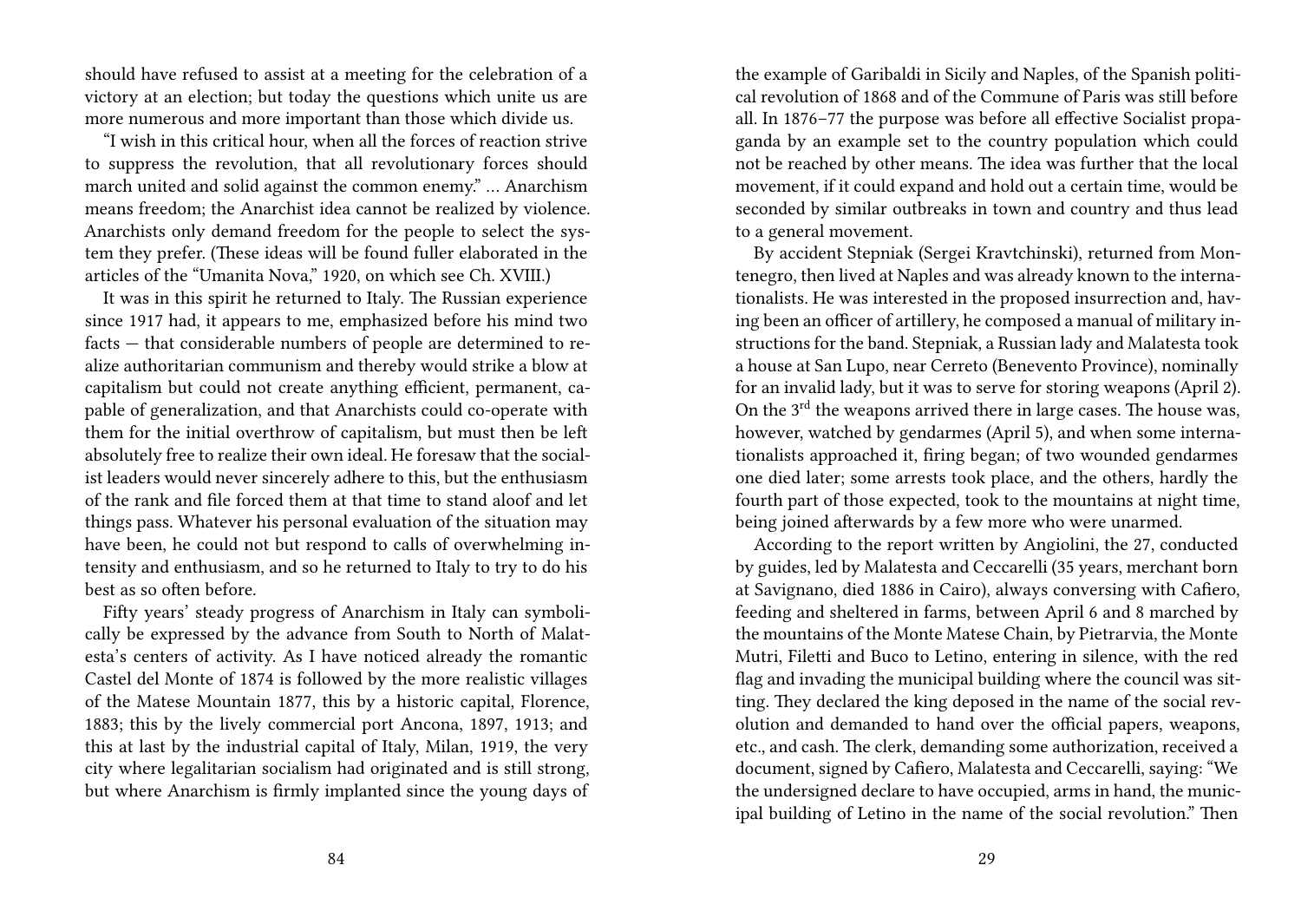should have refused to assist at a meeting for the celebration of a victory at an election; but today the questions which unite us are more numerous and more important than those which divide us.

"I wish in this critical hour, when all the forces of reaction strive to suppress the revolution, that all revolutionary forces should march united and solid against the common enemy." … Anarchism means freedom; the Anarchist idea cannot be realized by violence. Anarchists only demand freedom for the people to select the system they prefer. (These ideas will be found fuller elaborated in the articles of the "Umanita Nova," 1920, on which see Ch. XVIII.)

It was in this spirit he returned to Italy. The Russian experience since 1917 had, it appears to me, emphasized before his mind two facts — that considerable numbers of people are determined to realize authoritarian communism and thereby would strike a blow at capitalism but could not create anything efficient, permanent, capable of generalization, and that Anarchists could co-operate with them for the initial overthrow of capitalism, but must then be left absolutely free to realize their own ideal. He foresaw that the socialist leaders would never sincerely adhere to this, but the enthusiasm of the rank and file forced them at that time to stand aloof and let things pass. Whatever his personal evaluation of the situation may have been, he could not but respond to calls of overwhelming intensity and enthusiasm, and so he returned to Italy to try to do his best as so often before.

Fifty years' steady progress of Anarchism in Italy can symbolically be expressed by the advance from South to North of Malatesta's centers of activity. As I have noticed already the romantic Castel del Monte of 1874 is followed by the more realistic villages of the Matese Mountain 1877, this by a historic capital, Florence, 1883; this by the lively commercial port Ancona, 1897, 1913; and this at last by the industrial capital of Italy, Milan, 1919, the very city where legalitarian socialism had originated and is still strong, but where Anarchism is firmly implanted since the young days of

the example of Garibaldi in Sicily and Naples, of the Spanish political revolution of 1868 and of the Commune of Paris was still before all. In 1876–77 the purpose was before all effective Socialist propaganda by an example set to the country population which could not be reached by other means. The idea was further that the local movement, if it could expand and hold out a certain time, would be seconded by similar outbreaks in town and country and thus lead to a general movement.

By accident Stepniak (Sergei Kravtchinski), returned from Montenegro, then lived at Naples and was already known to the internationalists. He was interested in the proposed insurrection and, having been an officer of artillery, he composed a manual of military instructions for the band. Stepniak, a Russian lady and Malatesta took a house at San Lupo, near Cerreto (Benevento Province), nominally for an invalid lady, but it was to serve for storing weapons (April 2). On the 3rd the weapons arrived there in large cases. The house was, however, watched by gendarmes (April 5), and when some internationalists approached it, firing began; of two wounded gendarmes one died later; some arrests took place, and the others, hardly the fourth part of those expected, took to the mountains at night time, being joined afterwards by a few more who were unarmed.

According to the report written by Angiolini, the 27, conducted by guides, led by Malatesta and Ceccarelli (35 years, merchant born at Savignano, died 1886 in Cairo), always conversing with Cafiero, feeding and sheltered in farms, between April 6 and 8 marched by the mountains of the Monte Matese Chain, by Pietrarvia, the Monte Mutri, Filetti and Buco to Letino, entering in silence, with the red flag and invading the municipal building where the council was sitting. They declared the king deposed in the name of the social revolution and demanded to hand over the official papers, weapons, etc., and cash. The clerk, demanding some authorization, received a document, signed by Cafiero, Malatesta and Ceccarelli, saying: "We the undersigned declare to have occupied, arms in hand, the municipal building of Letino in the name of the social revolution." Then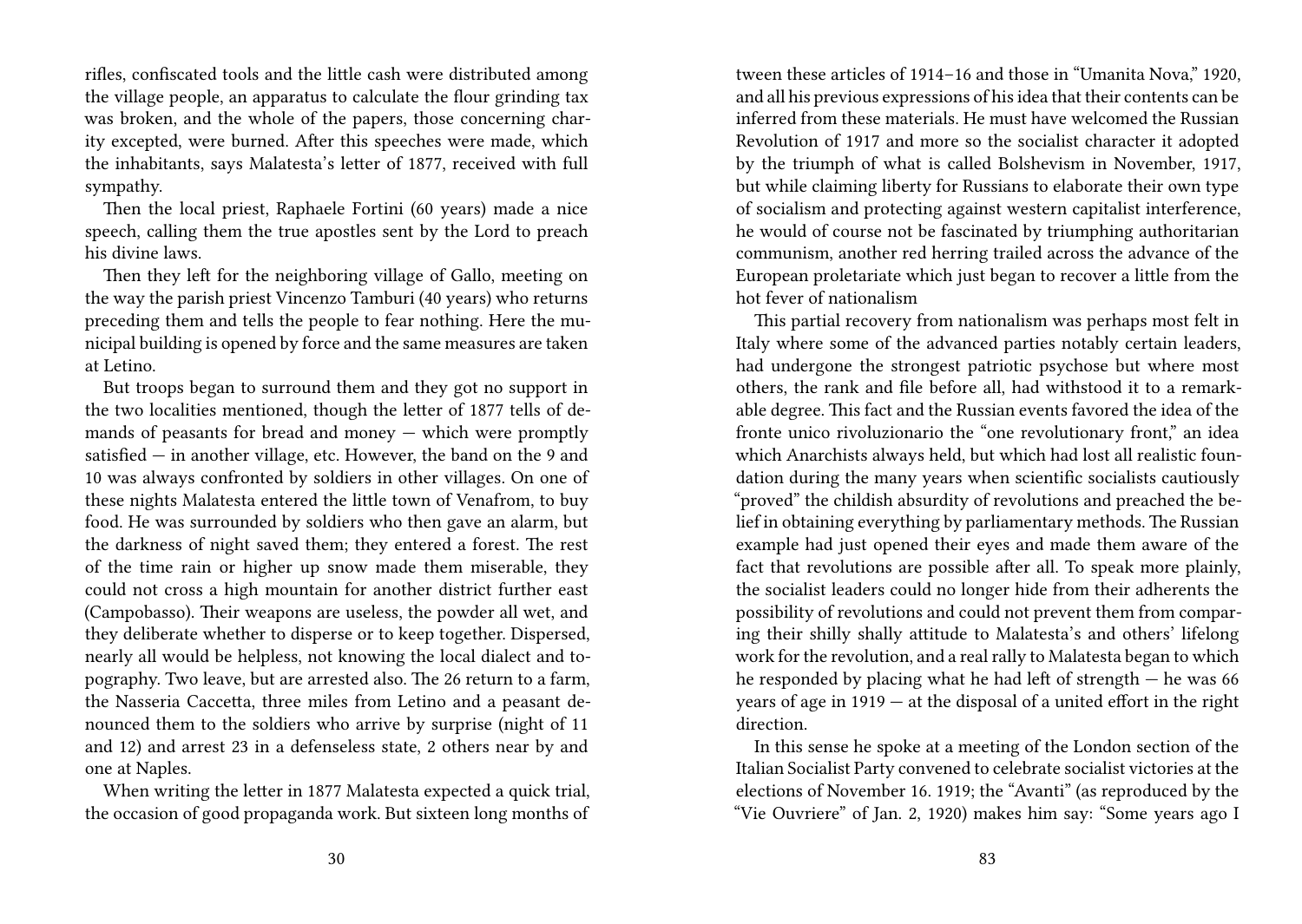rifles, confiscated tools and the little cash were distributed among the village people, an apparatus to calculate the flour grinding tax was broken, and the whole of the papers, those concerning charity excepted, were burned. After this speeches were made, which the inhabitants, says Malatesta's letter of 1877, received with full sympathy.

Then the local priest, Raphaele Fortini (60 years) made a nice speech, calling them the true apostles sent by the Lord to preach his divine laws.

Then they left for the neighboring village of Gallo, meeting on the way the parish priest Vincenzo Tamburi (40 years) who returns preceding them and tells the people to fear nothing. Here the municipal building is opened by force and the same measures are taken at Letino.

But troops began to surround them and they got no support in the two localities mentioned, though the letter of 1877 tells of demands of peasants for bread and money — which were promptly satisfied — in another village, etc. However, the band on the 9 and 10 was always confronted by soldiers in other villages. On one of these nights Malatesta entered the little town of Venafrom, to buy food. He was surrounded by soldiers who then gave an alarm, but the darkness of night saved them; they entered a forest. The rest of the time rain or higher up snow made them miserable, they could not cross a high mountain for another district further east (Campobasso). Their weapons are useless, the powder all wet, and they deliberate whether to disperse or to keep together. Dispersed, nearly all would be helpless, not knowing the local dialect and topography. Two leave, but are arrested also. The 26 return to a farm, the Nasseria Caccetta, three miles from Letino and a peasant denounced them to the soldiers who arrive by surprise (night of 11 and 12) and arrest 23 in a defenseless state, 2 others near by and one at Naples.

When writing the letter in 1877 Malatesta expected a quick trial, the occasion of good propaganda work. But sixteen long months of

tween these articles of 1914–16 and those in "Umanita Nova," 1920, and all his previous expressions of his idea that their contents can be inferred from these materials. He must have welcomed the Russian Revolution of 1917 and more so the socialist character it adopted by the triumph of what is called Bolshevism in November, 1917, but while claiming liberty for Russians to elaborate their own type of socialism and protecting against western capitalist interference, he would of course not be fascinated by triumphing authoritarian communism, another red herring trailed across the advance of the European proletariate which just began to recover a little from the hot fever of nationalism

This partial recovery from nationalism was perhaps most felt in Italy where some of the advanced parties notably certain leaders, had undergone the strongest patriotic psychose but where most others, the rank and file before all, had withstood it to a remarkable degree. This fact and the Russian events favored the idea of the fronte unico rivoluzionario the "one revolutionary front," an idea which Anarchists always held, but which had lost all realistic foundation during the many years when scientific socialists cautiously "proved" the childish absurdity of revolutions and preached the belief in obtaining everything by parliamentary methods. The Russian example had just opened their eyes and made them aware of the fact that revolutions are possible after all. To speak more plainly, the socialist leaders could no longer hide from their adherents the possibility of revolutions and could not prevent them from comparing their shilly shally attitude to Malatesta's and others' lifelong work for the revolution, and a real rally to Malatesta began to which he responded by placing what he had left of strength — he was 66 years of age in 1919 — at the disposal of a united effort in the right direction.

In this sense he spoke at a meeting of the London section of the Italian Socialist Party convened to celebrate socialist victories at the elections of November 16. 1919; the "Avanti" (as reproduced by the "Vie Ouvriere" of Jan. 2, 1920) makes him say: "Some years ago I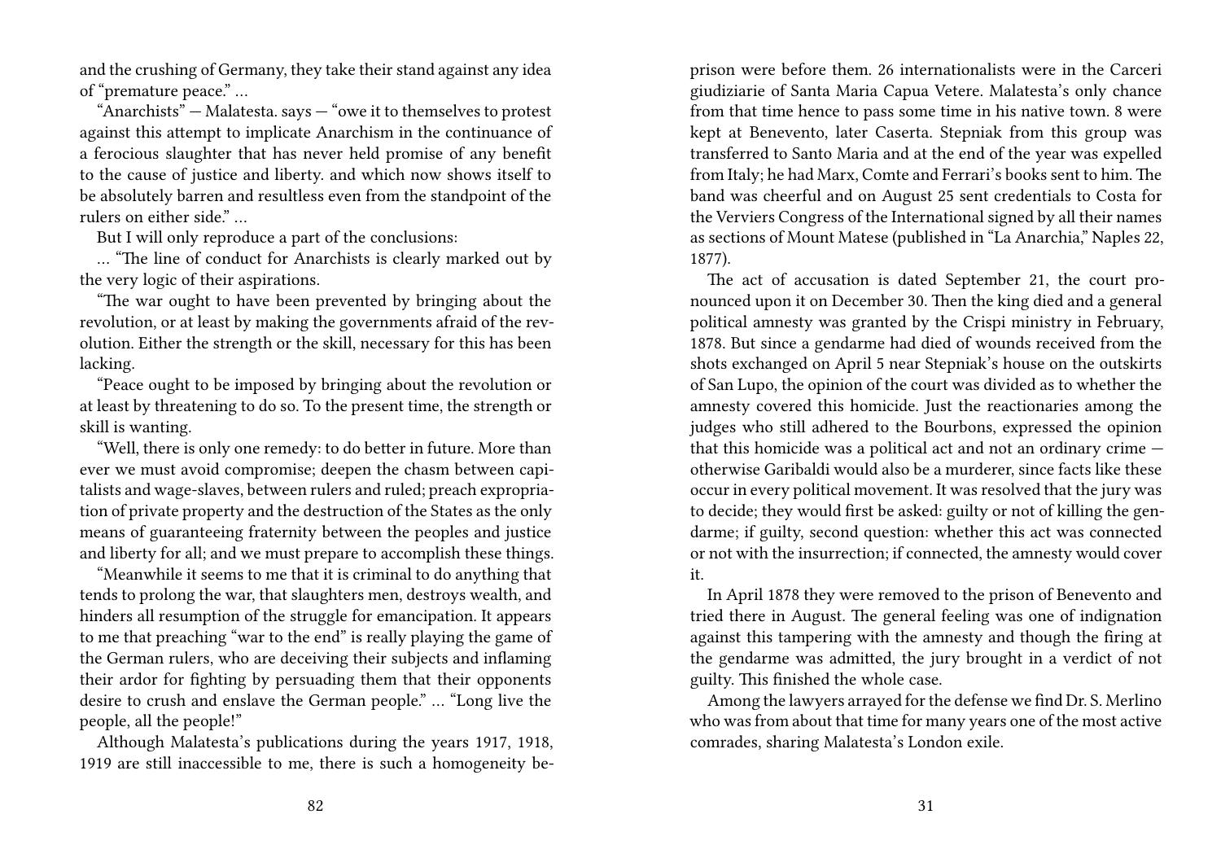and the crushing of Germany, they take their stand against any idea of "premature peace." …

"Anarchists" — Malatesta. says — "owe it to themselves to protest against this attempt to implicate Anarchism in the continuance of a ferocious slaughter that has never held promise of any benefit to the cause of justice and liberty. and which now shows itself to be absolutely barren and resultless even from the standpoint of the rulers on either side." …

But I will only reproduce a part of the conclusions:

… "The line of conduct for Anarchists is clearly marked out by the very logic of their aspirations.

"The war ought to have been prevented by bringing about the revolution, or at least by making the governments afraid of the revolution. Either the strength or the skill, necessary for this has been lacking.

"Peace ought to be imposed by bringing about the revolution or at least by threatening to do so. To the present time, the strength or skill is wanting.

"Well, there is only one remedy: to do better in future. More than ever we must avoid compromise; deepen the chasm between capitalists and wage-slaves, between rulers and ruled; preach expropriation of private property and the destruction of the States as the only means of guaranteeing fraternity between the peoples and justice and liberty for all; and we must prepare to accomplish these things.

"Meanwhile it seems to me that it is criminal to do anything that tends to prolong the war, that slaughters men, destroys wealth, and hinders all resumption of the struggle for emancipation. It appears to me that preaching "war to the end" is really playing the game of the German rulers, who are deceiving their subjects and inflaming their ardor for fighting by persuading them that their opponents desire to crush and enslave the German people." … "Long live the people, all the people!"

Although Malatesta's publications during the years 1917, 1918, 1919 are still inaccessible to me, there is such a homogeneity be-

prison were before them. 26 internationalists were in the Carceri giudiziarie of Santa Maria Capua Vetere. Malatesta's only chance from that time hence to pass some time in his native town. 8 were kept at Benevento, later Caserta. Stepniak from this group was transferred to Santo Maria and at the end of the year was expelled from Italy; he had Marx, Comte and Ferrari's books sent to him. The band was cheerful and on August 25 sent credentials to Costa for the Verviers Congress of the International signed by all their names as sections of Mount Matese (published in "La Anarchia," Naples 22, 1877).

The act of accusation is dated September 21, the court pronounced upon it on December 30. Then the king died and a general political amnesty was granted by the Crispi ministry in February, 1878. But since a gendarme had died of wounds received from the shots exchanged on April 5 near Stepniak's house on the outskirts of San Lupo, the opinion of the court was divided as to whether the amnesty covered this homicide. Just the reactionaries among the judges who still adhered to the Bourbons, expressed the opinion that this homicide was a political act and not an ordinary crime — otherwise Garibaldi would also be a murderer, since facts like these occur in every political movement. It was resolved that the jury was to decide; they would first be asked: guilty or not of killing the gendarme; if guilty, second question: whether this act was connected or not with the insurrection; if connected, the amnesty would cover it.

In April 1878 they were removed to the prison of Benevento and tried there in August. The general feeling was one of indignation against this tampering with the amnesty and though the firing at the gendarme was admitted, the jury brought in a verdict of not guilty. This finished the whole case.

Among the lawyers arrayed for the defense we find Dr. S. Merlino who was from about that time for many years one of the most active comrades, sharing Malatesta's London exile.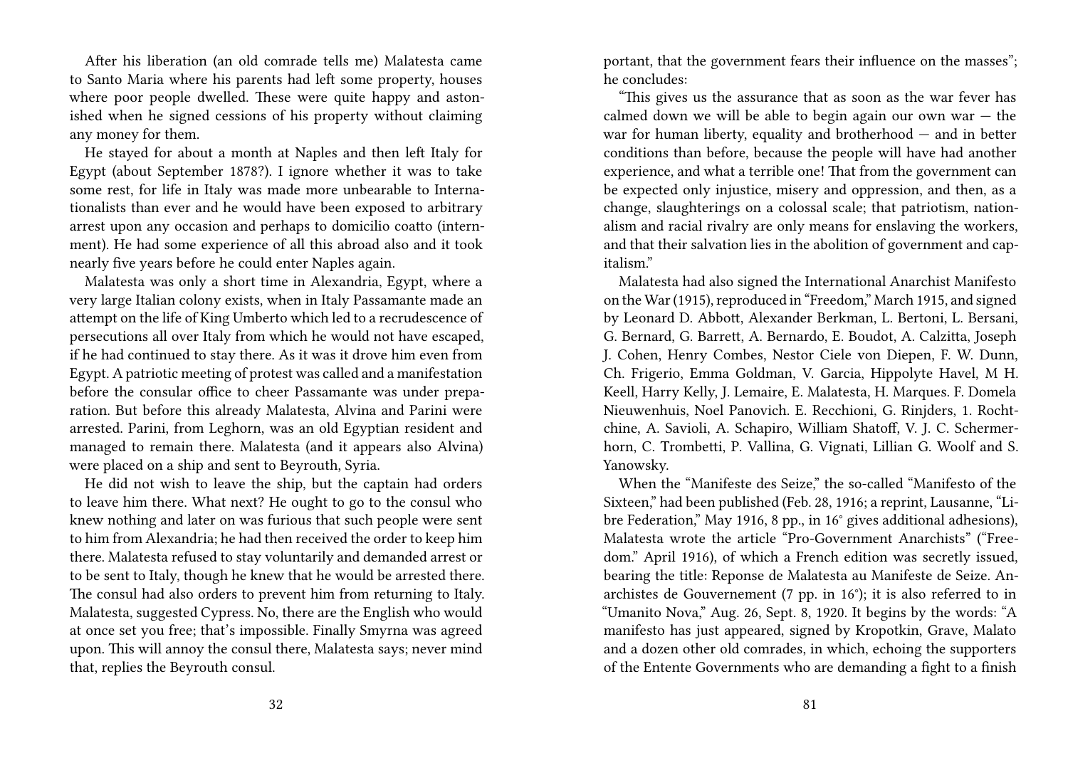After his liberation (an old comrade tells me) Malatesta came to Santo Maria where his parents had left some property, houses where poor people dwelled. These were quite happy and astonished when he signed cessions of his property without claiming any money for them.

He stayed for about a month at Naples and then left Italy for Egypt (about September 1878?). I ignore whether it was to take some rest, for life in Italy was made more unbearable to Internationalists than ever and he would have been exposed to arbitrary arrest upon any occasion and perhaps to domicilio coatto (internment). He had some experience of all this abroad also and it took nearly five years before he could enter Naples again.

Malatesta was only a short time in Alexandria, Egypt, where a very large Italian colony exists, when in Italy Passamante made an attempt on the life of King Umberto which led to a recrudescence of persecutions all over Italy from which he would not have escaped, if he had continued to stay there. As it was it drove him even from Egypt. A patriotic meeting of protest was called and a manifestation before the consular office to cheer Passamante was under preparation. But before this already Malatesta, Alvina and Parini were arrested. Parini, from Leghorn, was an old Egyptian resident and managed to remain there. Malatesta (and it appears also Alvina) were placed on a ship and sent to Beyrouth, Syria.

He did not wish to leave the ship, but the captain had orders to leave him there. What next? He ought to go to the consul who knew nothing and later on was furious that such people were sent to him from Alexandria; he had then received the order to keep him there. Malatesta refused to stay voluntarily and demanded arrest or to be sent to Italy, though he knew that he would be arrested there. The consul had also orders to prevent him from returning to Italy. Malatesta, suggested Cypress. No, there are the English who would at once set you free; that's impossible. Finally Smyrna was agreed upon. This will annoy the consul there, Malatesta says; never mind that, replies the Beyrouth consul.

portant, that the government fears their influence on the masses"; he concludes:

"This gives us the assurance that as soon as the war fever has calmed down we will be able to begin again our own war — the war for human liberty, equality and brotherhood — and in better conditions than before, because the people will have had another experience, and what a terrible one! That from the government can be expected only injustice, misery and oppression, and then, as a change, slaughterings on a colossal scale; that patriotism, nationalism and racial rivalry are only means for enslaving the workers, and that their salvation lies in the abolition of government and capitalism."

Malatesta had also signed the International Anarchist Manifesto on the War (1915), reproduced in "Freedom," March 1915, and signed by Leonard D. Abbott, Alexander Berkman, L. Bertoni, L. Bersani, G. Bernard, G. Barrett, A. Bernardo, E. Boudot, A. Calzitta, Joseph J. Cohen, Henry Combes, Nestor Ciele von Diepen, F. W. Dunn, Ch. Frigerio, Emma Goldman, V. Garcia, Hippolyte Havel, M H. Keell, Harry Kelly, J. Lemaire, E. Malatesta, H. Marques. F. Domela Nieuwenhuis, Noel Panovich. E. Recchioni, G. Rinjders, 1. Rochtchine, A. Savioli, A. Schapiro, William Shatoff, V. J. C. Schermerhorn, C. Trombetti, P. Vallina, G. Vignati, Lillian G. Woolf and S. Yanowsky.

When the "Manifeste des Seize," the so-called "Manifesto of the Sixteen," had been published (Feb. 28, 1916; a reprint, Lausanne, "Libre Federation," May 1916, 8 pp., in 16° gives additional adhesions), Malatesta wrote the article "Pro-Government Anarchists" ("Freedom." April 1916), of which a French edition was secretly issued, bearing the title: Reponse de Malatesta au Manifeste de Seize. Anarchistes de Gouvernement (7 pp. in 16°); it is also referred to in "Umanito Nova," Aug. 26, Sept. 8, 1920. It begins by the words: "A manifesto has just appeared, signed by Kropotkin, Grave, Malato and a dozen other old comrades, in which, echoing the supporters of the Entente Governments who are demanding a fight to a finish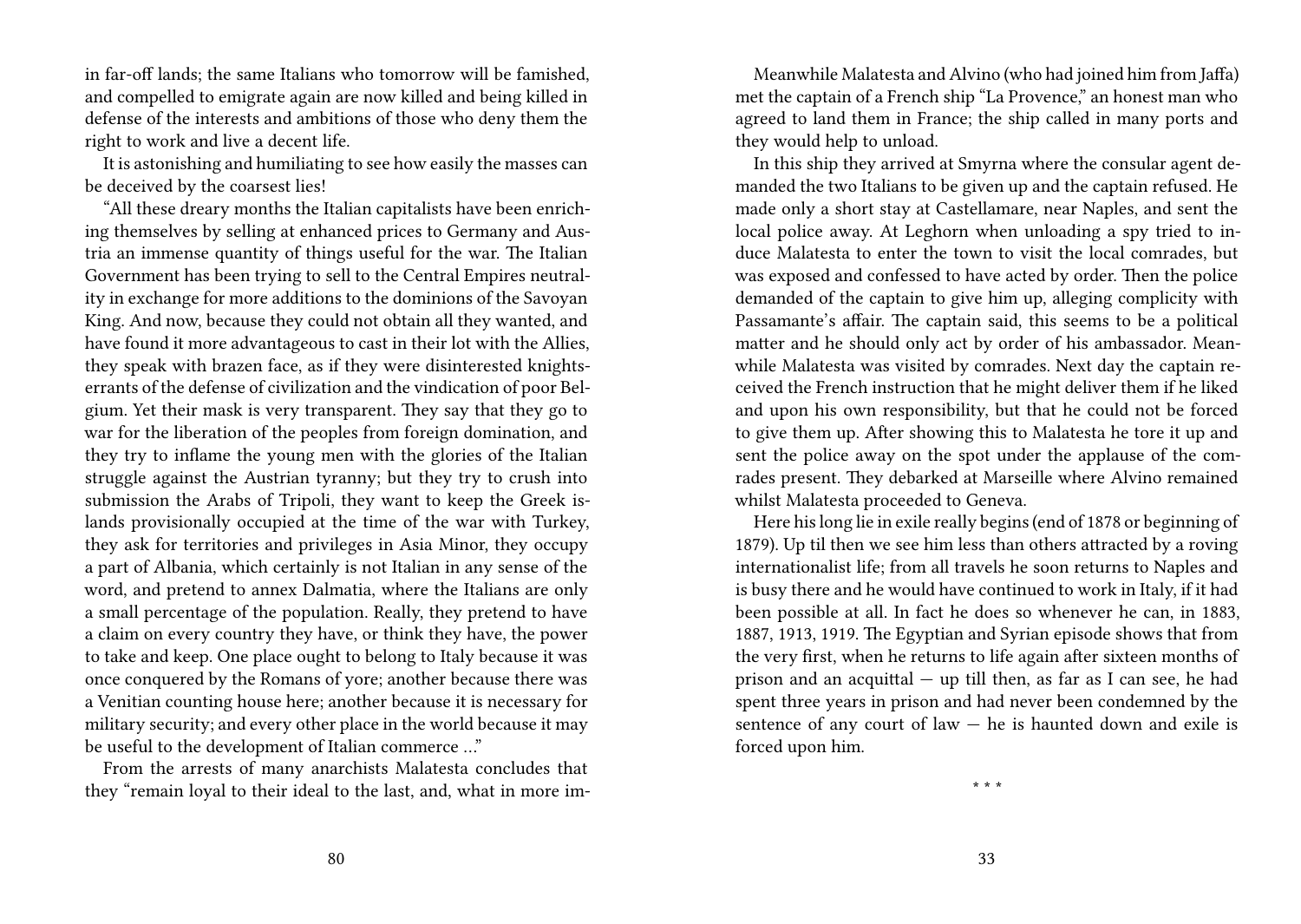in far-off lands; the same Italians who tomorrow will be famished, and compelled to emigrate again are now killed and being killed in defense of the interests and ambitions of those who deny them the right to work and live a decent life.

It is astonishing and humiliating to see how easily the masses can be deceived by the coarsest lies!

"All these dreary months the Italian capitalists have been enriching themselves by selling at enhanced prices to Germany and Austria an immense quantity of things useful for the war. The Italian Government has been trying to sell to the Central Empires neutrality in exchange for more additions to the dominions of the Savoyan King. And now, because they could not obtain all they wanted, and have found it more advantageous to cast in their lot with the Allies, they speak with brazen face, as if they were disinterested knights-errants of the defense of civilization and the vindication of poor Belgium. Yet their mask is very transparent. They say that they go to war for the liberation of the peoples from foreign domination, and they try to inflame the young men with the glories of the Italian struggle against the Austrian tyranny; but they try to crush into submission the Arabs of Tripoli, they want to keep the Greek islands provisionally occupied at the time of the war with Turkey, they ask for territories and privileges in Asia Minor, they occupy a part of Albania, which certainly is not Italian in any sense of the word, and pretend to annex Dalmatia, where the Italians are only a small percentage of the population. Really, they pretend to have a claim on every country they have, or think they have, the power to take and keep. One place ought to belong to Italy because it was once conquered by the Romans of yore; another because there was a Venitian counting house here; another because it is necessary for military security; and every other place in the world because it may be useful to the development of Italian commerce …"

From the arrests of many anarchists Malatesta concludes that they "remain loyal to their ideal to the last, and, what in more im-

Meanwhile Malatesta and Alvino (who had joined him from Jaffa) met the captain of a French ship "La Provence," an honest man who agreed to land them in France; the ship called in many ports and they would help to unload.

In this ship they arrived at Smyrna where the consular agent demanded the two Italians to be given up and the captain refused. He made only a short stay at Castellamare, near Naples, and sent the local police away. At Leghorn when unloading a spy tried to induce Malatesta to enter the town to visit the local comrades, but was exposed and confessed to have acted by order. Then the police demanded of the captain to give him up, alleging complicity with Passamante's affair. The captain said, this seems to be a political matter and he should only act by order of his ambassador. Meanwhile Malatesta was visited by comrades. Next day the captain received the French instruction that he might deliver them if he liked and upon his own responsibility, but that he could not be forced to give them up. After showing this to Malatesta he tore it up and sent the police away on the spot under the applause of the comrades present. They debarked at Marseille where Alvino remained whilst Malatesta proceeded to Geneva.

Here his long lie in exile really begins (end of 1878 or beginning of 1879). Up til then we see him less than others attracted by a roving internationalist life; from all travels he soon returns to Naples and is busy there and he would have continued to work in Italy, if it had been possible at all. In fact he does so whenever he can, in 1883, 1887, 1913, 1919. The Egyptian and Syrian episode shows that from the very first, when he returns to life again after sixteen months of prison and an acquittal — up till then, as far as I can see, he had spent three years in prison and had never been condemned by the sentence of any court of law — he is haunted down and exile is forced upon him.

* * *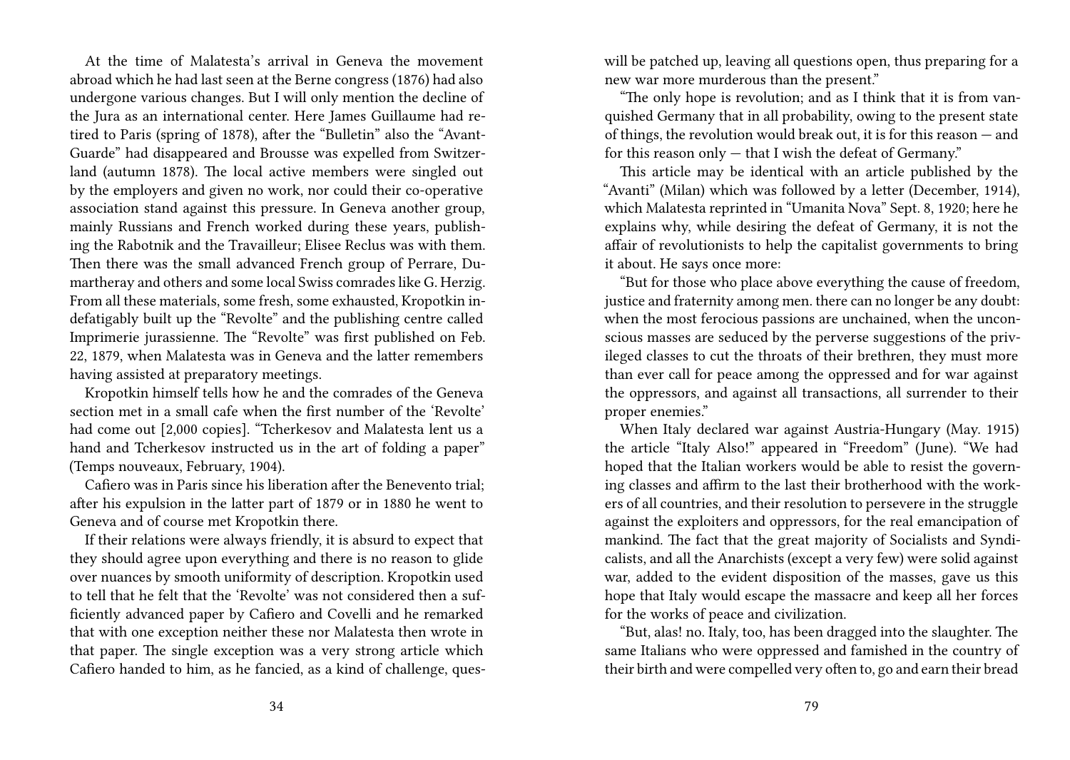At the time of Malatesta's arrival in Geneva the movement abroad which he had last seen at the Berne congress (1876) had also undergone various changes. But I will only mention the decline of the Jura as an international center. Here James Guillaume had retired to Paris (spring of 1878), after the "Bulletin" also the "Avant-Guarde" had disappeared and Brousse was expelled from Switzerland (autumn 1878). The local active members were singled out by the employers and given no work, nor could their co-operative association stand against this pressure. In Geneva another group, mainly Russians and French worked during these years, publishing the Rabotnik and the Travailleur; Elisee Reclus was with them. Then there was the small advanced French group of Perrare, Dumartheray and others and some local Swiss comrades like G. Herzig. From all these materials, some fresh, some exhausted, Kropotkin indefatigably built up the "Revolte" and the publishing centre called Imprimerie jurassienne. The "Revolte" was first published on Feb. 22, 1879, when Malatesta was in Geneva and the latter remembers having assisted at preparatory meetings.

Kropotkin himself tells how he and the comrades of the Geneva section met in a small cafe when the first number of the 'Revolte' had come out [2,000 copies]. "Tcherkesov and Malatesta lent us a hand and Tcherkesov instructed us in the art of folding a paper" (Temps nouveaux, February, 1904).

Cafiero was in Paris since his liberation after the Benevento trial; after his expulsion in the latter part of 1879 or in 1880 he went to Geneva and of course met Kropotkin there.

If their relations were always friendly, it is absurd to expect that they should agree upon everything and there is no reason to glide over nuances by smooth uniformity of description. Kropotkin used to tell that he felt that the 'Revolte' was not considered then a sufficiently advanced paper by Cafiero and Covelli and he remarked that with one exception neither these nor Malatesta then wrote in that paper. The single exception was a very strong article which Cafiero handed to him, as he fancied, as a kind of challenge, ques-

will be patched up, leaving all questions open, thus preparing for a new war more murderous than the present."

"The only hope is revolution; and as I think that it is from vanquished Germany that in all probability, owing to the present state of things, the revolution would break out, it is for this reason — and for this reason only — that I wish the defeat of Germany."

This article may be identical with an article published by the "Avanti" (Milan) which was followed by a letter (December, 1914), which Malatesta reprinted in "Umanita Nova" Sept. 8, 1920; here he explains why, while desiring the defeat of Germany, it is not the affair of revolutionists to help the capitalist governments to bring it about. He says once more:

"But for those who place above everything the cause of freedom, justice and fraternity among men. there can no longer be any doubt: when the most ferocious passions are unchained, when the unconscious masses are seduced by the perverse suggestions of the privileged classes to cut the throats of their brethren, they must more than ever call for peace among the oppressed and for war against the oppressors, and against all transactions, all surrender to their proper enemies."

When Italy declared war against Austria-Hungary (May. 1915) the article "Italy Also!" appeared in "Freedom" (June). "We had hoped that the Italian workers would be able to resist the governing classes and affirm to the last their brotherhood with the workers of all countries, and their resolution to persevere in the struggle against the exploiters and oppressors, for the real emancipation of mankind. The fact that the great majority of Socialists and Syndicalists, and all the Anarchists (except a very few) were solid against war, added to the evident disposition of the masses, gave us this hope that Italy would escape the massacre and keep all her forces for the works of peace and civilization.

"But, alas! no. Italy, too, has been dragged into the slaughter. The same Italians who were oppressed and famished in the country of their birth and were compelled very often to, go and earn their bread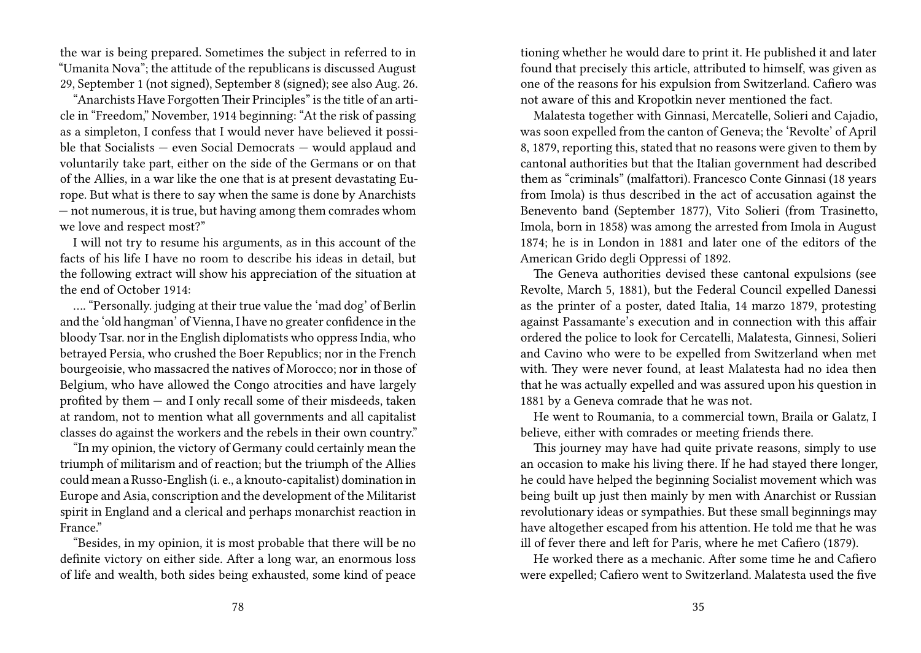the war is being prepared. Sometimes the subject in referred to in "Umanita Nova"; the attitude of the republicans is discussed August 29, September 1 (not signed), September 8 (signed); see also Aug. 26.

"Anarchists Have Forgotten Their Principles" is the title of an article in "Freedom," November, 1914 beginning: "At the risk of passing as a simpleton, I confess that I would never have believed it possible that Socialists — even Social Democrats — would applaud and voluntarily take part, either on the side of the Germans or on that of the Allies, in a war like the one that is at present devastating Europe. But what is there to say when the same is done by Anarchists — not numerous, it is true, but having among them comrades whom we love and respect most?"

I will not try to resume his arguments, as in this account of the facts of his life I have no room to describe his ideas in detail, but the following extract will show his appreciation of the situation at the end of October 1914:

…. "Personally. judging at their true value the 'mad dog' of Berlin and the 'old hangman' of Vienna, I have no greater confidence in the bloody Tsar. nor in the English diplomatists who oppress India, who betrayed Persia, who crushed the Boer Republics; nor in the French bourgeoisie, who massacred the natives of Morocco; nor in those of Belgium, who have allowed the Congo atrocities and have largely profited by them — and I only recall some of their misdeeds, taken at random, not to mention what all governments and all capitalist classes do against the workers and the rebels in their own country."

"In my opinion, the victory of Germany could certainly mean the triumph of militarism and of reaction; but the triumph of the Allies could mean a Russo-English (i. e., a knouto-capitalist) domination in Europe and Asia, conscription and the development of the Militarist spirit in England and a clerical and perhaps monarchist reaction in France."

"Besides, in my opinion, it is most probable that there will be no definite victory on either side. After a long war, an enormous loss of life and wealth, both sides being exhausted, some kind of peace

tioning whether he would dare to print it. He published it and later found that precisely this article, attributed to himself, was given as one of the reasons for his expulsion from Switzerland. Cafiero was not aware of this and Kropotkin never mentioned the fact.

Malatesta together with Ginnasi, Mercatelle, Solieri and Cajadio, was soon expelled from the canton of Geneva; the 'Revolte' of April 8, 1879, reporting this, stated that no reasons were given to them by cantonal authorities but that the Italian government had described them as "criminals" (malfattori). Francesco Conte Ginnasi (18 years from Imola) is thus described in the act of accusation against the Benevento band (September 1877), Vito Solieri (from Trasinetto, Imola, born in 1858) was among the arrested from Imola in August 1874; he is in London in 1881 and later one of the editors of the American Grido degli Oppressi of 1892.

The Geneva authorities devised these cantonal expulsions (see Revolte, March 5, 1881), but the Federal Council expelled Danessi as the printer of a poster, dated Italia, 14 marzo 1879, protesting against Passamante's execution and in connection with this affair ordered the police to look for Cercatelli, Malatesta, Ginnesi, Solieri and Cavino who were to be expelled from Switzerland when met with. They were never found, at least Malatesta had no idea then that he was actually expelled and was assured upon his question in 1881 by a Geneva comrade that he was not.

He went to Roumania, to a commercial town, Braila or Galatz, I believe, either with comrades or meeting friends there.

This journey may have had quite private reasons, simply to use an occasion to make his living there. If he had stayed there longer, he could have helped the beginning Socialist movement which was being built up just then mainly by men with Anarchist or Russian revolutionary ideas or sympathies. But these small beginnings may have altogether escaped from his attention. He told me that he was ill of fever there and left for Paris, where he met Cafiero (1879).

He worked there as a mechanic. After some time he and Cafiero were expelled; Cafiero went to Switzerland. Malatesta used the five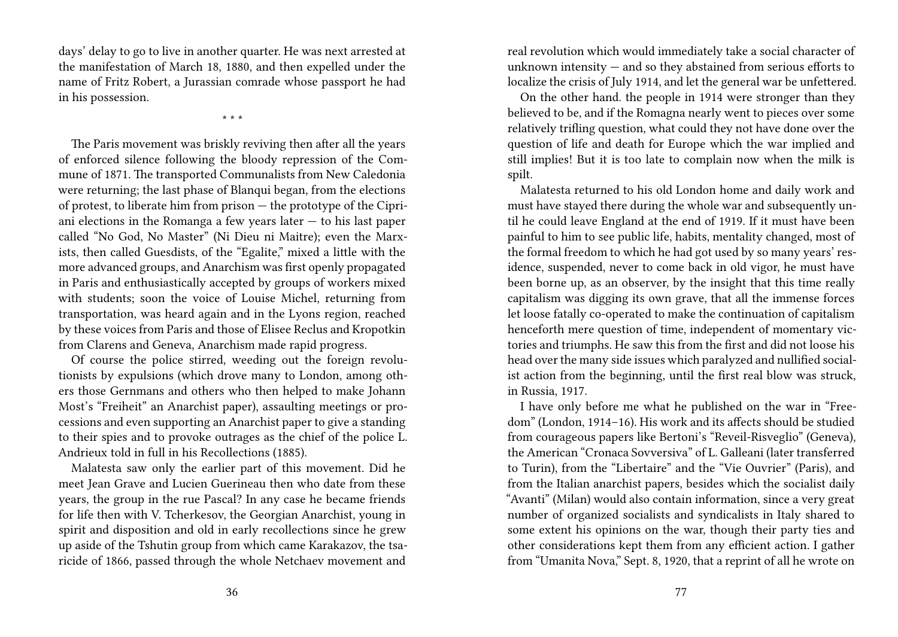days' delay to go to live in another quarter. He was next arrested at the manifestation of March 18, 1880, and then expelled under the name of Fritz Robert, a Jurassian comrade whose passport he had in his possession.

* * *

The Paris movement was briskly reviving then after all the years of enforced silence following the bloody repression of the Commune of 1871. The transported Communalists from New Caledonia were returning; the last phase of Blanqui began, from the elections of protest, to liberate him from prison — the prototype of the Cipriani elections in the Romanga a few years later — to his last paper called "No God, No Master" (Ni Dieu ni Maitre); even the Marxists, then called Guesdists, of the "Egalite," mixed a little with the more advanced groups, and Anarchism was first openly propagated in Paris and enthusiastically accepted by groups of workers mixed with students; soon the voice of Louise Michel, returning from transportation, was heard again and in the Lyons region, reached by these voices from Paris and those of Elisee Reclus and Kropotkin from Clarens and Geneva, Anarchism made rapid progress.

Of course the police stirred, weeding out the foreign revolutionists by expulsions (which drove many to London, among others those Gernmans and others who then helped to make Johann Most's "Freiheit" an Anarchist paper), assaulting meetings or processions and even supporting an Anarchist paper to give a standing to their spies and to provoke outrages as the chief of the police L. Andrieux told in full in his Recollections (1885).

Malatesta saw only the earlier part of this movement. Did he meet Jean Grave and Lucien Guerineau then who date from these years, the group in the rue Pascal? In any case he became friends for life then with V. Tcherkesov, the Georgian Anarchist, young in spirit and disposition and old in early recollections since he grew up aside of the Tshutin group from which came Karakazov, the tsaricide of 1866, passed through the whole Netchaev movement and

real revolution which would immediately take a social character of unknown intensity — and so they abstained from serious efforts to localize the crisis of July 1914, and let the general war be unfettered.

On the other hand. the people in 1914 were stronger than they believed to be, and if the Romagna nearly went to pieces over some relatively trifling question, what could they not have done over the question of life and death for Europe which the war implied and still implies! But it is too late to complain now when the milk is spilt.

Malatesta returned to his old London home and daily work and must have stayed there during the whole war and subsequently until he could leave England at the end of 1919. If it must have been painful to him to see public life, habits, mentality changed, most of the formal freedom to which he had got used by so many years' residence, suspended, never to come back in old vigor, he must have been borne up, as an observer, by the insight that this time really capitalism was digging its own grave, that all the immense forces let loose fatally co-operated to make the continuation of capitalism henceforth mere question of time, independent of momentary victories and triumphs. He saw this from the first and did not loose his head over the many side issues which paralyzed and nullified socialist action from the beginning, until the first real blow was struck, in Russia, 1917.

I have only before me what he published on the war in "Freedom" (London, 1914–16). His work and its affects should be studied from courageous papers like Bertoni's "Reveil-Risveglio" (Geneva), the American "Cronaca Sovversiva" of L. Galleani (later transferred to Turin), from the "Libertaire" and the "Vie Ouvrier" (Paris), and from the Italian anarchist papers, besides which the socialist daily "Avanti" (Milan) would also contain information, since a very great number of organized socialists and syndicalists in Italy shared to some extent his opinions on the war, though their party ties and other considerations kept them from any efficient action. I gather from "Umanita Nova," Sept. 8, 1920, that a reprint of all he wrote on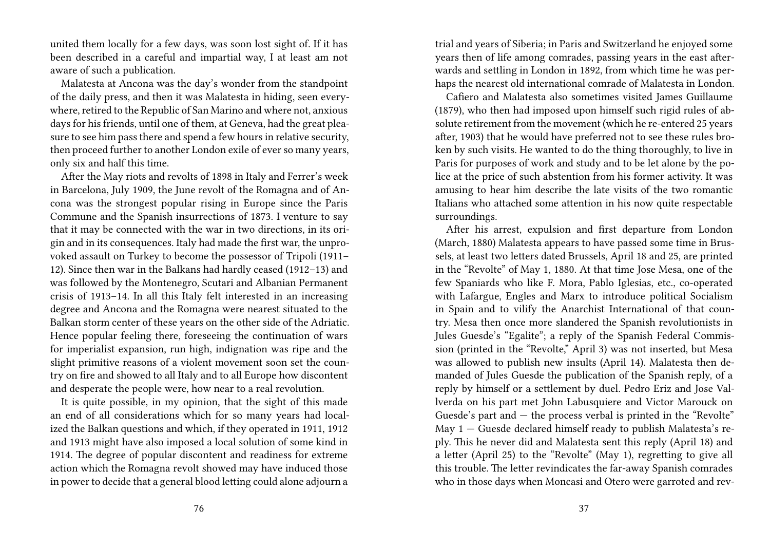united them locally for a few days, was soon lost sight of. If it has been described in a careful and impartial way, I at least am not aware of such a publication.

Malatesta at Ancona was the day's wonder from the standpoint of the daily press, and then it was Malatesta in hiding, seen everywhere, retired to the Republic of San Marino and where not, anxious days for his friends, until one of them, at Geneva, had the great pleasure to see him pass there and spend a few hours in relative security, then proceed further to another London exile of ever so many years, only six and half this time.

After the May riots and revolts of 1898 in Italy and Ferrer's week in Barcelona, July 1909, the June revolt of the Romagna and of Ancona was the strongest popular rising in Europe since the Paris Commune and the Spanish insurrections of 1873. I venture to say that it may be connected with the war in two directions, in its origin and in its consequences. Italy had made the first war, the unprovoked assault on Turkey to become the possessor of Tripoli (1911–12). Since then war in the Balkans had hardly ceased (1912–13) and was followed by the Montenegro, Scutari and Albanian Permanent crisis of 1913–14. In all this Italy felt interested in an increasing degree and Ancona and the Romagna were nearest situated to the Balkan storm center of these years on the other side of the Adriatic. Hence popular feeling there, foreseeing the continuation of wars for imperialist expansion, run high, indignation was ripe and the slight primitive reasons of a violent movement soon set the country on fire and showed to all Italy and to all Europe how discontent and desperate the people were, how near to a real revolution.

It is quite possible, in my opinion, that the sight of this made an end of all considerations which for so many years had localized the Balkan questions and which, if they operated in 1911, 1912 and 1913 might have also imposed a local solution of some kind in 1914. The degree of popular discontent and readiness for extreme action which the Romagna revolt showed may have induced those in power to decide that a general blood letting could alone adjourn a

trial and years of Siberia; in Paris and Switzerland he enjoyed some years then of life among comrades, passing years in the east afterwards and settling in London in 1892, from which time he was perhaps the nearest old international comrade of Malatesta in London.

Cafiero and Malatesta also sometimes visited James Guillaume (1879), who then had imposed upon himself such rigid rules of absolute retirement from the movement (which he re-entered 25 years after, 1903) that he would have preferred not to see these rules broken by such visits. He wanted to do the thing thoroughly, to live in Paris for purposes of work and study and to be let alone by the police at the price of such abstention from his former activity. It was amusing to hear him describe the late visits of the two romantic Italians who attached some attention in his now quite respectable surroundings.

After his arrest, expulsion and first departure from London (March, 1880) Malatesta appears to have passed some time in Brussels, at least two letters dated Brussels, April 18 and 25, are printed in the "Revolte" of May 1, 1880. At that time Jose Mesa, one of the few Spaniards who like F. Mora, Pablo Iglesias, etc., co-operated with Lafargue, Engles and Marx to introduce political Socialism in Spain and to vilify the Anarchist International of that country. Mesa then once more slandered the Spanish revolutionists in Jules Guesde's "Egalite"; a reply of the Spanish Federal Commission (printed in the "Revolte," April 3) was not inserted, but Mesa was allowed to publish new insults (April 14). Malatesta then demanded of Jules Guesde the publication of the Spanish reply, of a reply by himself or a settlement by duel. Pedro Eriz and Jose Vallverda on his part met John Labusquiere and Victor Marouck on Guesde's part and — the process verbal is printed in the "Revolte" May 1 — Guesde declared himself ready to publish Malatesta's reply. This he never did and Malatesta sent this reply (April 18) and a letter (April 25) to the "Revolte" (May 1), regretting to give all this trouble. The letter revindicates the far-away Spanish comrades who in those days when Moncasi and Otero were garroted and rev-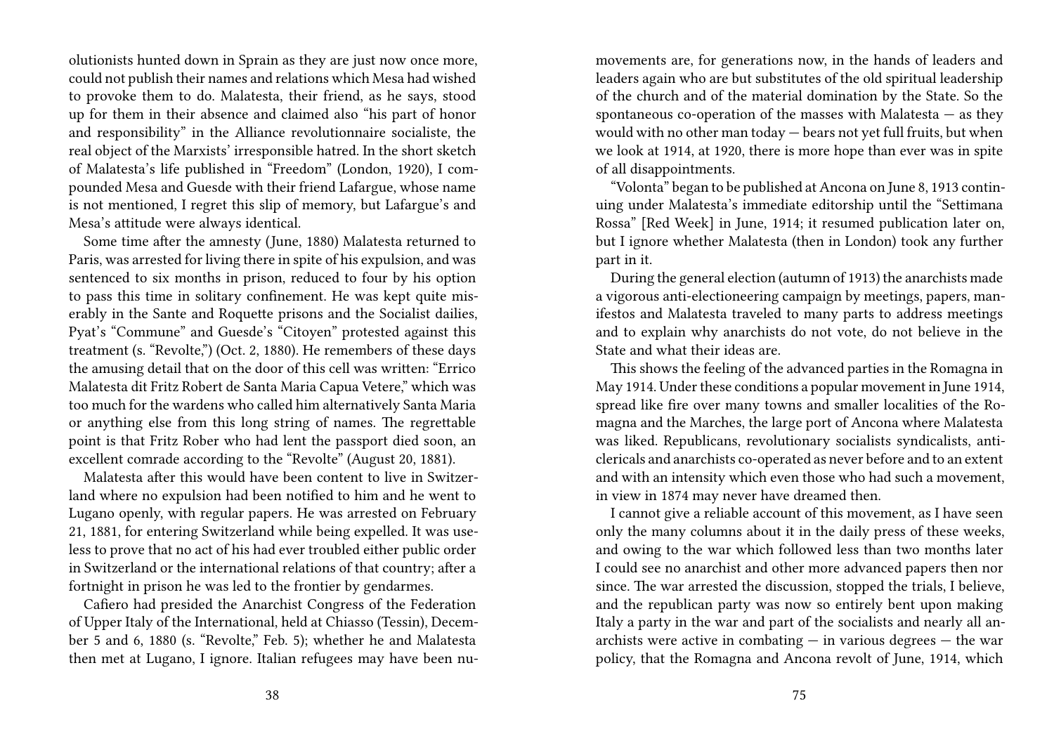olutionists hunted down in Sprain as they are just now once more, could not publish their names and relations which Mesa had wished to provoke them to do. Malatesta, their friend, as he says, stood up for them in their absence and claimed also "his part of honor and responsibility" in the Alliance revolutionnaire socialiste, the real object of the Marxists' irresponsible hatred. In the short sketch of Malatesta's life published in "Freedom" (London, 1920), I compounded Mesa and Guesde with their friend Lafargue, whose name is not mentioned, I regret this slip of memory, but Lafargue's and Mesa's attitude were always identical.

Some time after the amnesty (June, 1880) Malatesta returned to Paris, was arrested for living there in spite of his expulsion, and was sentenced to six months in prison, reduced to four by his option to pass this time in solitary confinement. He was kept quite miserably in the Sante and Roquette prisons and the Socialist dailies, Pyat's "Commune" and Guesde's "Citoyen" protested against this treatment (s. "Revolte,") (Oct. 2, 1880). He remembers of these days the amusing detail that on the door of this cell was written: "Errico Malatesta dit Fritz Robert de Santa Maria Capua Vetere," which was too much for the wardens who called him alternatively Santa Maria or anything else from this long string of names. The regrettable point is that Fritz Rober who had lent the passport died soon, an excellent comrade according to the "Revolte" (August 20, 1881).

Malatesta after this would have been content to live in Switzerland where no expulsion had been notified to him and he went to Lugano openly, with regular papers. He was arrested on February 21, 1881, for entering Switzerland while being expelled. It was useless to prove that no act of his had ever troubled either public order in Switzerland or the international relations of that country; after a fortnight in prison he was led to the frontier by gendarmes.

Cafiero had presided the Anarchist Congress of the Federation of Upper Italy of the International, held at Chiasso (Tessin), December 5 and 6, 1880 (s. "Revolte," Feb. 5); whether he and Malatesta then met at Lugano, I ignore. Italian refugees may have been nu-

movements are, for generations now, in the hands of leaders and leaders again who are but substitutes of the old spiritual leadership of the church and of the material domination by the State. So the spontaneous co-operation of the masses with Malatesta — as they would with no other man today — bears not yet full fruits, but when we look at 1914, at 1920, there is more hope than ever was in spite of all disappointments.

"Volonta" began to be published at Ancona on June 8, 1913 continuing under Malatesta's immediate editorship until the "Settimana Rossa" [Red Week] in June, 1914; it resumed publication later on, but I ignore whether Malatesta (then in London) took any further part in it.

During the general election (autumn of 1913) the anarchists made a vigorous anti-electioneering campaign by meetings, papers, manifestos and Malatesta traveled to many parts to address meetings and to explain why anarchists do not vote, do not believe in the State and what their ideas are.

This shows the feeling of the advanced parties in the Romagna in May 1914. Under these conditions a popular movement in June 1914, spread like fire over many towns and smaller localities of the Romagna and the Marches, the large port of Ancona where Malatesta was liked. Republicans, revolutionary socialists syndicalists, anticlericals and anarchists co-operated as never before and to an extent and with an intensity which even those who had such a movement, in view in 1874 may never have dreamed then.

I cannot give a reliable account of this movement, as I have seen only the many columns about it in the daily press of these weeks, and owing to the war which followed less than two months later I could see no anarchist and other more advanced papers then nor since. The war arrested the discussion, stopped the trials, I believe, and the republican party was now so entirely bent upon making Italy a party in the war and part of the socialists and nearly all anarchists were active in combating — in various degrees — the war policy, that the Romagna and Ancona revolt of June, 1914, which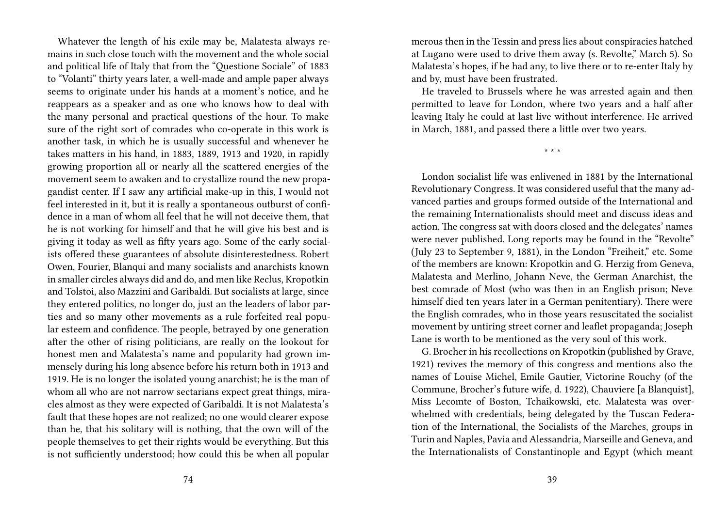Whatever the length of his exile may be, Malatesta always remains in such close touch with the movement and the whole social and political life of Italy that from the "Questione Sociale" of 1883 to "Volanti" thirty years later, a well-made and ample paper always seems to originate under his hands at a moment's notice, and he reappears as a speaker and as one who knows how to deal with the many personal and practical questions of the hour. To make sure of the right sort of comrades who co-operate in this work is another task, in which he is usually successful and whenever he takes matters in his hand, in 1883, 1889, 1913 and 1920, in rapidly growing proportion all or nearly all the scattered energies of the movement seem to awaken and to crystallize round the new propagandist center. If I saw any artificial make-up in this, I would not feel interested in it, but it is really a spontaneous outburst of confidence in a man of whom all feel that he will not deceive them, that he is not working for himself and that he will give his best and is giving it today as well as fifty years ago. Some of the early socialists offered these guarantees of absolute disinterestedness. Robert Owen, Fourier, Blanqui and many socialists and anarchists known in smaller circles always did and do, and men like Reclus, Kropotkin and Tolstoi, also Mazzini and Garibaldi. But socialists at large, since they entered politics, no longer do, just an the leaders of labor parties and so many other movements as a rule forfeited real popular esteem and confidence. The people, betrayed by one generation after the other of rising politicians, are really on the lookout for honest men and Malatesta's name and popularity had grown immensely during his long absence before his return both in 1913 and 1919. He is no longer the isolated young anarchist; he is the man of whom all who are not narrow sectarians expect great things, miracles almost as they were expected of Garibaldi. It is not Malatesta's fault that these hopes are not realized; no one would clearer expose than he, that his solitary will is nothing, that the own will of the people themselves to get their rights would be everything. But this is not sufficiently understood; how could this be when all popular

merous then in the Tessin and press lies about conspiracies hatched at Lugano were used to drive them away (s. Revolte," March 5). So Malatesta's hopes, if he had any, to live there or to re-enter Italy by and by, must have been frustrated.

He traveled to Brussels where he was arrested again and then permitted to leave for London, where two years and a half after leaving Italy he could at last live without interference. He arrived in March, 1881, and passed there a little over two years.

\* \* \*

London socialist life was enlivened in 1881 by the International Revolutionary Congress. It was considered useful that the many advanced parties and groups formed outside of the International and the remaining Internationalists should meet and discuss ideas and action. The congress sat with doors closed and the delegates' names were never published. Long reports may be found in the "Revolte" (July 23 to September 9, 1881), in the London "Freiheit," etc. Some of the members are known: Kropotkin and G. Herzig from Geneva, Malatesta and Merlino, Johann Neve, the German Anarchist, the best comrade of Most (who was then in an English prison; Neve himself died ten years later in a German penitentiary). There were the English comrades, who in those years resuscitated the socialist movement by untiring street corner and leaflet propaganda; Joseph Lane is worth to be mentioned as the very soul of this work.

G. Brocher in his recollections on Kropotkin (published by Grave, 1921) revives the memory of this congress and mentions also the names of Louise Michel, Emile Gautier, Victorine Rouchy (of the Commune, Brocher's future wife, d. 1922), Chauviere [a Blanquist], Miss Lecomte of Boston, Tchaikowski, etc. Malatesta was overwhelmed with credentials, being delegated by the Tuscan Federation of the International, the Socialists of the Marches, groups in Turin and Naples, Pavia and Alessandria, Marseille and Geneva, and the Internationalists of Constantinople and Egypt (which meant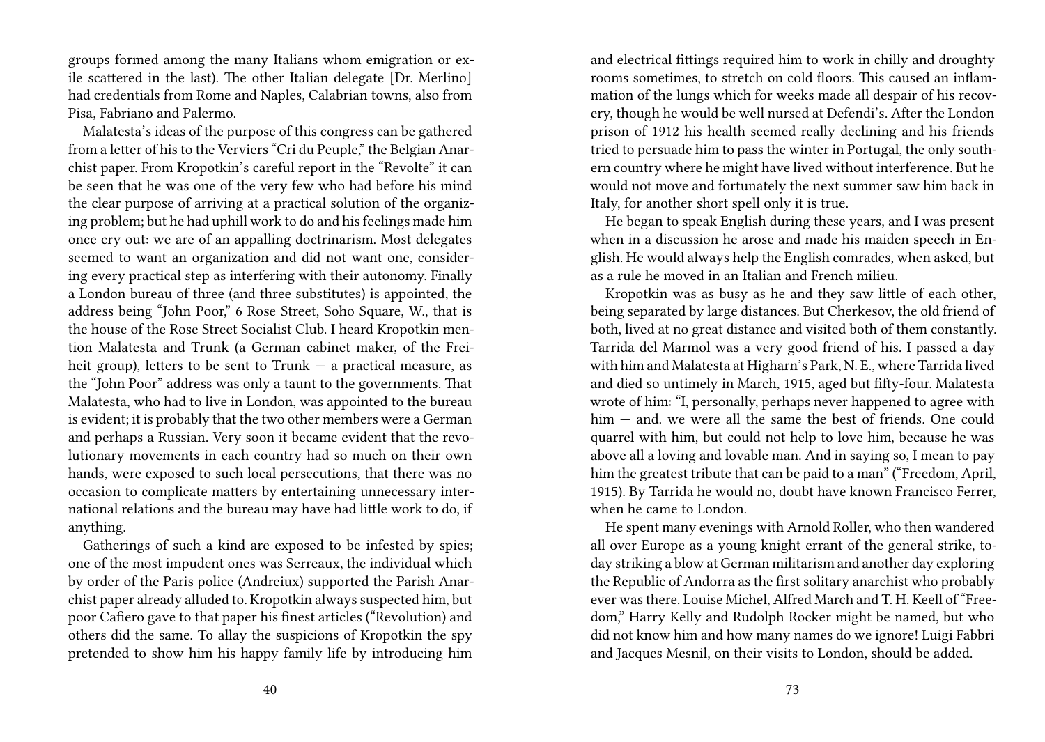groups formed among the many Italians whom emigration or exile scattered in the last). The other Italian delegate [Dr. Merlino] had credentials from Rome and Naples, Calabrian towns, also from Pisa, Fabriano and Palermo.

Malatesta's ideas of the purpose of this congress can be gathered from a letter of his to the Verviers "Cri du Peuple," the Belgian Anarchist paper. From Kropotkin's careful report in the "Revolte" it can be seen that he was one of the very few who had before his mind the clear purpose of arriving at a practical solution of the organizing problem; but he had uphill work to do and his feelings made him once cry out: we are of an appalling doctrinarism. Most delegates seemed to want an organization and did not want one, considering every practical step as interfering with their autonomy. Finally a London bureau of three (and three substitutes) is appointed, the address being "John Poor," 6 Rose Street, Soho Square, W., that is the house of the Rose Street Socialist Club. I heard Kropotkin mention Malatesta and Trunk (a German cabinet maker, of the Freiheit group), letters to be sent to Trunk — a practical measure, as the "John Poor" address was only a taunt to the governments. That Malatesta, who had to live in London, was appointed to the bureau is evident; it is probably that the two other members were a German and perhaps a Russian. Very soon it became evident that the revolutionary movements in each country had so much on their own hands, were exposed to such local persecutions, that there was no occasion to complicate matters by entertaining unnecessary international relations and the bureau may have had little work to do, if anything.

Gatherings of such a kind are exposed to be infested by spies; one of the most impudent ones was Serreaux, the individual which by order of the Paris police (Andreiux) supported the Parish Anarchist paper already alluded to. Kropotkin always suspected him, but poor Cafiero gave to that paper his finest articles ("Revolution) and others did the same. To allay the suspicions of Kropotkin the spy pretended to show him his happy family life by introducing him

and electrical fittings required him to work in chilly and droughty rooms sometimes, to stretch on cold floors. This caused an inflammation of the lungs which for weeks made all despair of his recovery, though he would be well nursed at Defendi's. After the London prison of 1912 his health seemed really declining and his friends tried to persuade him to pass the winter in Portugal, the only southern country where he might have lived without interference. But he would not move and fortunately the next summer saw him back in Italy, for another short spell only it is true.

He began to speak English during these years, and I was present when in a discussion he arose and made his maiden speech in English. He would always help the English comrades, when asked, but as a rule he moved in an Italian and French milieu.

Kropotkin was as busy as he and they saw little of each other, being separated by large distances. But Cherkesov, the old friend of both, lived at no great distance and visited both of them constantly. Tarrida del Marmol was a very good friend of his. I passed a day with him and Malatesta at Higharn's Park, N. E., where Tarrida lived and died so untimely in March, 1915, aged but fifty-four. Malatesta wrote of him: "I, personally, perhaps never happened to agree with him — and. we were all the same the best of friends. One could quarrel with him, but could not help to love him, because he was above all a loving and lovable man. And in saying so, I mean to pay him the greatest tribute that can be paid to a man" ("Freedom, April, 1915). By Tarrida he would no, doubt have known Francisco Ferrer, when he came to London.

He spent many evenings with Arnold Roller, who then wandered all over Europe as a young knight errant of the general strike, today striking a blow at German militarism and another day exploring the Republic of Andorra as the first solitary anarchist who probably ever was there. Louise Michel, Alfred March and T. H. Keell of "Freedom," Harry Kelly and Rudolph Rocker might be named, but who did not know him and how many names do we ignore! Luigi Fabbri and Jacques Mesnil, on their visits to London, should be added.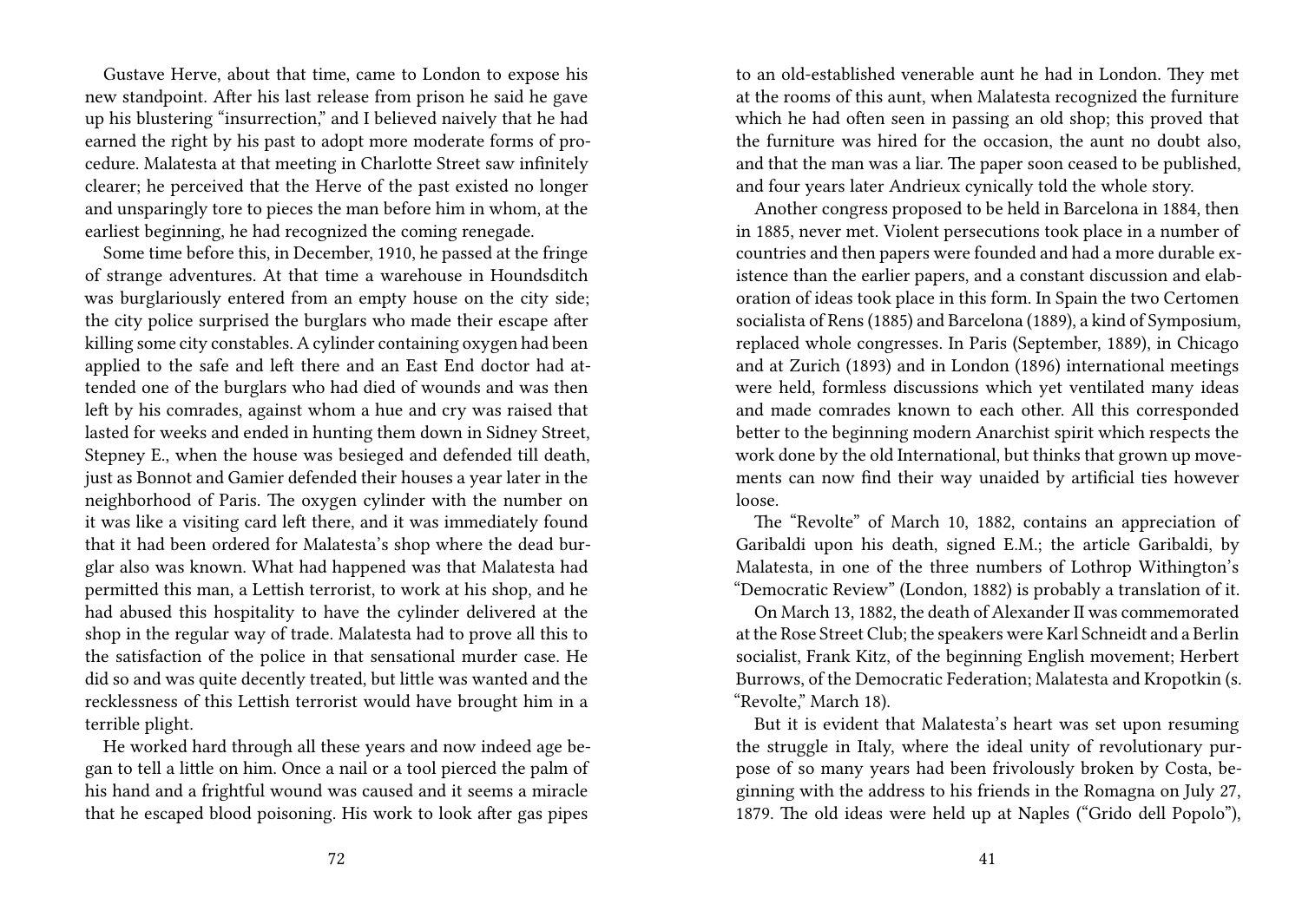Gustave Herve, about that time, came to London to expose his new standpoint. After his last release from prison he said he gave up his blustering "insurrection," and I believed naively that he had earned the right by his past to adopt more moderate forms of procedure. Malatesta at that meeting in Charlotte Street saw infinitely clearer; he perceived that the Herve of the past existed no longer and unsparingly tore to pieces the man before him in whom, at the earliest beginning, he had recognized the coming renegade.

Some time before this, in December, 1910, he passed at the fringe of strange adventures. At that time a warehouse in Houndsditch was burglariously entered from an empty house on the city side; the city police surprised the burglars who made their escape after killing some city constables. A cylinder containing oxygen had been applied to the safe and left there and an East End doctor had attended one of the burglars who had died of wounds and was then left by his comrades, against whom a hue and cry was raised that lasted for weeks and ended in hunting them down in Sidney Street, Stepney E., when the house was besieged and defended till death, just as Bonnot and Gamier defended their houses a year later in the neighborhood of Paris. The oxygen cylinder with the number on it was like a visiting card left there, and it was immediately found that it had been ordered for Malatesta's shop where the dead burglar also was known. What had happened was that Malatesta had permitted this man, a Lettish terrorist, to work at his shop, and he had abused this hospitality to have the cylinder delivered at the shop in the regular way of trade. Malatesta had to prove all this to the satisfaction of the police in that sensational murder case. He did so and was quite decently treated, but little was wanted and the recklessness of this Lettish terrorist would have brought him in a terrible plight.

He worked hard through all these years and now indeed age began to tell a little on him. Once a nail or a tool pierced the palm of his hand and a frightful wound was caused and it seems a miracle that he escaped blood poisoning. His work to look after gas pipes

to an old-established venerable aunt he had in London. They met at the rooms of this aunt, when Malatesta recognized the furniture which he had often seen in passing an old shop; this proved that the furniture was hired for the occasion, the aunt no doubt also, and that the man was a liar. The paper soon ceased to be published, and four years later Andrieux cynically told the whole story.

Another congress proposed to be held in Barcelona in 1884, then in 1885, never met. Violent persecutions took place in a number of countries and then papers were founded and had a more durable existence than the earlier papers, and a constant discussion and elaboration of ideas took place in this form. In Spain the two Certomen socialista of Rens (1885) and Barcelona (1889), a kind of Symposium, replaced whole congresses. In Paris (September, 1889), in Chicago and at Zurich (1893) and in London (1896) international meetings were held, formless discussions which yet ventilated many ideas and made comrades known to each other. All this corresponded better to the beginning modern Anarchist spirit which respects the work done by the old International, but thinks that grown up movements can now find their way unaided by artificial ties however loose.

The "Revolte" of March 10, 1882, contains an appreciation of Garibaldi upon his death, signed E.M.; the article Garibaldi, by Malatesta, in one of the three numbers of Lothrop Withington's "Democratic Review" (London, 1882) is probably a translation of it.

On March 13, 1882, the death of Alexander II was commemorated at the Rose Street Club; the speakers were Karl Schneidt and a Berlin socialist, Frank Kitz, of the beginning English movement; Herbert Burrows, of the Democratic Federation; Malatesta and Kropotkin (s. "Revolte," March 18).

But it is evident that Malatesta's heart was set upon resuming the struggle in Italy, where the ideal unity of revolutionary purpose of so many years had been frivolously broken by Costa, beginning with the address to his friends in the Romagna on July 27, 1879. The old ideas were held up at Naples ("Grido dell Popolo"),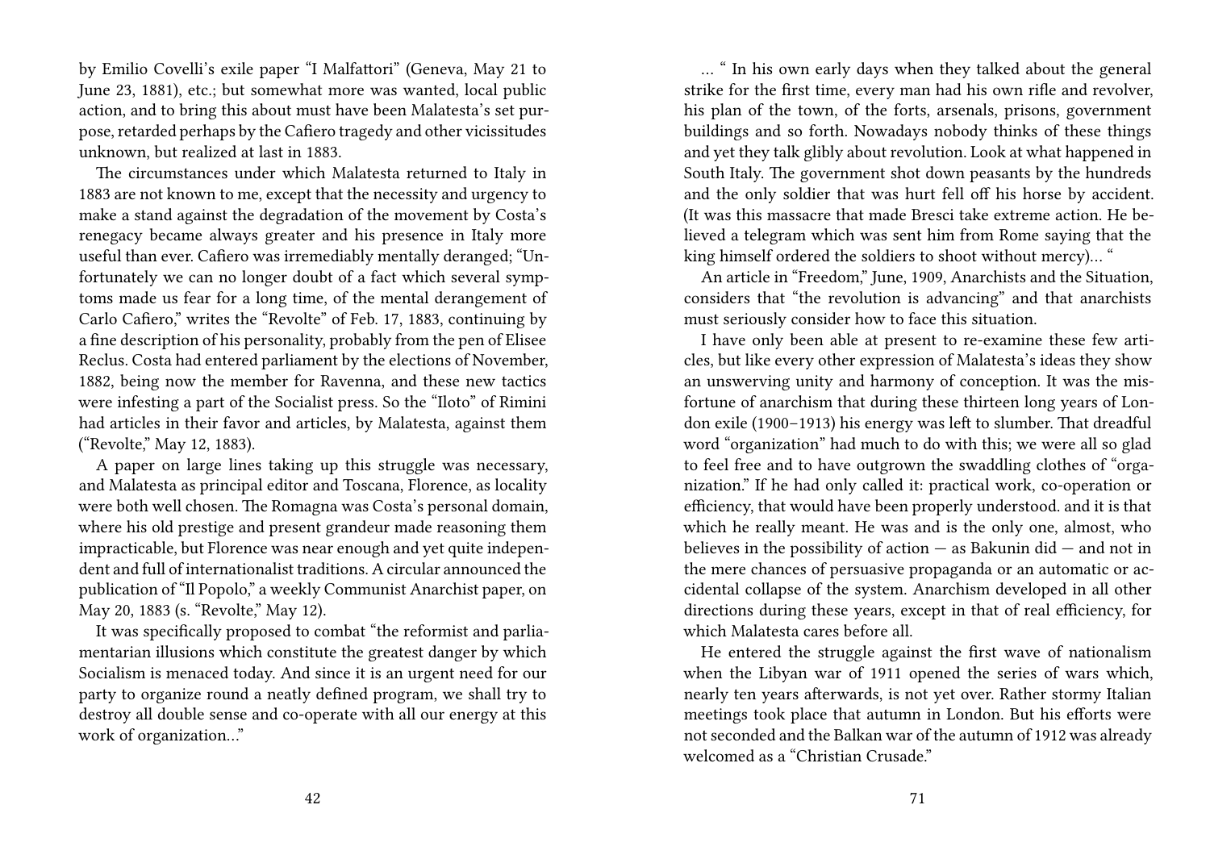by Emilio Covelli's exile paper "I Malfattori" (Geneva, May 21 to June 23, 1881), etc.; but somewhat more was wanted, local public action, and to bring this about must have been Malatesta's set purpose, retarded perhaps by the Cafiero tragedy and other vicissitudes unknown, but realized at last in 1883.

The circumstances under which Malatesta returned to Italy in 1883 are not known to me, except that the necessity and urgency to make a stand against the degradation of the movement by Costa's renegacy became always greater and his presence in Italy more useful than ever. Cafiero was irremediably mentally deranged; "Unfortunately we can no longer doubt of a fact which several symptoms made us fear for a long time, of the mental derangement of Carlo Cafiero," writes the "Revolte" of Feb. 17, 1883, continuing by a fine description of his personality, probably from the pen of Elisee Reclus. Costa had entered parliament by the elections of November, 1882, being now the member for Ravenna, and these new tactics were infesting a part of the Socialist press. So the "Iloto" of Rimini had articles in their favor and articles, by Malatesta, against them ("Revolte," May 12, 1883).

A paper on large lines taking up this struggle was necessary, and Malatesta as principal editor and Toscana, Florence, as locality were both well chosen. The Romagna was Costa's personal domain, where his old prestige and present grandeur made reasoning them impracticable, but Florence was near enough and yet quite independent and full of internationalist traditions. A circular announced the publication of "Il Popolo," a weekly Communist Anarchist paper, on May 20, 1883 (s. "Revolte," May 12).

It was specifically proposed to combat "the reformist and parliamentarian illusions which constitute the greatest danger by which Socialism is menaced today. And since it is an urgent need for our party to organize round a neatly defined program, we shall try to destroy all double sense and co-operate with all our energy at this work of organization…"

… " In his own early days when they talked about the general strike for the first time, every man had his own rifle and revolver, his plan of the town, of the forts, arsenals, prisons, government buildings and so forth. Nowadays nobody thinks of these things and yet they talk glibly about revolution. Look at what happened in South Italy. The government shot down peasants by the hundreds and the only soldier that was hurt fell off his horse by accident. (It was this massacre that made Bresci take extreme action. He believed a telegram which was sent him from Rome saying that the king himself ordered the soldiers to shoot without mercy)… "

An article in "Freedom," June, 1909, Anarchists and the Situation, considers that "the revolution is advancing" and that anarchists must seriously consider how to face this situation.

I have only been able at present to re-examine these few articles, but like every other expression of Malatesta's ideas they show an unswerving unity and harmony of conception. It was the misfortune of anarchism that during these thirteen long years of London exile (1900–1913) his energy was left to slumber. That dreadful word "organization" had much to do with this; we were all so glad to feel free and to have outgrown the swaddling clothes of "organization." If he had only called it: practical work, co-operation or efficiency, that would have been properly understood. and it is that which he really meant. He was and is the only one, almost, who believes in the possibility of action — as Bakunin did — and not in the mere chances of persuasive propaganda or an automatic or accidental collapse of the system. Anarchism developed in all other directions during these years, except in that of real efficiency, for which Malatesta cares before all.

He entered the struggle against the first wave of nationalism when the Libyan war of 1911 opened the series of wars which, nearly ten years afterwards, is not yet over. Rather stormy Italian meetings took place that autumn in London. But his efforts were not seconded and the Balkan war of the autumn of 1912 was already welcomed as a "Christian Crusade."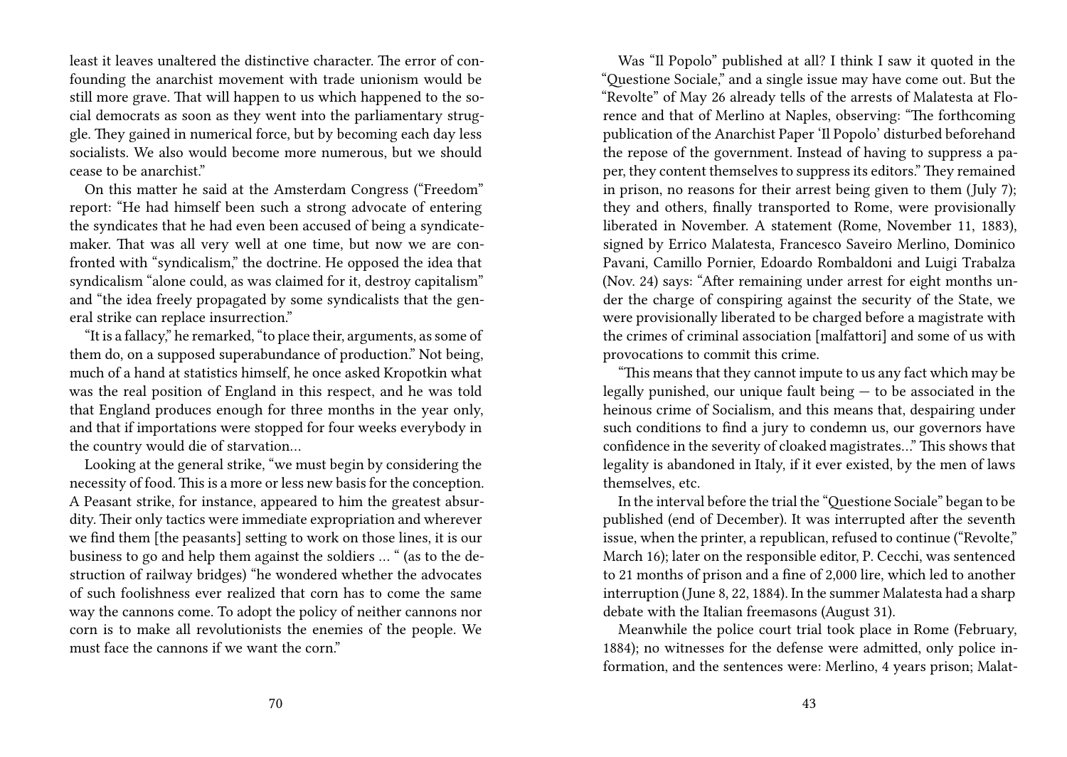least it leaves unaltered the distinctive character. The error of confounding the anarchist movement with trade unionism would be still more grave. That will happen to us which happened to the social democrats as soon as they went into the parliamentary struggle. They gained in numerical force, but by becoming each day less socialists. We also would become more numerous, but we should cease to be anarchist."

On this matter he said at the Amsterdam Congress ("Freedom" report: "He had himself been such a strong advocate of entering the syndicates that he had even been accused of being a syndicate-maker. That was all very well at one time, but now we are confronted with "syndicalism," the doctrine. He opposed the idea that syndicalism "alone could, as was claimed for it, destroy capitalism" and "the idea freely propagated by some syndicalists that the general strike can replace insurrection."

"It is a fallacy," he remarked, "to place their, arguments, as some of them do, on a supposed superabundance of production." Not being, much of a hand at statistics himself, he once asked Kropotkin what was the real position of England in this respect, and he was told that England produces enough for three months in the year only, and that if importations were stopped for four weeks everybody in the country would die of starvation…

Looking at the general strike, "we must begin by considering the necessity of food. This is a more or less new basis for the conception. A Peasant strike, for instance, appeared to him the greatest absurdity. Their only tactics were immediate expropriation and wherever we find them [the peasants] setting to work on those lines, it is our business to go and help them against the soldiers … " (as to the destruction of railway bridges) "he wondered whether the advocates of such foolishness ever realized that corn has to come the same way the cannons come. To adopt the policy of neither cannons nor corn is to make all revolutionists the enemies of the people. We must face the cannons if we want the corn."

Was "Il Popolo" published at all? I think I saw it quoted in the "Questione Sociale," and a single issue may have come out. But the "Revolte" of May 26 already tells of the arrests of Malatesta at Florence and that of Merlino at Naples, observing: "The forthcoming publication of the Anarchist Paper 'Il Popolo' disturbed beforehand the repose of the government. Instead of having to suppress a paper, they content themselves to suppress its editors." They remained in prison, no reasons for their arrest being given to them (July 7); they and others, finally transported to Rome, were provisionally liberated in November. A statement (Rome, November 11, 1883), signed by Errico Malatesta, Francesco Saveiro Merlino, Dominico Pavani, Camillo Pornier, Edoardo Rombaldoni and Luigi Trabalza (Nov. 24) says: "After remaining under arrest for eight months under the charge of conspiring against the security of the State, we were provisionally liberated to be charged before a magistrate with the crimes of criminal association [malfattori] and some of us with provocations to commit this crime.

"This means that they cannot impute to us any fact which may be legally punished, our unique fault being — to be associated in the heinous crime of Socialism, and this means that, despairing under such conditions to find a jury to condemn us, our governors have confidence in the severity of cloaked magistrates…" This shows that legality is abandoned in Italy, if it ever existed, by the men of laws themselves, etc.

In the interval before the trial the "Questione Sociale" began to be published (end of December). It was interrupted after the seventh issue, when the printer, a republican, refused to continue ("Revolte," March 16); later on the responsible editor, P. Cecchi, was sentenced to 21 months of prison and a fine of 2,000 lire, which led to another interruption (June 8, 22, 1884). In the summer Malatesta had a sharp debate with the Italian freemasons (August 31).

Meanwhile the police court trial took place in Rome (February, 1884); no witnesses for the defense were admitted, only police information, and the sentences were: Merlino, 4 years prison; Malat-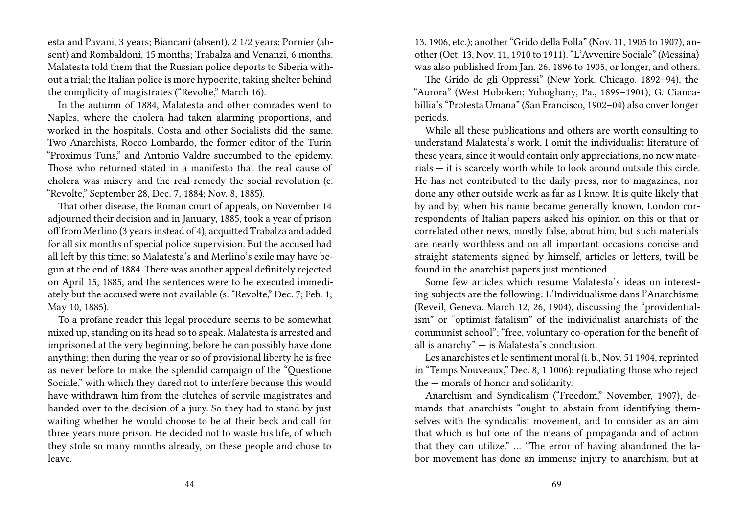esta and Pavani, 3 years; Biancani (absent), 2 1/2 years; Pornier (absent) and Rombaldoni, 15 months; Trabalza and Venanzi, 6 months. Malatesta told them that the Russian police deports to Siberia without a trial; the Italian police is more hypocrite, taking shelter behind the complicity of magistrates ("Revolte," March 16).

In the autumn of 1884, Malatesta and other comrades went to Naples, where the cholera had taken alarming proportions, and worked in the hospitals. Costa and other Socialists did the same. Two Anarchists, Rocco Lombardo, the former editor of the Turin "Proximus Tuns," and Antonio Valdre succumbed to the epidemy. Those who returned stated in a manifesto that the real cause of cholera was misery and the real remedy the social revolution (c. "Revolte," September 28, Dec. 7, 1884; Nov. 8, 1885).

That other disease, the Roman court of appeals, on November 14 adjourned their decision and in January, 1885, took a year of prison off from Merlino (3 years instead of 4), acquitted Trabalza and added for all six months of special police supervision. But the accused had all left by this time; so Malatesta's and Merlino's exile may have begun at the end of 1884. There was another appeal definitely rejected on April 15, 1885, and the sentences were to be executed immediately but the accused were not available (s. "Revolte," Dec. 7; Feb. 1; May 10, 1885).

To a profane reader this legal procedure seems to be somewhat mixed up, standing on its head so to speak. Malatesta is arrested and imprisoned at the very beginning, before he can possibly have done anything; then during the year or so of provisional liberty he is free as never before to make the splendid campaign of the "Questione Sociale," with which they dared not to interfere because this would have withdrawn him from the clutches of servile magistrates and handed over to the decision of a jury. So they had to stand by just waiting whether he would choose to be at their beck and call for three years more prison. He decided not to waste his life, of which they stole so many months already, on these people and chose to leave.

13. 1906, etc.); another "Grido della Folla" (Nov. 11, 1905 to 1907), another (Oct. 13, Nov. 11, 1910 to 1911). "L'Avvenire Sociale" (Messina) was also published from Jan. 26. 1896 to 1905, or longer, and others.

The Grido de gli Oppressi" (New York. Chicago. 1892–94), the "Aurora" (West Hoboken; Yohoghany, Pa., 1899–1901), G. Ciancabillia's "Protesta Umana" (San Francisco, 1902–04) also cover longer periods.

While all these publications and others are worth consulting to understand Malatesta's work, I omit the individualist literature of these years, since it would contain only appreciations, no new materials — it is scarcely worth while to look around outside this circle. He has not contributed to the daily press, nor to magazines, nor done any other outside work as far as I know. It is quite likely that by and by, when his name became generally known, London correspondents of Italian papers asked his opinion on this or that or correlated other news, mostly false, about him, but such materials are nearly worthless and on all important occasions concise and straight statements signed by himself, articles or letters, twill be found in the anarchist papers just mentioned.

Some few articles which resume Malatesta's ideas on interesting subjects are the following: L'Individualisme dans l'Anarchisme (Reveil, Geneva. March 12, 26, 1904), discussing the "providentialism" or "optimist fatalism" of the individualist anarchists of the communist school"; "free, voluntary co-operation for the benefit of all is anarchy" — is Malatesta's conclusion.

Les anarchistes et le sentiment moral (i. b., Nov. 51 1904, reprinted in "Temps Nouveaux," Dec. 8, 1 1006): repudiating those who reject the — morals of honor and solidarity.

Anarchism and Syndicalism ("Freedom," November, 1907), demands that anarchists "ought to abstain from identifying themselves with the syndicalist movement, and to consider as an aim that which is but one of the means of propaganda and of action that they can utilize." … "The error of having abandoned the labor movement has done an immense injury to anarchism, but at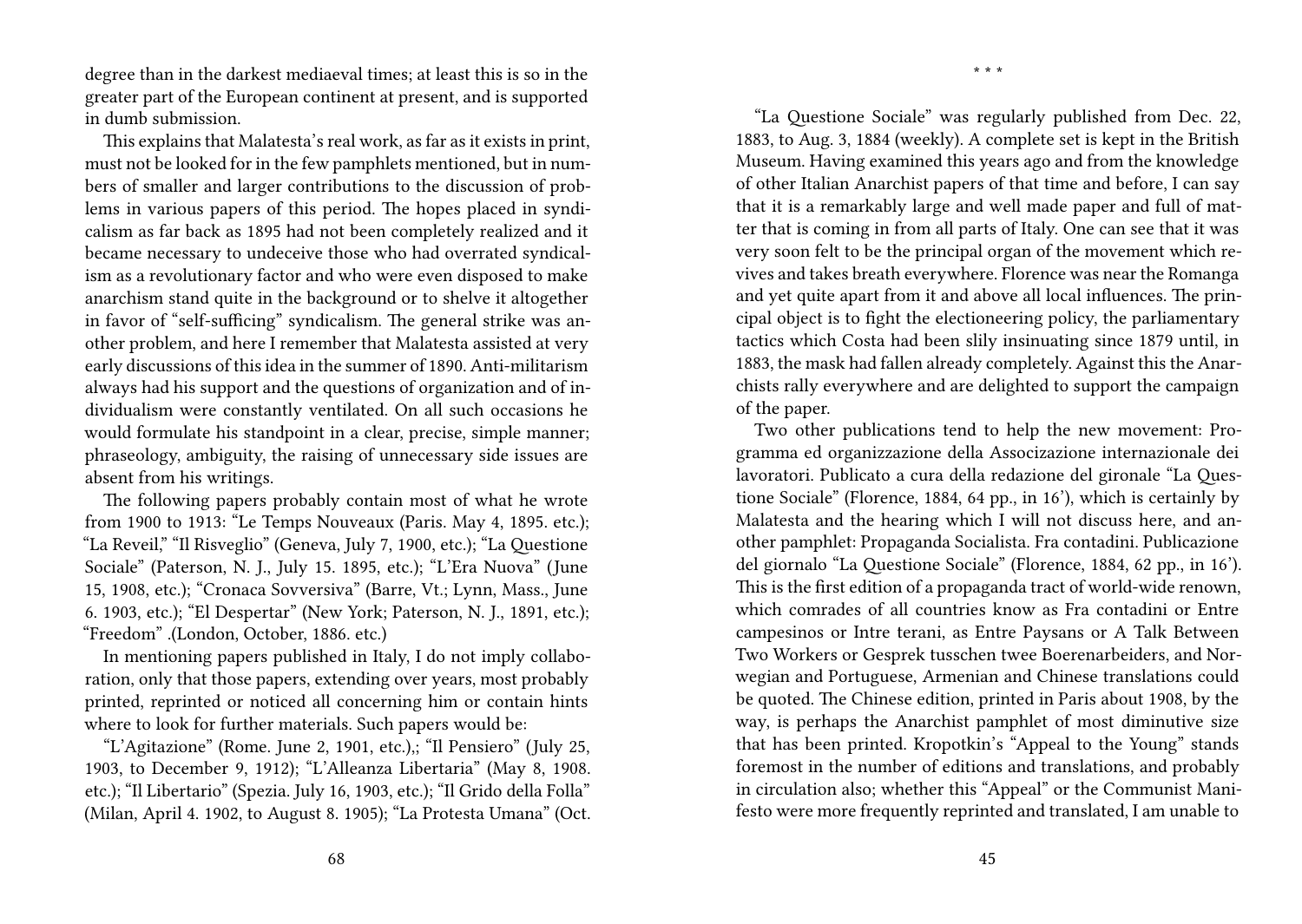degree than in the darkest mediaeval times; at least this is so in the greater part of the European continent at present, and is supported in dumb submission.

This explains that Malatesta's real work, as far as it exists in print, must not be looked for in the few pamphlets mentioned, but in numbers of smaller and larger contributions to the discussion of problems in various papers of this period. The hopes placed in syndicalism as far back as 1895 had not been completely realized and it became necessary to undeceive those who had overrated syndicalism as a revolutionary factor and who were even disposed to make anarchism stand quite in the background or to shelve it altogether in favor of "self-sufficing" syndicalism. The general strike was another problem, and here I remember that Malatesta assisted at very early discussions of this idea in the summer of 1890. Anti-militarism always had his support and the questions of organization and of individualism were constantly ventilated. On all such occasions he would formulate his standpoint in a clear, precise, simple manner; phraseology, ambiguity, the raising of unnecessary side issues are absent from his writings.

The following papers probably contain most of what he wrote from 1900 to 1913: "Le Temps Nouveaux (Paris. May 4, 1895. etc.); "La Reveil," "Il Risveglio" (Geneva, July 7, 1900, etc.); "La Questione Sociale" (Paterson, N. J., July 15. 1895, etc.); "L'Era Nuova" (June 15, 1908, etc.); "Cronaca Sovversiva" (Barre, Vt.; Lynn, Mass., June 6. 1903, etc.); "El Despertar" (New York; Paterson, N. J., 1891, etc.); "Freedom" .(London, October, 1886. etc.)

In mentioning papers published in Italy, I do not imply collaboration, only that those papers, extending over years, most probably printed, reprinted or noticed all concerning him or contain hints where to look for further materials. Such papers would be:

"L'Agitazione" (Rome. June 2, 1901, etc.),; "Il Pensiero" (July 25, 1903, to December 9, 1912); "L'Alleanza Libertaria" (May 8, 1908. etc.); "Il Libertario" (Spezia. July 16, 1903, etc.); "Il Grido della Folla" (Milan, April 4. 1902, to August 8. 1905); "La Protesta Umana" (Oct.

* * *

"La Questione Sociale" was regularly published from Dec. 22, 1883, to Aug. 3, 1884 (weekly). A complete set is kept in the British Museum. Having examined this years ago and from the knowledge of other Italian Anarchist papers of that time and before, I can say that it is a remarkably large and well made paper and full of matter that is coming in from all parts of Italy. One can see that it was very soon felt to be the principal organ of the movement which revives and takes breath everywhere. Florence was near the Romanga and yet quite apart from it and above all local influences. The principal object is to fight the electioneering policy, the parliamentary tactics which Costa had been slily insinuating since 1879 until, in 1883, the mask had fallen already completely. Against this the Anarchists rally everywhere and are delighted to support the campaign of the paper.

Two other publications tend to help the new movement: Programma ed organizzazione della Associazione internazionale dei lavoratori. Publicato a cura della redazione del gironale "La Questione Sociale" (Florence, 1884, 64 pp., in 16'), which is certainly by Malatesta and the hearing which I will not discuss here, and another pamphlet: Propaganda Socialista. Fra contadini. Publicazione del giornalo "La Questione Sociale" (Florence, 1884, 62 pp., in 16'). This is the first edition of a propaganda tract of world-wide renown, which comrades of all countries know as Fra contadini or Entre campesinos or Intre terani, as Entre Paysans or A Talk Between Two Workers or Gesprek tusschen twee Boerenarbeiders, and Norwegian and Portuguese, Armenian and Chinese translations could be quoted. The Chinese edition, printed in Paris about 1908, by the way, is perhaps the Anarchist pamphlet of most diminutive size that has been printed. Kropotkin's "Appeal to the Young" stands foremost in the number of editions and translations, and probably in circulation also; whether this "Appeal" or the Communist Manifesto were more frequently reprinted and translated, I am unable to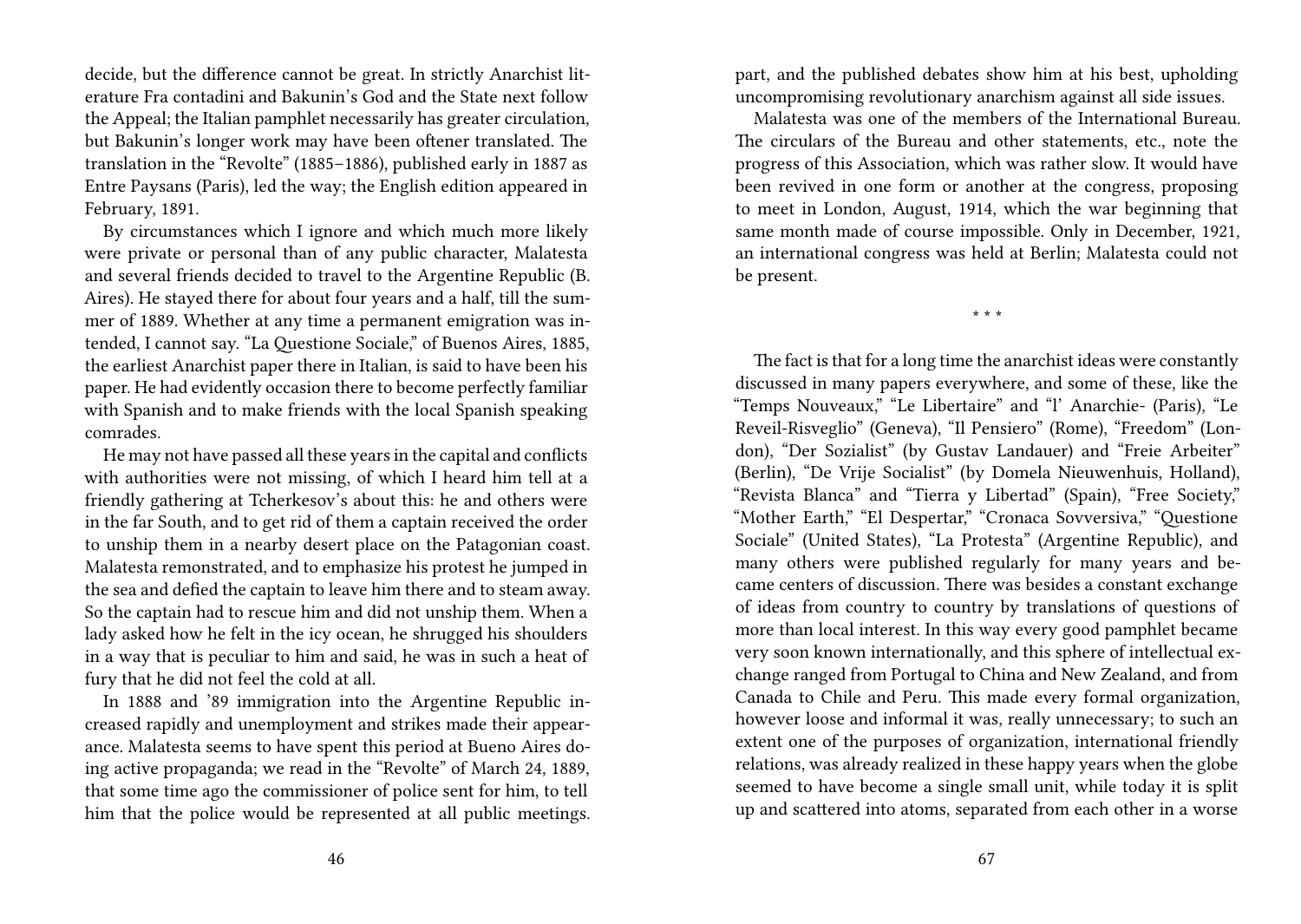decide, but the difference cannot be great. In strictly Anarchist literature Fra contadini and Bakunin's God and the State next follow the Appeal; the Italian pamphlet necessarily has greater circulation, but Bakunin's longer work may have been oftener translated. The translation in the "Revolte" (1885–1886), published early in 1887 as Entre Paysans (Paris), led the way; the English edition appeared in February, 1891.

By circumstances which I ignore and which much more likely were private or personal than of any public character, Malatesta and several friends decided to travel to the Argentine Republic (B. Aires). He stayed there for about four years and a half, till the summer of 1889. Whether at any time a permanent emigration was intended, I cannot say. "La Questione Sociale," of Buenos Aires, 1885, the earliest Anarchist paper there in Italian, is said to have been his paper. He had evidently occasion there to become perfectly familiar with Spanish and to make friends with the local Spanish speaking comrades.

He may not have passed all these years in the capital and conflicts with authorities were not missing, of which I heard him tell at a friendly gathering at Tcherkesov's about this: he and others were in the far South, and to get rid of them a captain received the order to unship them in a nearby desert place on the Patagonian coast. Malatesta remonstrated, and to emphasize his protest he jumped in the sea and defied the captain to leave him there and to steam away. So the captain had to rescue him and did not unship them. When a lady asked how he felt in the icy ocean, he shrugged his shoulders in a way that is peculiar to him and said, he was in such a heat of fury that he did not feel the cold at all.

In 1888 and '89 immigration into the Argentine Republic increased rapidly and unemployment and strikes made their appearance. Malatesta seems to have spent this period at Bueno Aires doing active propaganda; we read in the "Revolte" of March 24, 1889, that some time ago the commissioner of police sent for him, to tell him that the police would be represented at all public meetings.

part, and the published debates show him at his best, upholding uncompromising revolutionary anarchism against all side issues.

Malatesta was one of the members of the International Bureau. The circulars of the Bureau and other statements, etc., note the progress of this Association, which was rather slow. It would have been revived in one form or another at the congress, proposing to meet in London, August, 1914, which the war beginning that same month made of course impossible. Only in December, 1921, an international congress was held at Berlin; Malatesta could not be present.

\* \* \*

The fact is that for a long time the anarchist ideas were constantly discussed in many papers everywhere, and some of these, like the "Temps Nouveaux," "Le Libertaire" and "l' Anarchie- (Paris), "Le Reveil-Risveglio" (Geneva), "Il Pensiero" (Rome), "Freedom" (London), "Der Sozialist" (by Gustav Landauer) and "Freie Arbeiter" (Berlin), "De Vrije Socialist" (by Domela Nieuwenhuis, Holland), "Revista Blanca" and "Tierra y Libertad" (Spain), "Free Society," "Mother Earth," "El Despertar," "Cronaca Sovversiva," "Questione Sociale" (United States), "La Protesta" (Argentine Republic), and many others were published regularly for many years and became centers of discussion. There was besides a constant exchange of ideas from country to country by translations of questions of more than local interest. In this way every good pamphlet became very soon known internationally, and this sphere of intellectual exchange ranged from Portugal to China and New Zealand, and from Canada to Chile and Peru. This made every formal organization, however loose and informal it was, really unnecessary; to such an extent one of the purposes of organization, international friendly relations, was already realized in these happy years when the globe seemed to have become a single small unit, while today it is split up and scattered into atoms, separated from each other in a worse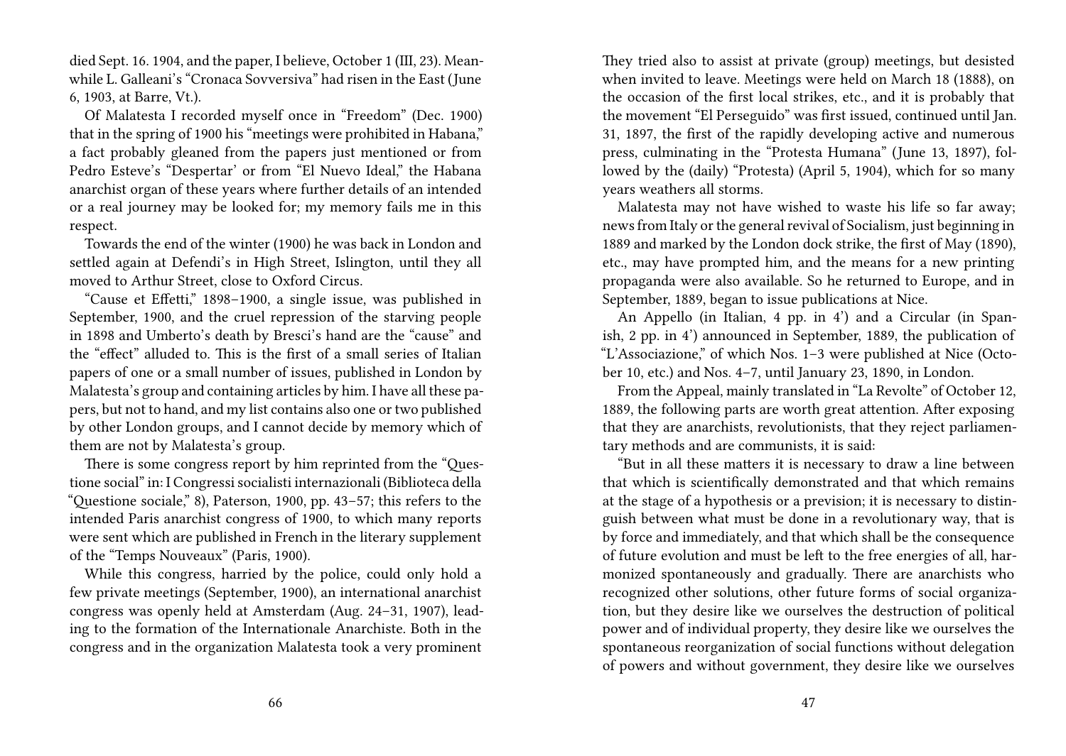died Sept. 16. 1904, and the paper, I believe, October 1 (III, 23). Meanwhile L. Galleani's "Cronaca Sovversiva" had risen in the East (June 6, 1903, at Barre, Vt.).

Of Malatesta I recorded myself once in "Freedom" (Dec. 1900) that in the spring of 1900 his "meetings were prohibited in Habana," a fact probably gleaned from the papers just mentioned or from Pedro Esteve's "Despertar' or from "El Nuevo Ideal," the Habana anarchist organ of these years where further details of an intended or a real journey may be looked for; my memory fails me in this respect.

Towards the end of the winter (1900) he was back in London and settled again at Defendi's in High Street, Islington, until they all moved to Arthur Street, close to Oxford Circus.

"Cause et Effetti," 1898–1900, a single issue, was published in September, 1900, and the cruel repression of the starving people in 1898 and Umberto's death by Bresci's hand are the "cause" and the "effect" alluded to. This is the first of a small series of Italian papers of one or a small number of issues, published in London by Malatesta's group and containing articles by him. I have all these papers, but not to hand, and my list contains also one or two published by other London groups, and I cannot decide by memory which of them are not by Malatesta's group.

There is some congress report by him reprinted from the "Questione social" in: I Congressi socialisti internazionali (Biblioteca della "Questione sociale," 8), Paterson, 1900, pp. 43–57; this refers to the intended Paris anarchist congress of 1900, to which many reports were sent which are published in French in the literary supplement of the "Temps Nouveaux" (Paris, 1900).

While this congress, harried by the police, could only hold a few private meetings (September, 1900), an international anarchist congress was openly held at Amsterdam (Aug. 24–31, 1907), leading to the formation of the Internationale Anarchiste. Both in the congress and in the organization Malatesta took a very prominent

They tried also to assist at private (group) meetings, but desisted when invited to leave. Meetings were held on March 18 (1888), on the occasion of the first local strikes, etc., and it is probably that the movement "El Perseguido" was first issued, continued until Jan. 31, 1897, the first of the rapidly developing active and numerous press, culminating in the "Protesta Humana" (June 13, 1897), followed by the (daily) "Protesta) (April 5, 1904), which for so many years weathers all storms.

Malatesta may not have wished to waste his life so far away; news from Italy or the general revival of Socialism, just beginning in 1889 and marked by the London dock strike, the first of May (1890), etc., may have prompted him, and the means for a new printing propaganda were also available. So he returned to Europe, and in September, 1889, began to issue publications at Nice.

An Appello (in Italian, 4 pp. in 4') and a Circular (in Spanish, 2 pp. in 4') announced in September, 1889, the publication of "L'Associazione," of which Nos. 1–3 were published at Nice (October 10, etc.) and Nos. 4–7, until January 23, 1890, in London.

From the Appeal, mainly translated in "La Revolte" of October 12, 1889, the following parts are worth great attention. After exposing that they are anarchists, revolutionists, that they reject parliamentary methods and are communists, it is said:

"But in all these matters it is necessary to draw a line between that which is scientifically demonstrated and that which remains at the stage of a hypothesis or a prevision; it is necessary to distinguish between what must be done in a revolutionary way, that is by force and immediately, and that which shall be the consequence of future evolution and must be left to the free energies of all, harmonized spontaneously and gradually. There are anarchists who recognized other solutions, other future forms of social organization, but they desire like we ourselves the destruction of political power and of individual property, they desire like we ourselves the spontaneous reorganization of social functions without delegation of powers and without government, they desire like we ourselves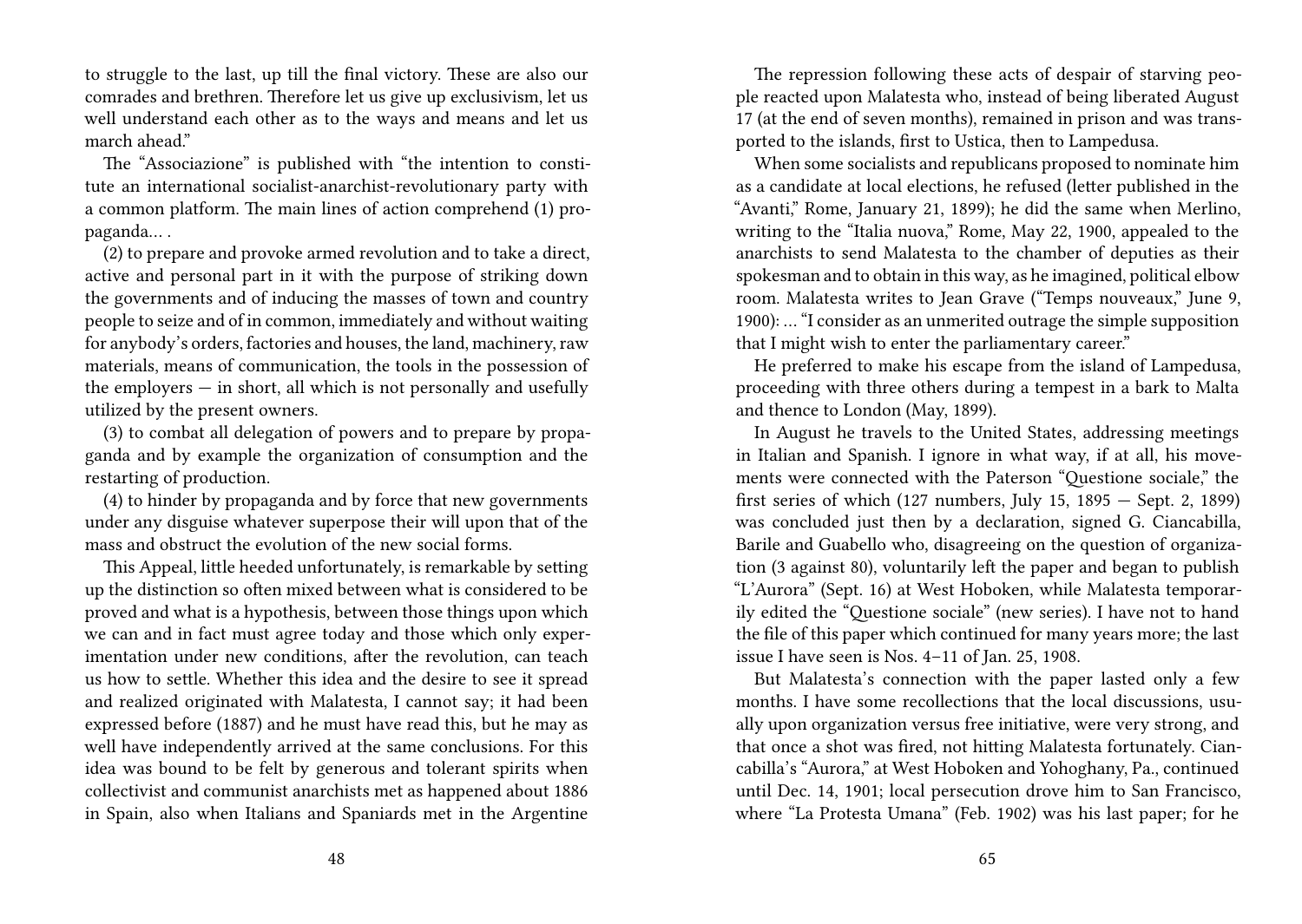to struggle to the last, up till the final victory. These are also our comrades and brethren. Therefore let us give up exclusivism, let us well understand each other as to the ways and means and let us march ahead."

The "Associazione" is published with "the intention to constitute an international socialist-anarchist-revolutionary party with a common platform. The main lines of action comprehend (1) propaganda… .

(2) to prepare and provoke armed revolution and to take a direct, active and personal part in it with the purpose of striking down the governments and of inducing the masses of town and country people to seize and of in common, immediately and without waiting for anybody's orders, factories and houses, the land, machinery, raw materials, means of communication, the tools in the possession of the employers — in short, all which is not personally and usefully utilized by the present owners.

(3) to combat all delegation of powers and to prepare by propaganda and by example the organization of consumption and the restarting of production.

(4) to hinder by propaganda and by force that new governments under any disguise whatever superpose their will upon that of the mass and obstruct the evolution of the new social forms.

This Appeal, little heeded unfortunately, is remarkable by setting up the distinction so often mixed between what is considered to be proved and what is a hypothesis, between those things upon which we can and in fact must agree today and those which only experimentation under new conditions, after the revolution, can teach us how to settle. Whether this idea and the desire to see it spread and realized originated with Malatesta, I cannot say; it had been expressed before (1887) and he must have read this, but he may as well have independently arrived at the same conclusions. For this idea was bound to be felt by generous and tolerant spirits when collectivist and communist anarchists met as happened about 1886 in Spain, also when Italians and Spaniards met in the Argentine

The repression following these acts of despair of starving people reacted upon Malatesta who, instead of being liberated August 17 (at the end of seven months), remained in prison and was transported to the islands, first to Ustica, then to Lampedusa.

When some socialists and republicans proposed to nominate him as a candidate at local elections, he refused (letter published in the "Avanti," Rome, January 21, 1899); he did the same when Merlino, writing to the "Italia nuova," Rome, May 22, 1900, appealed to the anarchists to send Malatesta to the chamber of deputies as their spokesman and to obtain in this way, as he imagined, political elbow room. Malatesta writes to Jean Grave ("Temps nouveaux," June 9, 1900): … "I consider as an unmerited outrage the simple supposition that I might wish to enter the parliamentary career."

He preferred to make his escape from the island of Lampedusa, proceeding with three others during a tempest in a bark to Malta and thence to London (May, 1899).

In August he travels to the United States, addressing meetings in Italian and Spanish. I ignore in what way, if at all, his movements were connected with the Paterson "Questione sociale," the first series of which (127 numbers, July 15, 1895 — Sept. 2, 1899) was concluded just then by a declaration, signed G. Ciancabilla, Barile and Guabello who, disagreeing on the question of organization (3 against 80), voluntarily left the paper and began to publish "L'Aurora" (Sept. 16) at West Hoboken, while Malatesta temporarily edited the "Questione sociale" (new series). I have not to hand the file of this paper which continued for many years more; the last issue I have seen is Nos. 4–11 of Jan. 25, 1908.

But Malatesta's connection with the paper lasted only a few months. I have some recollections that the local discussions, usually upon organization versus free initiative, were very strong, and that once a shot was fired, not hitting Malatesta fortunately. Ciancabilla's "Aurora," at West Hoboken and Yohoghany, Pa., continued until Dec. 14, 1901; local persecution drove him to San Francisco, where "La Protesta Umana" (Feb. 1902) was his last paper; for he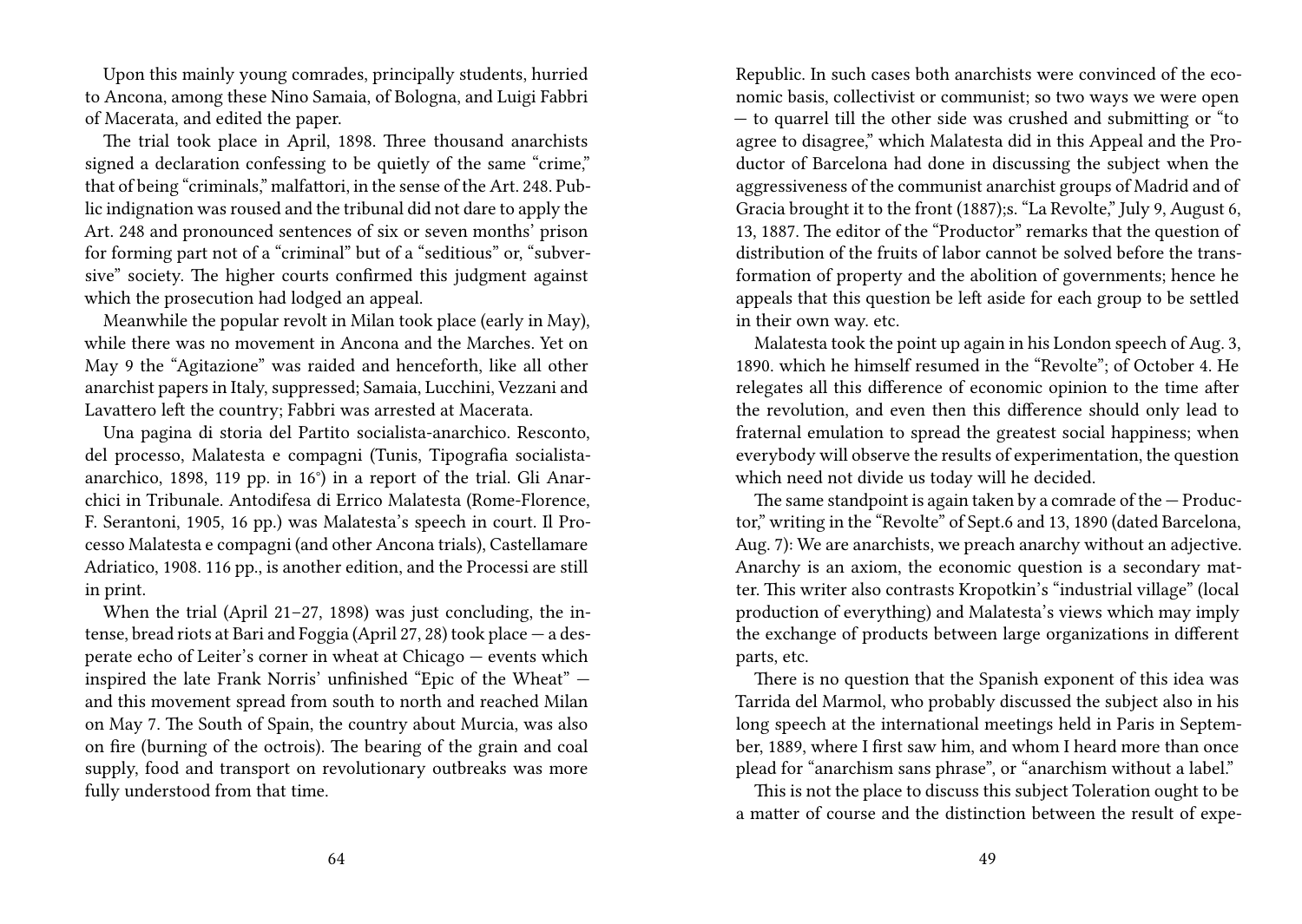Upon this mainly young comrades, principally students, hurried to Ancona, among these Nino Samaia, of Bologna, and Luigi Fabbri of Macerata, and edited the paper.

The trial took place in April, 1898. Three thousand anarchists signed a declaration confessing to be quietly of the same "crime," that of being "criminals," malfattori, in the sense of the Art. 248. Public indignation was roused and the tribunal did not dare to apply the Art. 248 and pronounced sentences of six or seven months' prison for forming part not of a "criminal" but of a "seditious" or, "subversive" society. The higher courts confirmed this judgment against which the prosecution had lodged an appeal.

Meanwhile the popular revolt in Milan took place (early in May), while there was no movement in Ancona and the Marches. Yet on May 9 the "Agitazione" was raided and henceforth, like all other anarchist papers in Italy, suppressed; Samaia, Lucchini, Vezzani and Lavattero left the country; Fabbri was arrested at Macerata.

Una pagina di storia del Partito socialista-anarchico. Resconto, del processo, Malatesta e compagni (Tunis, Tipografia socialista-anarchico, 1898, 119 pp. in 16°) in a report of the trial. Gli Anarchici in Tribunale. Antodifesa di Errico Malatesta (Rome-Florence, F. Serantoni, 1905, 16 pp.) was Malatesta's speech in court. Il Processo Malatesta e compagni (and other Ancona trials), Castellamare Adriatico, 1908. 116 pp., is another edition, and the Processi are still in print.

When the trial (April 21–27, 1898) was just concluding, the intense, bread riots at Bari and Foggia (April 27, 28) took place — a desperate echo of Leiter's corner in wheat at Chicago — events which inspired the late Frank Norris' unfinished "Epic of the Wheat" — and this movement spread from south to north and reached Milan on May 7. The South of Spain, the country about Murcia, was also on fire (burning of the octrois). The bearing of the grain and coal supply, food and transport on revolutionary outbreaks was more fully understood from that time.

Republic. In such cases both anarchists were convinced of the economic basis, collectivist or communist; so two ways we were open — to quarrel till the other side was crushed and submitting or "to agree to disagree," which Malatesta did in this Appeal and the Productor of Barcelona had done in discussing the subject when the aggressiveness of the communist anarchist groups of Madrid and of Gracia brought it to the front (1887);s. "La Revolte," July 9, August 6, 13, 1887. The editor of the "Productor" remarks that the question of distribution of the fruits of labor cannot be solved before the transformation of property and the abolition of governments; hence he appeals that this question be left aside for each group to be settled in their own way. etc.

Malatesta took the point up again in his London speech of Aug. 3, 1890. which he himself resumed in the "Revolte"; of October 4. He relegates all this difference of economic opinion to the time after the revolution, and even then this difference should only lead to fraternal emulation to spread the greatest social happiness; when everybody will observe the results of experimentation, the question which need not divide us today will he decided.

The same standpoint is again taken by a comrade of the — Productor," writing in the "Revolte" of Sept.6 and 13, 1890 (dated Barcelona, Aug. 7): We are anarchists, we preach anarchy without an adjective. Anarchy is an axiom, the economic question is a secondary matter. This writer also contrasts Kropotkin's "industrial village" (local production of everything) and Malatesta's views which may imply the exchange of products between large organizations in different parts, etc.

There is no question that the Spanish exponent of this idea was Tarrida del Marmol, who probably discussed the subject also in his long speech at the international meetings held in Paris in September, 1889, where I first saw him, and whom I heard more than once plead for "anarchism sans phrase", or "anarchism without a label."

This is not the place to discuss this subject Toleration ought to be a matter of course and the distinction between the result of expe-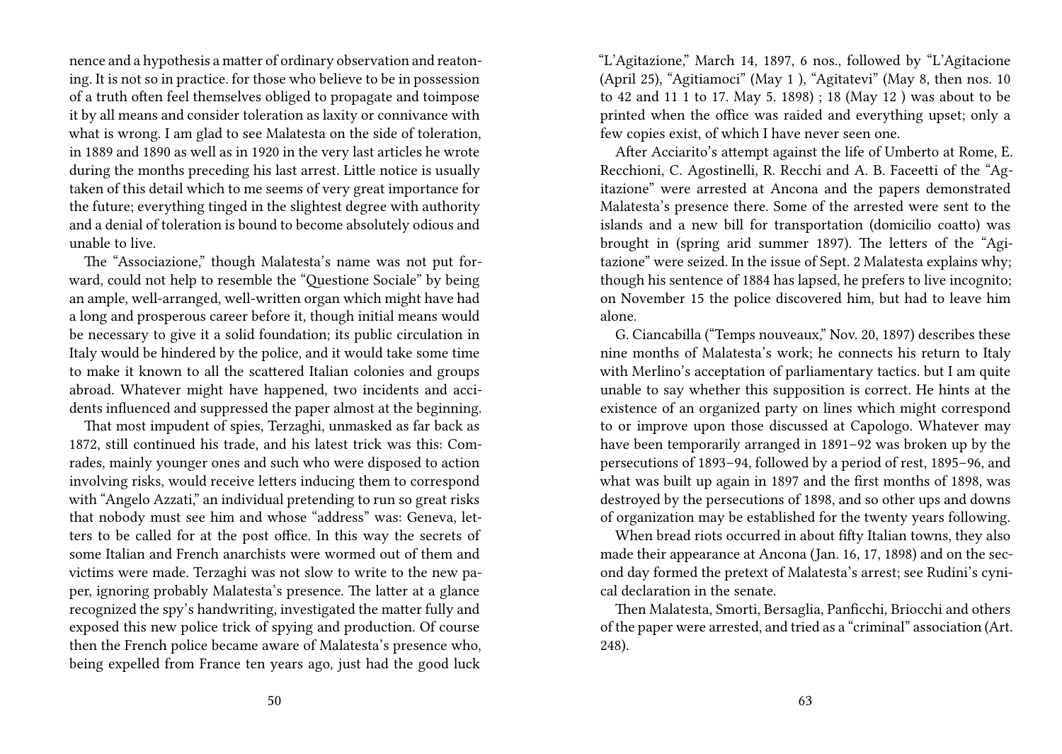nence and a hypothesis a matter of ordinary observation and reatoning. It is not so in practice. for those who believe to be in possession of a truth often feel themselves obliged to propagate and toimpose it by all means and consider toleration as laxity or connivance with what is wrong. I am glad to see Malatesta on the side of toleration, in 1889 and 1890 as well as in 1920 in the very last articles he wrote during the months preceding his last arrest. Little notice is usually taken of this detail which to me seems of very great importance for the future; everything tinged in the slightest degree with authority and a denial of toleration is bound to become absolutely odious and unable to live.

The "Associazione," though Malatesta's name was not put forward, could not help to resemble the "Questione Sociale" by being an ample, well-arranged, well-written organ which might have had a long and prosperous career before it, though initial means would be necessary to give it a solid foundation; its public circulation in Italy would be hindered by the police, and it would take some time to make it known to all the scattered Italian colonies and groups abroad. Whatever might have happened, two incidents and accidents influenced and suppressed the paper almost at the beginning.

That most impudent of spies, Terzaghi, unmasked as far back as 1872, still continued his trade, and his latest trick was this: Comrades, mainly younger ones and such who were disposed to action involving risks, would receive letters inducing them to correspond with "Angelo Azzati," an individual pretending to run so great risks that nobody must see him and whose "address" was: Geneva, letters to be called for at the post office. In this way the secrets of some Italian and French anarchists were wormed out of them and victims were made. Terzaghi was not slow to write to the new paper, ignoring probably Malatesta's presence. The latter at a glance recognized the spy's handwriting, investigated the matter fully and exposed this new police trick of spying and production. Of course then the French police became aware of Malatesta's presence who, being expelled from France ten years ago, just had the good luck

"L'Agitazione," March 14, 1897, 6 nos., followed by "L'Agitacione (April 25), "Agitiamoci" (May 1 ), "Agitatevi" (May 8, then nos. 10 to 42 and 11 1 to 17. May 5. 1898) ; 18 (May 12 ) was about to be printed when the office was raided and everything upset; only a few copies exist, of which I have never seen one.

After Acciarito's attempt against the life of Umberto at Rome, E. Recchioni, C. Agostinelli, R. Recchi and A. B. Faceetti of the "Agitazione" were arrested at Ancona and the papers demonstrated Malatesta's presence there. Some of the arrested were sent to the islands and a new bill for transportation (domicilio coatto) was brought in (spring arid summer 1897). The letters of the "Agitazione" were seized. In the issue of Sept. 2 Malatesta explains why; though his sentence of 1884 has lapsed, he prefers to live incognito; on November 15 the police discovered him, but had to leave him alone.

G. Ciancabilla ("Temps nouveaux," Nov. 20, 1897) describes these nine months of Malatesta's work; he connects his return to Italy with Merlino's acceptation of parliamentary tactics. but I am quite unable to say whether this supposition is correct. He hints at the existence of an organized party on lines which might correspond to or improve upon those discussed at Capologo. Whatever may have been temporarily arranged in 1891–92 was broken up by the persecutions of 1893–94, followed by a period of rest, 1895–96, and what was built up again in 1897 and the first months of 1898, was destroyed by the persecutions of 1898, and so other ups and downs of organization may be established for the twenty years following.

When bread riots occurred in about fifty Italian towns, they also made their appearance at Ancona (Jan. 16, 17, 1898) and on the second day formed the pretext of Malatesta's arrest; see Rudini's cynical declaration in the senate.

Then Malatesta, Smorti, Bersaglia, Panficchi, Briocchi and others of the paper were arrested, and tried as a "criminal" association (Art. 248).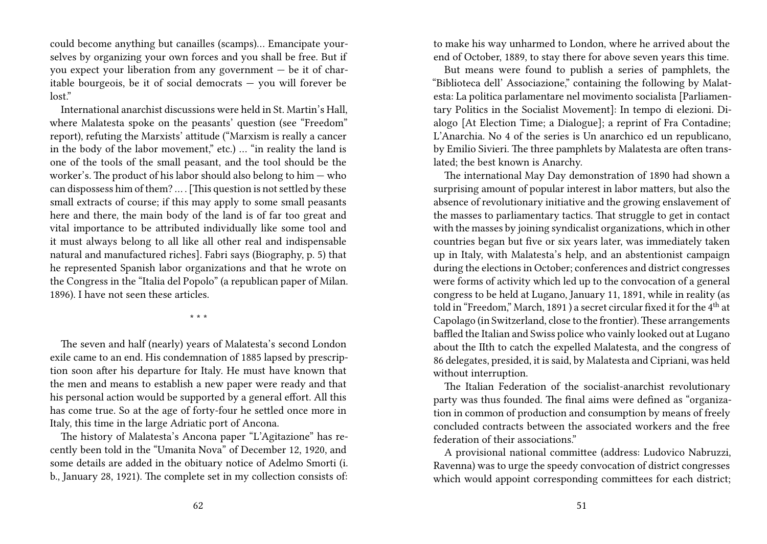could become anything but canailles (scamps)… Emancipate yourselves by organizing your own forces and you shall be free. But if you expect your liberation from any government — be it of charitable bourgeois, be it of social democrats — you will forever be lost."

International anarchist discussions were held in St. Martin's Hall, where Malatesta spoke on the peasants' question (see "Freedom" report), refuting the Marxists' attitude ("Marxism is really a cancer in the body of the labor movement," etc.) … "in reality the land is one of the tools of the small peasant, and the tool should be the worker's. The product of his labor should also belong to him — who can dispossess him of them? … . [This question is not settled by these small extracts of course; if this may apply to some small peasants here and there, the main body of the land is of far too great and vital importance to be attributed individually like some tool and it must always belong to all like all other real and indispensable natural and manufactured riches]. Fabri says (Biography, p. 5) that he represented Spanish labor organizations and that he wrote on the Congress in the "Italia del Popolo" (a republican paper of Milan. 1896). I have not seen these articles.

\* \* \*

The seven and half (nearly) years of Malatesta's second London exile came to an end. His condemnation of 1885 lapsed by prescription soon after his departure for Italy. He must have known that the men and means to establish a new paper were ready and that his personal action would be supported by a general effort. All this has come true. So at the age of forty-four he settled once more in Italy, this time in the large Adriatic port of Ancona.

The history of Malatesta's Ancona paper "L'Agitazione" has recently been told in the "Umanita Nova" of December 12, 1920, and some details are added in the obituary notice of Adelmo Smorti (i. b., January 28, 1921). The complete set in my collection consists of:

to make his way unharmed to London, where he arrived about the end of October, 1889, to stay there for above seven years this time.

But means were found to publish a series of pamphlets, the "Biblioteca dell' Associazione," containing the following by Malatesta: La politica parlamentare nel movimento socialista [Parliamentary Politics in the Socialist Movement]: In tempo di elezioni. Dialogo [At Election Time; a Dialogue]; a reprint of Fra Contadine; L'Anarchia. No 4 of the series is Un anarchico ed un republicano, by Emilio Sivieri. The three pamphlets by Malatesta are often translated; the best known is Anarchy.

The international May Day demonstration of 1890 had shown a surprising amount of popular interest in labor matters, but also the absence of revolutionary initiative and the growing enslavement of the masses to parliamentary tactics. That struggle to get in contact with the masses by joining syndicalist organizations, which in other countries began but five or six years later, was immediately taken up in Italy, with Malatesta's help, and an abstentionist campaign during the elections in October; conferences and district congresses were forms of activity which led up to the convocation of a general congress to be held at Lugano, January 11, 1891, while in reality (as told in "Freedom," March, 1891 ) a secret circular fixed it for the 4th at Capolago (in Switzerland, close to the frontier). These arrangements baffled the Italian and Swiss police who vainly looked out at Lugano about the IIth to catch the expelled Malatesta, and the congress of 86 delegates, presided, it is said, by Malatesta and Cipriani, was held without interruption.

The Italian Federation of the socialist-anarchist revolutionary party was thus founded. The final aims were defined as "organization in common of production and consumption by means of freely concluded contracts between the associated workers and the free federation of their associations."

A provisional national committee (address: Ludovico Nabruzzi, Ravenna) was to urge the speedy convocation of district congresses which would appoint corresponding committees for each district;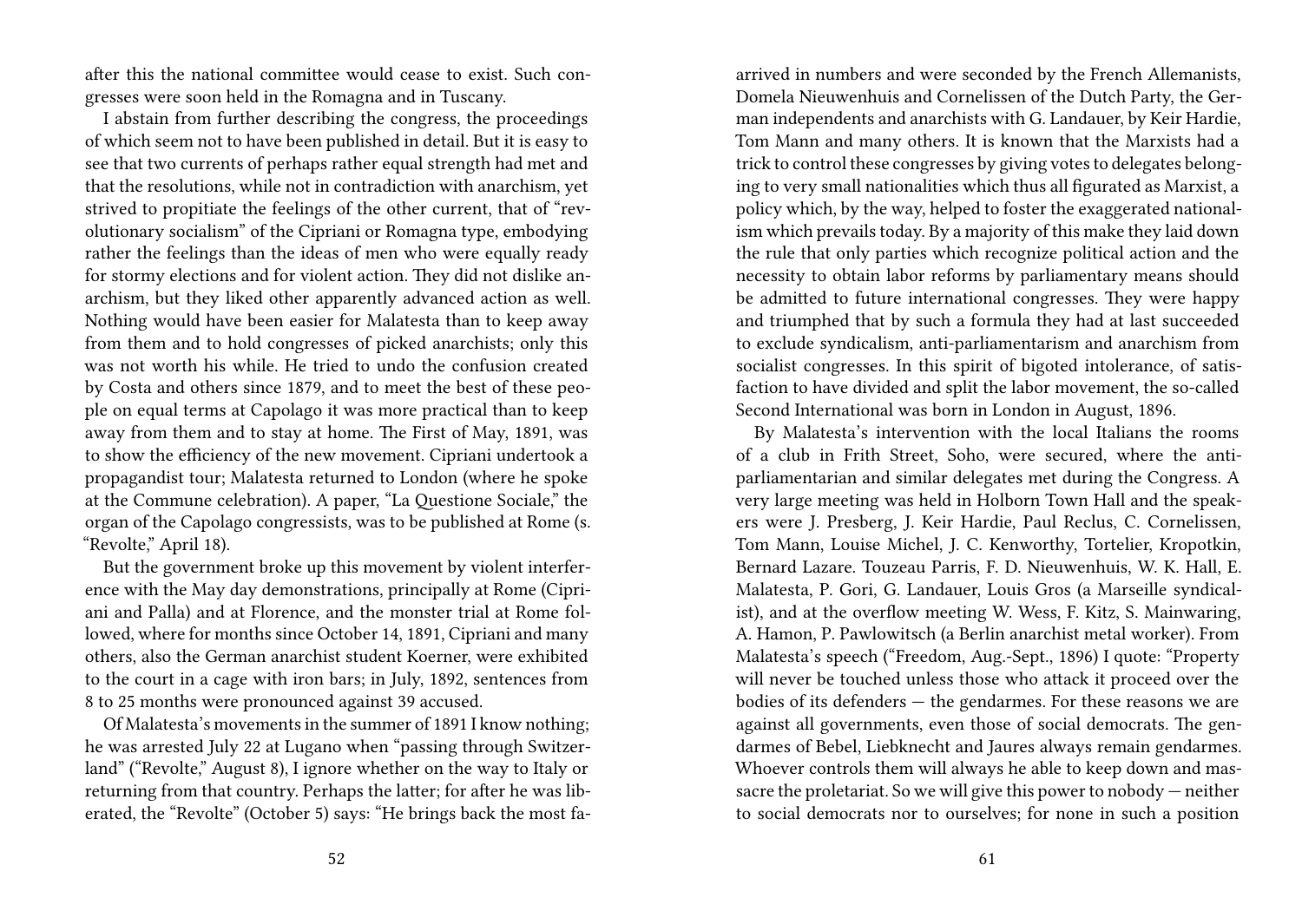after this the national committee would cease to exist. Such congresses were soon held in the Romagna and in Tuscany.

I abstain from further describing the congress, the proceedings of which seem not to have been published in detail. But it is easy to see that two currents of perhaps rather equal strength had met and that the resolutions, while not in contradiction with anarchism, yet strived to propitiate the feelings of the other current, that of "revolutionary socialism" of the Cipriani or Romagna type, embodying rather the feelings than the ideas of men who were equally ready for stormy elections and for violent action. They did not dislike anarchism, but they liked other apparently advanced action as well. Nothing would have been easier for Malatesta than to keep away from them and to hold congresses of picked anarchists; only this was not worth his while. He tried to undo the confusion created by Costa and others since 1879, and to meet the best of these people on equal terms at Capolago it was more practical than to keep away from them and to stay at home. The First of May, 1891, was to show the efficiency of the new movement. Cipriani undertook a propagandist tour; Malatesta returned to London (where he spoke at the Commune celebration). A paper, "La Questione Sociale," the organ of the Capolago congressists, was to be published at Rome (s. "Revolte," April 18).

But the government broke up this movement by violent interference with the May day demonstrations, principally at Rome (Cipriani and Palla) and at Florence, and the monster trial at Rome followed, where for months since October 14, 1891, Cipriani and many others, also the German anarchist student Koerner, were exhibited to the court in a cage with iron bars; in July, 1892, sentences from 8 to 25 months were pronounced against 39 accused.

Of Malatesta's movements in the summer of 1891 I know nothing; he was arrested July 22 at Lugano when "passing through Switzerland" ("Revolte," August 8), I ignore whether on the way to Italy or returning from that country. Perhaps the latter; for after he was liberated, the "Revolte" (October 5) says: "He brings back the most fa-

arrived in numbers and were seconded by the French Allemanists, Domela Nieuwenhuis and Cornelissen of the Dutch Party, the German independents and anarchists with G. Landauer, by Keir Hardie, Tom Mann and many others. It is known that the Marxists had a trick to control these congresses by giving votes to delegates belonging to very small nationalities which thus all figurated as Marxist, a policy which, by the way, helped to foster the exaggerated nationalism which prevails today. By a majority of this make they laid down the rule that only parties which recognize political action and the necessity to obtain labor reforms by parliamentary means should be admitted to future international congresses. They were happy and triumphed that by such a formula they had at last succeeded to exclude syndicalism, anti-parliamentarism and anarchism from socialist congresses. In this spirit of bigoted intolerance, of satisfaction to have divided and split the labor movement, the so-called Second International was born in London in August, 1896.

By Malatesta's intervention with the local Italians the rooms of a club in Frith Street, Soho, were secured, where the anti-parliamentarian and similar delegates met during the Congress. A very large meeting was held in Holborn Town Hall and the speakers were J. Presberg, J. Keir Hardie, Paul Reclus, C. Cornelissen, Tom Mann, Louise Michel, J. C. Kenworthy, Tortelier, Kropotkin, Bernard Lazare. Touzeau Parris, F. D. Nieuwenhuis, W. K. Hall, E. Malatesta, P. Gori, G. Landauer, Louis Gros (a Marseille syndicalist), and at the overflow meeting W. Wess, F. Kitz, S. Mainwaring, A. Hamon, P. Pawlowitsch (a Berlin anarchist metal worker). From Malatesta's speech ("Freedom, Aug.-Sept., 1896) I quote: "Property will never be touched unless those who attack it proceed over the bodies of its defenders — the gendarmes. For these reasons we are against all governments, even those of social democrats. The gendarmes of Bebel, Liebknecht and Jaures always remain gendarmes. Whoever controls them will always he able to keep down and massacre the proletariat. So we will give this power to nobody — neither to social democrats nor to ourselves; for none in such a position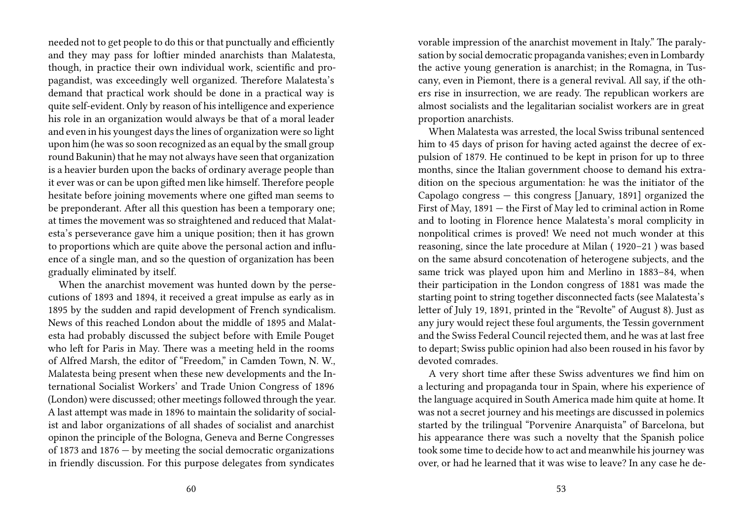needed not to get people to do this or that punctually and efficiently and they may pass for loftier minded anarchists than Malatesta, though, in practice their own individual work, scientific and propagandist, was exceedingly well organized. Therefore Malatesta's demand that practical work should be done in a practical way is quite self-evident. Only by reason of his intelligence and experience his role in an organization would always be that of a moral leader and even in his youngest days the lines of organization were so light upon him (he was so soon recognized as an equal by the small group round Bakunin) that he may not always have seen that organization is a heavier burden upon the backs of ordinary average people than it ever was or can be upon gifted men like himself. Therefore people hesitate before joining movements where one gifted man seems to be preponderant. After all this question has been a temporary one; at times the movement was so straightened and reduced that Malatesta's perseverance gave him a unique position; then it has grown to proportions which are quite above the personal action and influence of a single man, and so the question of organization has been gradually eliminated by itself.

When the anarchist movement was hunted down by the persecutions of 1893 and 1894, it received a great impulse as early as in 1895 by the sudden and rapid development of French syndicalism. News of this reached London about the middle of 1895 and Malatesta had probably discussed the subject before with Emile Pouget who left for Paris in May. There was a meeting held in the rooms of Alfred Marsh, the editor of "Freedom," in Camden Town, N. W., Malatesta being present when these new developments and the International Socialist Workers' and Trade Union Congress of 1896 (London) were discussed; other meetings followed through the year. A last attempt was made in 1896 to maintain the solidarity of socialist and labor organizations of all shades of socialist and anarchist opinon the principle of the Bologna, Geneva and Berne Congresses of 1873 and 1876 — by meeting the social democratic organizations in friendly discussion. For this purpose delegates from syndicates

vorable impression of the anarchist movement in Italy." The paralysation by social democratic propaganda vanishes; even in Lombardy the active young generation is anarchist; in the Romagna, in Tuscany, even in Piemont, there is a general revival. All say, if the others rise in insurrection, we are ready. The republican workers are almost socialists and the legalitarian socialist workers are in great proportion anarchists.

When Malatesta was arrested, the local Swiss tribunal sentenced him to 45 days of prison for having acted against the decree of expulsion of 1879. He continued to be kept in prison for up to three months, since the Italian government choose to demand his extradition on the specious argumentation: he was the initiator of the Capolago congress — this congress [January, 1891] organized the First of May, 1891 — the First of May led to criminal action in Rome and to looting in Florence hence Malatesta's moral complicity in nonpolitical crimes is proved! We need not much wonder at this reasoning, since the late procedure at Milan ( 1920–21 ) was based on the same absurd concotenation of heterogene subjects, and the same trick was played upon him and Merlino in 1883–84, when their participation in the London congress of 1881 was made the starting point to string together disconnected facts (see Malatesta's letter of July 19, 1891, printed in the "Revolte" of August 8). Just as any jury would reject these foul arguments, the Tessin government and the Swiss Federal Council rejected them, and he was at last free to depart; Swiss public opinion had also been roused in his favor by devoted comrades.

A very short time after these Swiss adventures we find him on a lecturing and propaganda tour in Spain, where his experience of the language acquired in South America made him quite at home. It was not a secret journey and his meetings are discussed in polemics started by the trilingual "Porvenire Anarquista" of Barcelona, but his appearance there was such a novelty that the Spanish police took some time to decide how to act and meanwhile his journey was over, or had he learned that it was wise to leave? In any case he de-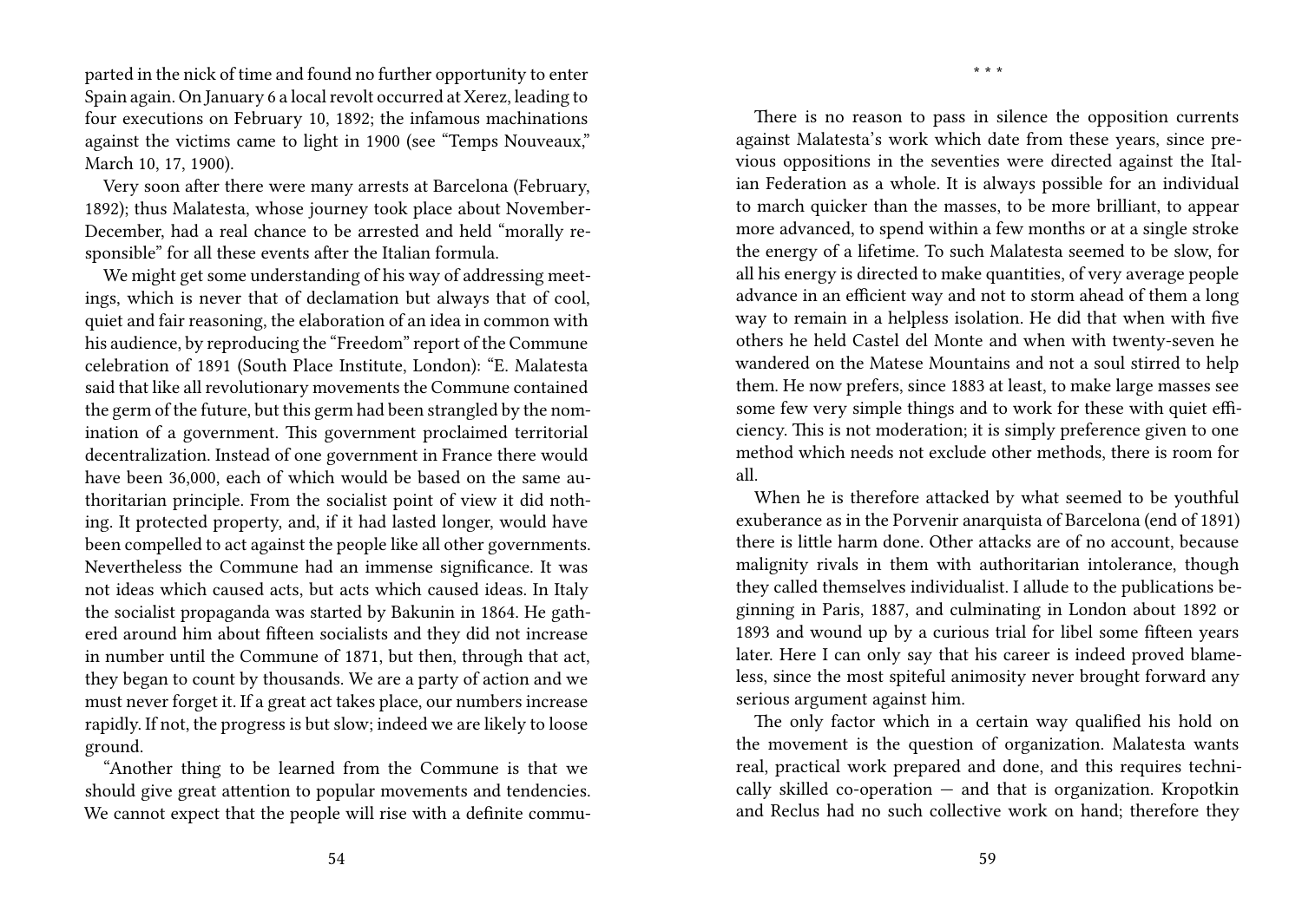parted in the nick of time and found no further opportunity to enter Spain again. On January 6 a local revolt occurred at Xerez, leading to four executions on February 10, 1892; the infamous machinations against the victims came to light in 1900 (see "Temps Nouveaux," March 10, 17, 1900).

Very soon after there were many arrests at Barcelona (February, 1892); thus Malatesta, whose journey took place about November-December, had a real chance to be arrested and held "morally responsible" for all these events after the Italian formula.

We might get some understanding of his way of addressing meetings, which is never that of declamation but always that of cool, quiet and fair reasoning, the elaboration of an idea in common with his audience, by reproducing the "Freedom" report of the Commune celebration of 1891 (South Place Institute, London): "E. Malatesta said that like all revolutionary movements the Commune contained the germ of the future, but this germ had been strangled by the nomination of a government. This government proclaimed territorial decentralization. Instead of one government in France there would have been 36,000, each of which would be based on the same authoritarian principle. From the socialist point of view it did nothing. It protected property, and, if it had lasted longer, would have been compelled to act against the people like all other governments. Nevertheless the Commune had an immense significance. It was not ideas which caused acts, but acts which caused ideas. In Italy the socialist propaganda was started by Bakunin in 1864. He gathered around him about fifteen socialists and they did not increase in number until the Commune of 1871, but then, through that act, they began to count by thousands. We are a party of action and we must never forget it. If a great act takes place, our numbers increase rapidly. If not, the progress is but slow; indeed we are likely to loose ground.

"Another thing to be learned from the Commune is that we should give great attention to popular movements and tendencies. We cannot expect that the people will rise with a definite commu-

\* \* \*

There is no reason to pass in silence the opposition currents against Malatesta's work which date from these years, since previous oppositions in the seventies were directed against the Italian Federation as a whole. It is always possible for an individual to march quicker than the masses, to be more brilliant, to appear more advanced, to spend within a few months or at a single stroke the energy of a lifetime. To such Malatesta seemed to be slow, for all his energy is directed to make quantities, of very average people advance in an efficient way and not to storm ahead of them a long way to remain in a helpless isolation. He did that when with five others he held Castel del Monte and when with twenty-seven he wandered on the Matese Mountains and not a soul stirred to help them. He now prefers, since 1883 at least, to make large masses see some few very simple things and to work for these with quiet efficiency. This is not moderation; it is simply preference given to one method which needs not exclude other methods, there is room for all.

When he is therefore attacked by what seemed to be youthful exuberance as in the Porvenir anarquista of Barcelona (end of 1891) there is little harm done. Other attacks are of no account, because malignity rivals in them with authoritarian intolerance, though they called themselves individualist. I allude to the publications beginning in Paris, 1887, and culminating in London about 1892 or 1893 and wound up by a curious trial for libel some fifteen years later. Here I can only say that his career is indeed proved blameless, since the most spiteful animosity never brought forward any serious argument against him.

The only factor which in a certain way qualified his hold on the movement is the question of organization. Malatesta wants real, practical work prepared and done, and this requires technically skilled co-operation — and that is organization. Kropotkin and Reclus had no such collective work on hand; therefore they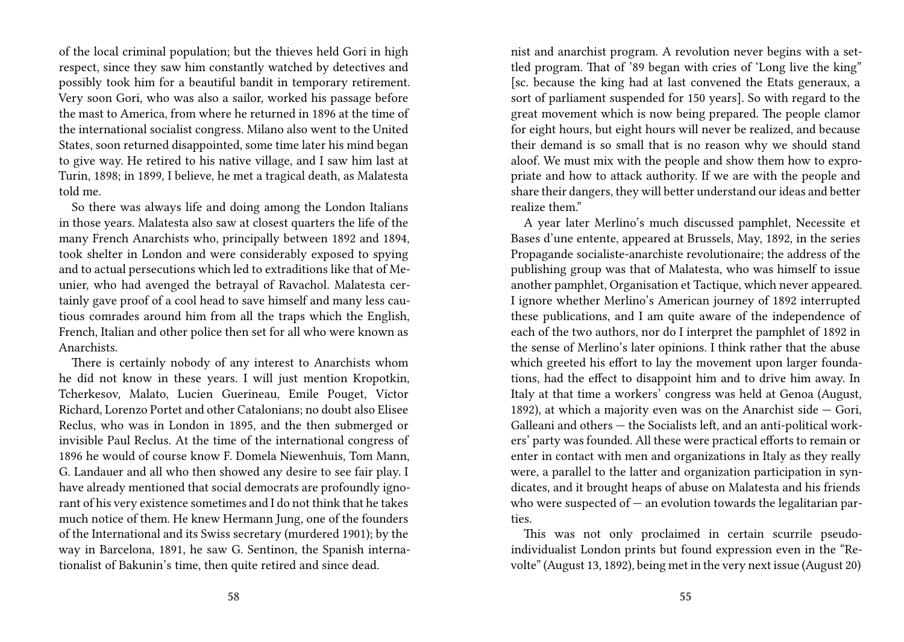of the local criminal population; but the thieves held Gori in high respect, since they saw him constantly watched by detectives and possibly took him for a beautiful bandit in temporary retirement. Very soon Gori, who was also a sailor, worked his passage before the mast to America, from where he returned in 1896 at the time of the international socialist congress. Milano also went to the United States, soon returned disappointed, some time later his mind began to give way. He retired to his native village, and I saw him last at Turin, 1898; in 1899, I believe, he met a tragical death, as Malatesta told me.

So there was always life and doing among the London Italians in those years. Malatesta also saw at closest quarters the life of the many French Anarchists who, principally between 1892 and 1894, took shelter in London and were considerably exposed to spying and to actual persecutions which led to extraditions like that of Meunier, who had avenged the betrayal of Ravachol. Malatesta certainly gave proof of a cool head to save himself and many less cautious comrades around him from all the traps which the English, French, Italian and other police then set for all who were known as Anarchists.

There is certainly nobody of any interest to Anarchists whom he did not know in these years. I will just mention Kropotkin, Tcherkesov, Malato, Lucien Guerineau, Emile Pouget, Victor Richard, Lorenzo Portet and other Catalonians; no doubt also Elisee Reclus, who was in London in 1895, and the then submerged or invisible Paul Reclus. At the time of the international congress of 1896 he would of course know F. Domela Niewenhuis, Tom Mann, G. Landauer and all who then showed any desire to see fair play. I have already mentioned that social democrats are profoundly ignorant of his very existence sometimes and I do not think that he takes much notice of them. He knew Hermann Jung, one of the founders of the International and its Swiss secretary (murdered 1901); by the way in Barcelona, 1891, he saw G. Sentinon, the Spanish internationalist of Bakunin's time, then quite retired and since dead.

nist and anarchist program. A revolution never begins with a settled program. That of '89 began with cries of 'Long live the king" [sc. because the king had at last convened the Etats generaux, a sort of parliament suspended for 150 years]. So with regard to the great movement which is now being prepared. The people clamor for eight hours, but eight hours will never be realized, and because their demand is so small that is no reason why we should stand aloof. We must mix with the people and show them how to expropriate and how to attack authority. If we are with the people and share their dangers, they will better understand our ideas and better realize them."

A year later Merlino's much discussed pamphlet, Necessite et Bases d'une entente, appeared at Brussels, May, 1892, in the series Propagande socialiste-anarchiste revolutionaire; the address of the publishing group was that of Malatesta, who was himself to issue another pamphlet, Organisation et Tactique, which never appeared. I ignore whether Merlino's American journey of 1892 interrupted these publications, and I am quite aware of the independence of each of the two authors, nor do I interpret the pamphlet of 1892 in the sense of Merlino's later opinions. I think rather that the abuse which greeted his effort to lay the movement upon larger foundations, had the effect to disappoint him and to drive him away. In Italy at that time a workers' congress was held at Genoa (August, 1892), at which a majority even was on the Anarchist side — Gori, Galleani and others — the Socialists left, and an anti-political workers' party was founded. All these were practical efforts to remain or enter in contact with men and organizations in Italy as they really were, a parallel to the latter and organization participation in syndicates, and it brought heaps of abuse on Malatesta and his friends who were suspected of — an evolution towards the legalitarian parties.

This was not only proclaimed in certain scurrile pseudo-individualist London prints but found expression even in the "Revolte" (August 13, 1892), being met in the very next issue (August 20)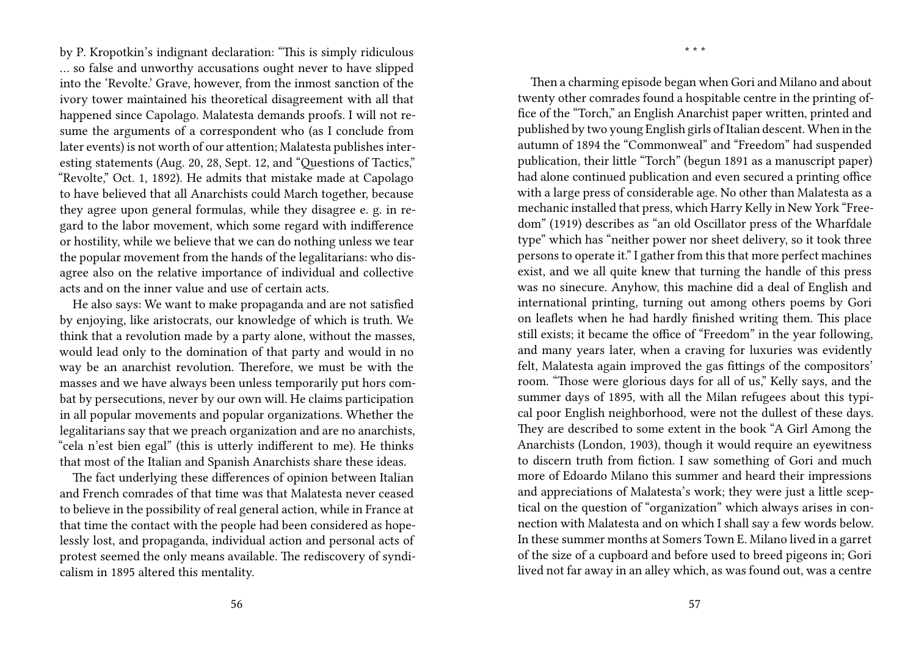by P. Kropotkin's indignant declaration: "This is simply ridiculous … so false and unworthy accusations ought never to have slipped into the 'Revolte.' Grave, however, from the inmost sanction of the ivory tower maintained his theoretical disagreement with all that happened since Capolago. Malatesta demands proofs. I will not resume the arguments of a correspondent who (as I conclude from later events) is not worth of our attention; Malatesta publishes interesting statements (Aug. 20, 28, Sept. 12, and "Questions of Tactics," "Revolte," Oct. 1, 1892). He admits that mistake made at Capolago to have believed that all Anarchists could March together, because they agree upon general formulas, while they disagree e. g. in regard to the labor movement, which some regard with indifference or hostility, while we believe that we can do nothing unless we tear the popular movement from the hands of the legalitarians: who disagree also on the relative importance of individual and collective acts and on the inner value and use of certain acts.

He also says: We want to make propaganda and are not satisfied by enjoying, like aristocrats, our knowledge of which is truth. We think that a revolution made by a party alone, without the masses, would lead only to the domination of that party and would in no way be an anarchist revolution. Therefore, we must be with the masses and we have always been unless temporarily put hors combat by persecutions, never by our own will. He claims participation in all popular movements and popular organizations. Whether the legalitarians say that we preach organization and are no anarchists, "cela n'est bien egal" (this is utterly indifferent to me). He thinks that most of the Italian and Spanish Anarchists share these ideas.

The fact underlying these differences of opinion between Italian and French comrades of that time was that Malatesta never ceased to believe in the possibility of real general action, while in France at that time the contact with the people had been considered as hopelessly lost, and propaganda, individual action and personal acts of protest seemed the only means available. The rediscovery of syndicalism in 1895 altered this mentality.

* * *

Then a charming episode began when Gori and Milano and about twenty other comrades found a hospitable centre in the printing office of the "Torch," an English Anarchist paper written, printed and published by two young English girls of Italian descent. When in the autumn of 1894 the "Commonweal" and "Freedom" had suspended publication, their little "Torch" (begun 1891 as a manuscript paper) had alone continued publication and even secured a printing office with a large press of considerable age. No other than Malatesta as a mechanic installed that press, which Harry Kelly in New York "Freedom" (1919) describes as "an old Oscillator press of the Wharfdale type" which has "neither power nor sheet delivery, so it took three persons to operate it." I gather from this that more perfect machines exist, and we all quite knew that turning the handle of this press was no sinecure. Anyhow, this machine did a deal of English and international printing, turning out among others poems by Gori on leaflets when he had hardly finished writing them. This place still exists; it became the office of "Freedom" in the year following, and many years later, when a craving for luxuries was evidently felt, Malatesta again improved the gas fittings of the compositors' room. "Those were glorious days for all of us," Kelly says, and the summer days of 1895, with all the Milan refugees about this typical poor English neighborhood, were not the dullest of these days. They are described to some extent in the book "A Girl Among the Anarchists (London, 1903), though it would require an eyewitness to discern truth from fiction. I saw something of Gori and much more of Edoardo Milano this summer and heard their impressions and appreciations of Malatesta's work; they were just a little sceptical on the question of "organization" which always arises in connection with Malatesta and on which I shall say a few words below. In these summer months at Somers Town E. Milano lived in a garret of the size of a cupboard and before used to breed pigeons in; Gori lived not far away in an alley which, as was found out, was a centre